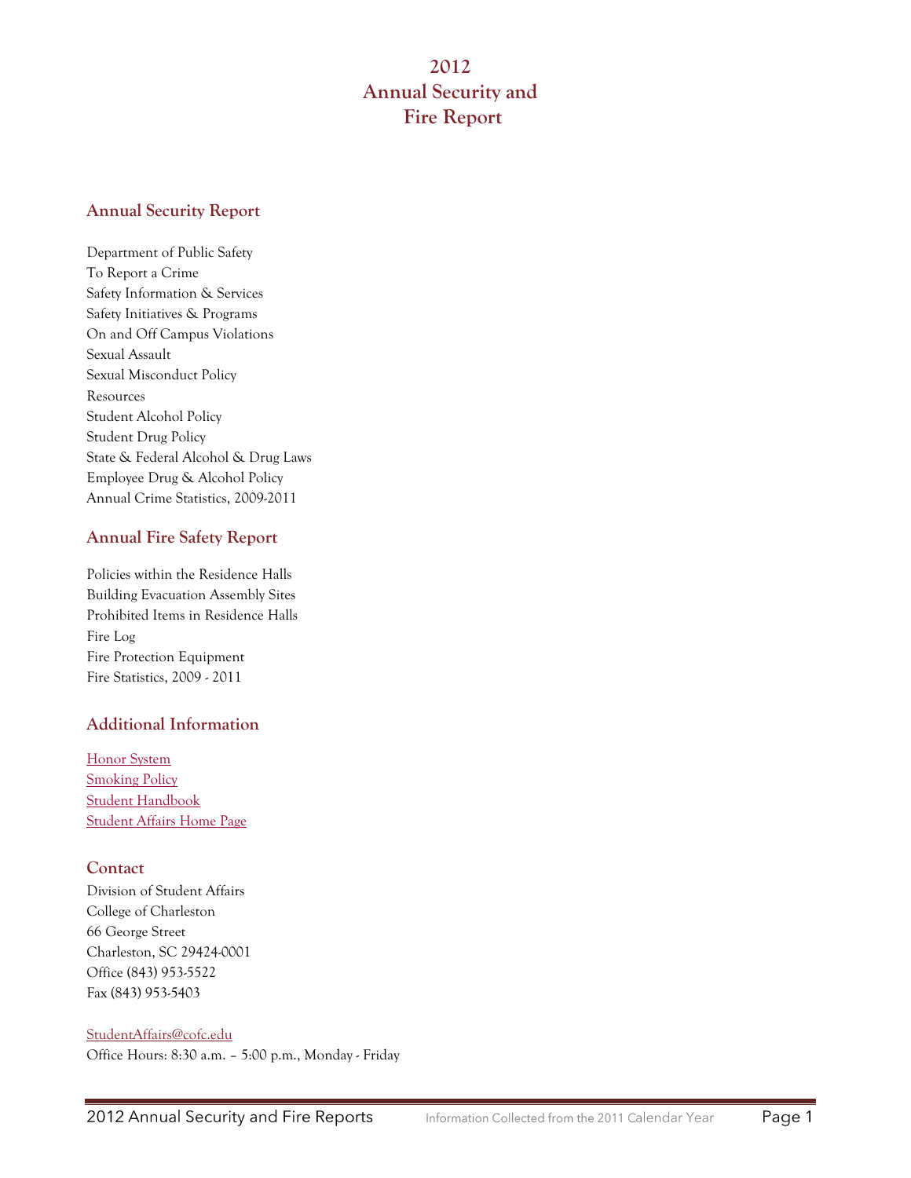# 2012 Annual Security and Fire Report

## Annual Security Report

Department of Public Safety
To Report a Crime
Safety Information & Services
Safety Initiatives & Programs
On and Off Campus Violations
Sexual Assault
Sexual Misconduct Policy
Resources
Student Alcohol Policy
Student Drug Policy
State & Federal Alcohol & Drug Laws
Employee Drug & Alcohol Policy
Annual Crime Statistics, 2009-2011

## Annual Fire Safety Report

Policies within the Residence Halls
Building Evacuation Assembly Sites
Prohibited Items in Residence Halls
Fire Log
Fire Protection Equipment
Fire Statistics, 2009 - 2011

## Additional Information

Honor System
Smoking Policy
Student Handbook
Student Affairs Home Page

## Contact

Division of Student Affairs
College of Charleston
66 George Street
Charleston, SC 29424-0001
Office (843) 953-5522
Fax (843) 953-5403

StudentAffairs@cofc.edu
Office Hours: 8:30 a.m. – 5:00 p.m., Monday - Friday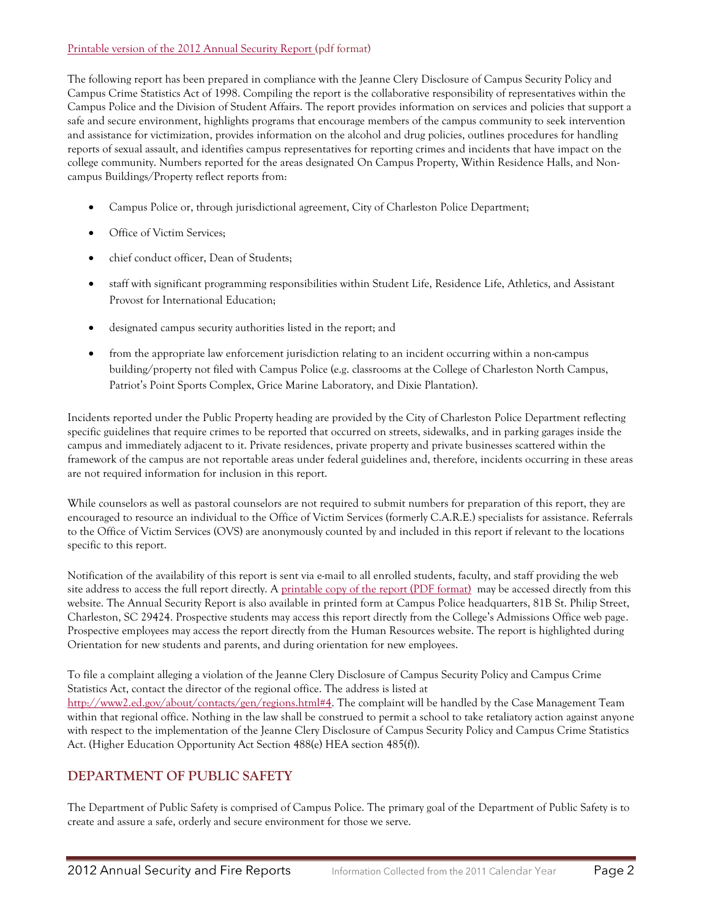[Printable version of the 2012 Annual Security Report](#) (pdf format)

The following report has been prepared in compliance with the Jeanne Clery Disclosure of Campus Security Policy and Campus Crime Statistics Act of 1998. Compiling the report is the collaborative responsibility of representatives within the Campus Police and the Division of Student Affairs. The report provides information on services and policies that support a safe and secure environment, highlights programs that encourage members of the campus community to seek intervention and assistance for victimization, provides information on the alcohol and drug policies, outlines procedures for handling reports of sexual assault, and identifies campus representatives for reporting crimes and incidents that have impact on the college community. Numbers reported for the areas designated On Campus Property, Within Residence Halls, and Non-campus Buildings/Property reflect reports from:

- Campus Police or, through jurisdictional agreement, City of Charleston Police Department;
- Office of Victim Services;
- chief conduct officer, Dean of Students;
- staff with significant programming responsibilities within Student Life, Residence Life, Athletics, and Assistant Provost for International Education;
- designated campus security authorities listed in the report; and
- from the appropriate law enforcement jurisdiction relating to an incident occurring within a non-campus building/property not filed with Campus Police (e.g. classrooms at the College of Charleston North Campus, Patriot's Point Sports Complex, Grice Marine Laboratory, and Dixie Plantation).

Incidents reported under the Public Property heading are provided by the City of Charleston Police Department reflecting specific guidelines that require crimes to be reported that occurred on streets, sidewalks, and in parking garages inside the campus and immediately adjacent to it. Private residences, private property and private businesses scattered within the framework of the campus are not reportable areas under federal guidelines and, therefore, incidents occurring in these areas are not required information for inclusion in this report.

While counselors as well as pastoral counselors are not required to submit numbers for preparation of this report, they are encouraged to resource an individual to the Office of Victim Services (formerly C.A.R.E.) specialists for assistance. Referrals to the Office of Victim Services (OVS) are anonymously counted by and included in this report if relevant to the locations specific to this report.

Notification of the availability of this report is sent via e-mail to all enrolled students, faculty, and staff providing the web site address to access the full report directly. A [printable copy of the report (PDF format)](#) may be accessed directly from this website. The Annual Security Report is also available in printed form at Campus Police headquarters, 81B St. Philip Street, Charleston, SC 29424. Prospective students may access this report directly from the College's Admissions Office web page. Prospective employees may access the report directly from the Human Resources website. The report is highlighted during Orientation for new students and parents, and during orientation for new employees.

To file a complaint alleging a violation of the Jeanne Clery Disclosure of Campus Security Policy and Campus Crime Statistics Act, contact the director of the regional office. The address is listed at http://www2.ed.gov/about/contacts/gen/regions.html#4. The complaint will be handled by the Case Management Team within that regional office. Nothing in the law shall be construed to permit a school to take retaliatory action against anyone with respect to the implementation of the Jeanne Clery Disclosure of Campus Security Policy and Campus Crime Statistics Act. (Higher Education Opportunity Act Section 488(e) HEA section 485(f)).

## DEPARTMENT OF PUBLIC SAFETY

The Department of Public Safety is comprised of Campus Police. The primary goal of the Department of Public Safety is to create and assure a safe, orderly and secure environment for those we serve.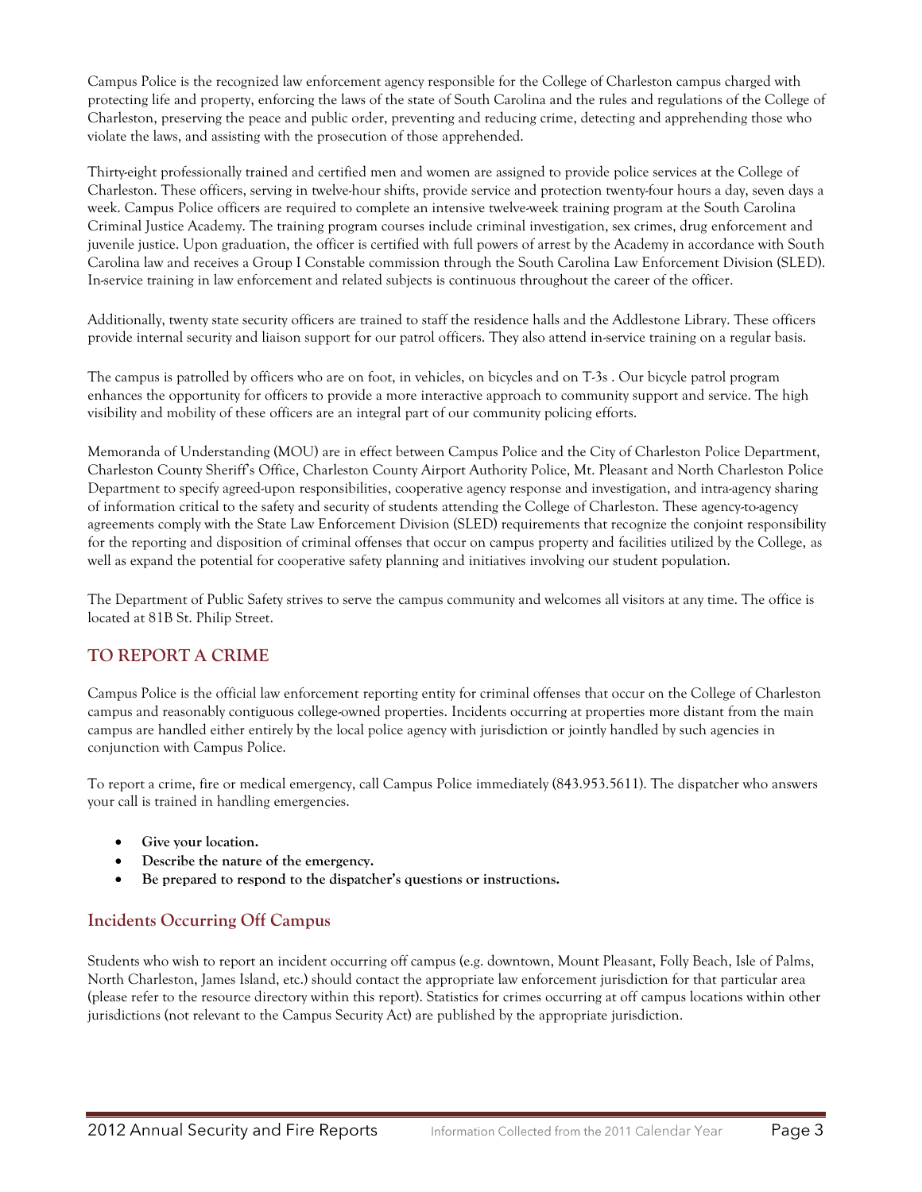Campus Police is the recognized law enforcement agency responsible for the College of Charleston campus charged with protecting life and property, enforcing the laws of the state of South Carolina and the rules and regulations of the College of Charleston, preserving the peace and public order, preventing and reducing crime, detecting and apprehending those who violate the laws, and assisting with the prosecution of those apprehended.

Thirty-eight professionally trained and certified men and women are assigned to provide police services at the College of Charleston. These officers, serving in twelve-hour shifts, provide service and protection twenty-four hours a day, seven days a week. Campus Police officers are required to complete an intensive twelve-week training program at the South Carolina Criminal Justice Academy. The training program courses include criminal investigation, sex crimes, drug enforcement and juvenile justice. Upon graduation, the officer is certified with full powers of arrest by the Academy in accordance with South Carolina law and receives a Group I Constable commission through the South Carolina Law Enforcement Division (SLED). In-service training in law enforcement and related subjects is continuous throughout the career of the officer.

Additionally, twenty state security officers are trained to staff the residence halls and the Addlestone Library. These officers provide internal security and liaison support for our patrol officers. They also attend in-service training on a regular basis.

The campus is patrolled by officers who are on foot, in vehicles, on bicycles and on T-3s . Our bicycle patrol program enhances the opportunity for officers to provide a more interactive approach to community support and service. The high visibility and mobility of these officers are an integral part of our community policing efforts.

Memoranda of Understanding (MOU) are in effect between Campus Police and the City of Charleston Police Department, Charleston County Sheriff's Office, Charleston County Airport Authority Police, Mt. Pleasant and North Charleston Police Department to specify agreed-upon responsibilities, cooperative agency response and investigation, and intra-agency sharing of information critical to the safety and security of students attending the College of Charleston. These agency-to-agency agreements comply with the State Law Enforcement Division (SLED) requirements that recognize the conjoint responsibility for the reporting and disposition of criminal offenses that occur on campus property and facilities utilized by the College, as well as expand the potential for cooperative safety planning and initiatives involving our student population.

The Department of Public Safety strives to serve the campus community and welcomes all visitors at any time. The office is located at 81B St. Philip Street.

## TO REPORT A CRIME

Campus Police is the official law enforcement reporting entity for criminal offenses that occur on the College of Charleston campus and reasonably contiguous college-owned properties. Incidents occurring at properties more distant from the main campus are handled either entirely by the local police agency with jurisdiction or jointly handled by such agencies in conjunction with Campus Police.

To report a crime, fire or medical emergency, call Campus Police immediately (843.953.5611). The dispatcher who answers your call is trained in handling emergencies.

- **Give your location.**
- **Describe the nature of the emergency.**
- **Be prepared to respond to the dispatcher's questions or instructions.**

### Incidents Occurring Off Campus

Students who wish to report an incident occurring off campus (e.g. downtown, Mount Pleasant, Folly Beach, Isle of Palms, North Charleston, James Island, etc.) should contact the appropriate law enforcement jurisdiction for that particular area (please refer to the resource directory within this report). Statistics for crimes occurring at off campus locations within other jurisdictions (not relevant to the Campus Security Act) are published by the appropriate jurisdiction.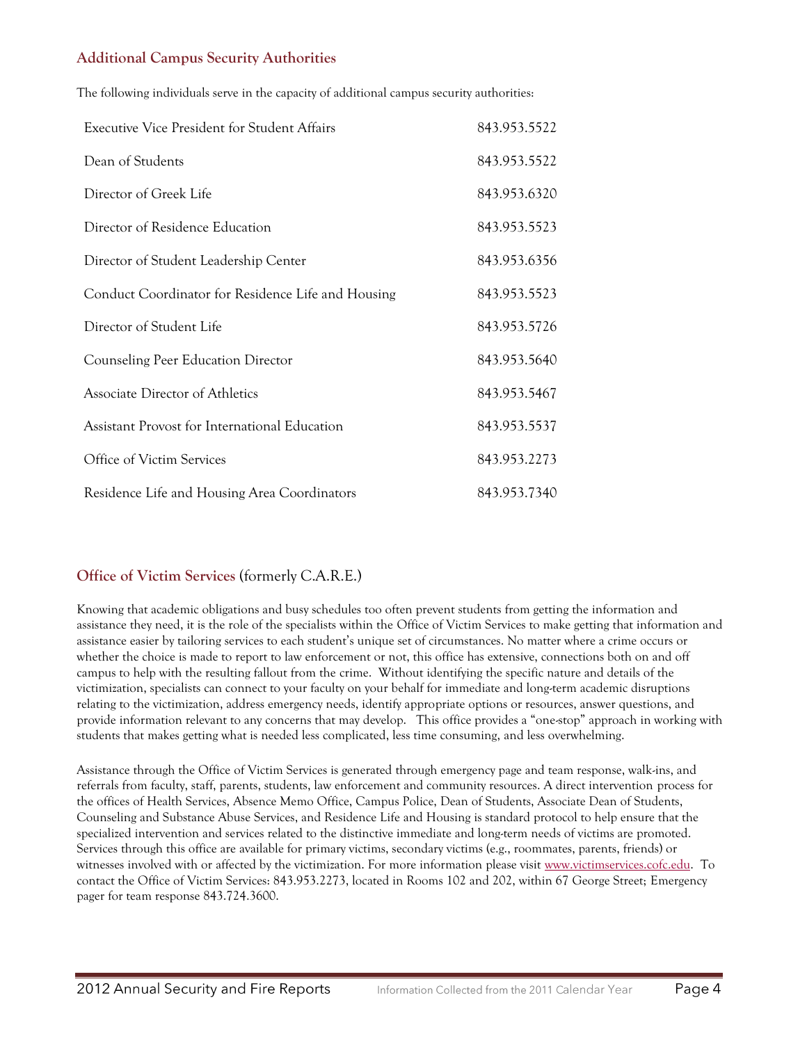## Additional Campus Security Authorities

The following individuals serve in the capacity of additional campus security authorities:

| | |
|---|---|
| Executive Vice President for Student Affairs | 843.953.5522 |
| Dean of Students | 843.953.5522 |
| Director of Greek Life | 843.953.6320 |
| Director of Residence Education | 843.953.5523 |
| Director of Student Leadership Center | 843.953.6356 |
| Conduct Coordinator for Residence Life and Housing | 843.953.5523 |
| Director of Student Life | 843.953.5726 |
| Counseling Peer Education Director | 843.953.5640 |
| Associate Director of Athletics | 843.953.5467 |
| Assistant Provost for International Education | 843.953.5537 |
| Office of Victim Services | 843.953.2273 |
| Residence Life and Housing Area Coordinators | 843.953.7340 |

## Office of Victim Services (formerly C.A.R.E.)

Knowing that academic obligations and busy schedules too often prevent students from getting the information and assistance they need, it is the role of the specialists within the Office of Victim Services to make getting that information and assistance easier by tailoring services to each student's unique set of circumstances. No matter where a crime occurs or whether the choice is made to report to law enforcement or not, this office has extensive, connections both on and off campus to help with the resulting fallout from the crime. Without identifying the specific nature and details of the victimization, specialists can connect to your faculty on your behalf for immediate and long-term academic disruptions relating to the victimization, address emergency needs, identify appropriate options or resources, answer questions, and provide information relevant to any concerns that may develop. This office provides a "one-stop" approach in working with students that makes getting what is needed less complicated, less time consuming, and less overwhelming.

Assistance through the Office of Victim Services is generated through emergency page and team response, walk-ins, and referrals from faculty, staff, parents, students, law enforcement and community resources. A direct intervention process for the offices of Health Services, Absence Memo Office, Campus Police, Dean of Students, Associate Dean of Students, Counseling and Substance Abuse Services, and Residence Life and Housing is standard protocol to help ensure that the specialized intervention and services related to the distinctive immediate and long-term needs of victims are promoted. Services through this office are available for primary victims, secondary victims (e.g., roommates, parents, friends) or witnesses involved with or affected by the victimization. For more information please visit www.victimservices.cofc.edu. To contact the Office of Victim Services: 843.953.2273, located in Rooms 102 and 202, within 67 George Street; Emergency pager for team response 843.724.3600.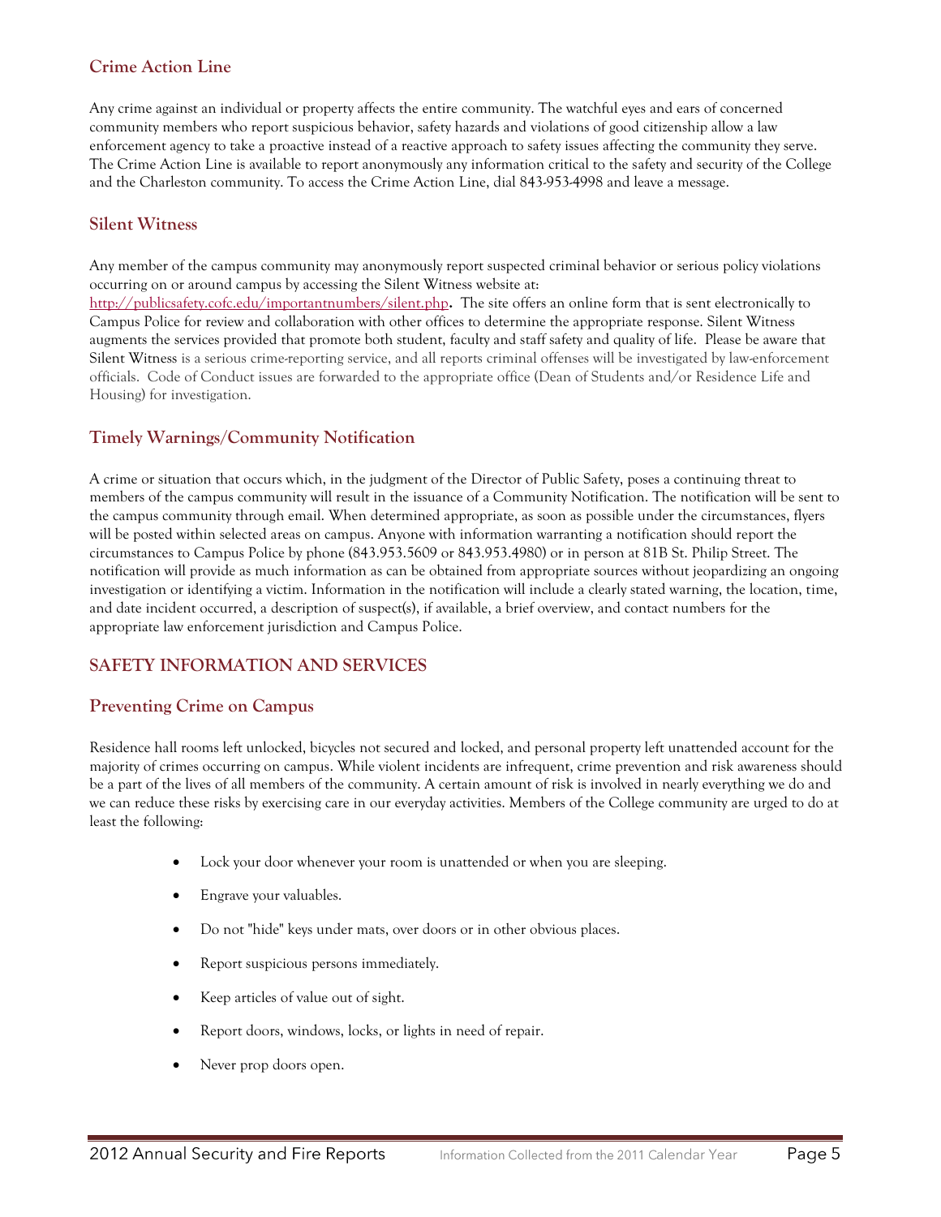### Crime Action Line

Any crime against an individual or property affects the entire community. The watchful eyes and ears of concerned community members who report suspicious behavior, safety hazards and violations of good citizenship allow a law enforcement agency to take a proactive instead of a reactive approach to safety issues affecting the community they serve. The Crime Action Line is available to report anonymously any information critical to the safety and security of the College and the Charleston community. To access the Crime Action Line, dial 843-953-4998 and leave a message.

### Silent Witness

Any member of the campus community may anonymously report suspected criminal behavior or serious policy violations occurring on or around campus by accessing the Silent Witness website at: http://publicsafety.cofc.edu/importantnumbers/silent.php. The site offers an online form that is sent electronically to Campus Police for review and collaboration with other offices to determine the appropriate response. Silent Witness augments the services provided that promote both student, faculty and staff safety and quality of life. Please be aware that Silent Witness is a serious crime-reporting service, and all reports criminal offenses will be investigated by law-enforcement officials. Code of Conduct issues are forwarded to the appropriate office (Dean of Students and/or Residence Life and Housing) for investigation.

### Timely Warnings/Community Notification

A crime or situation that occurs which, in the judgment of the Director of Public Safety, poses a continuing threat to members of the campus community will result in the issuance of a Community Notification. The notification will be sent to the campus community through email. When determined appropriate, as soon as possible under the circumstances, flyers will be posted within selected areas on campus. Anyone with information warranting a notification should report the circumstances to Campus Police by phone (843.953.5609 or 843.953.4980) or in person at 81B St. Philip Street. The notification will provide as much information as can be obtained from appropriate sources without jeopardizing an ongoing investigation or identifying a victim. Information in the notification will include a clearly stated warning, the location, time, and date incident occurred, a description of suspect(s), if available, a brief overview, and contact numbers for the appropriate law enforcement jurisdiction and Campus Police.

## SAFETY INFORMATION AND SERVICES

### Preventing Crime on Campus

Residence hall rooms left unlocked, bicycles not secured and locked, and personal property left unattended account for the majority of crimes occurring on campus. While violent incidents are infrequent, crime prevention and risk awareness should be a part of the lives of all members of the community. A certain amount of risk is involved in nearly everything we do and we can reduce these risks by exercising care in our everyday activities. Members of the College community are urged to do at least the following:

- Lock your door whenever your room is unattended or when you are sleeping.
- Engrave your valuables.
- Do not "hide" keys under mats, over doors or in other obvious places.
- Report suspicious persons immediately.
- Keep articles of value out of sight.
- Report doors, windows, locks, or lights in need of repair.
- Never prop doors open.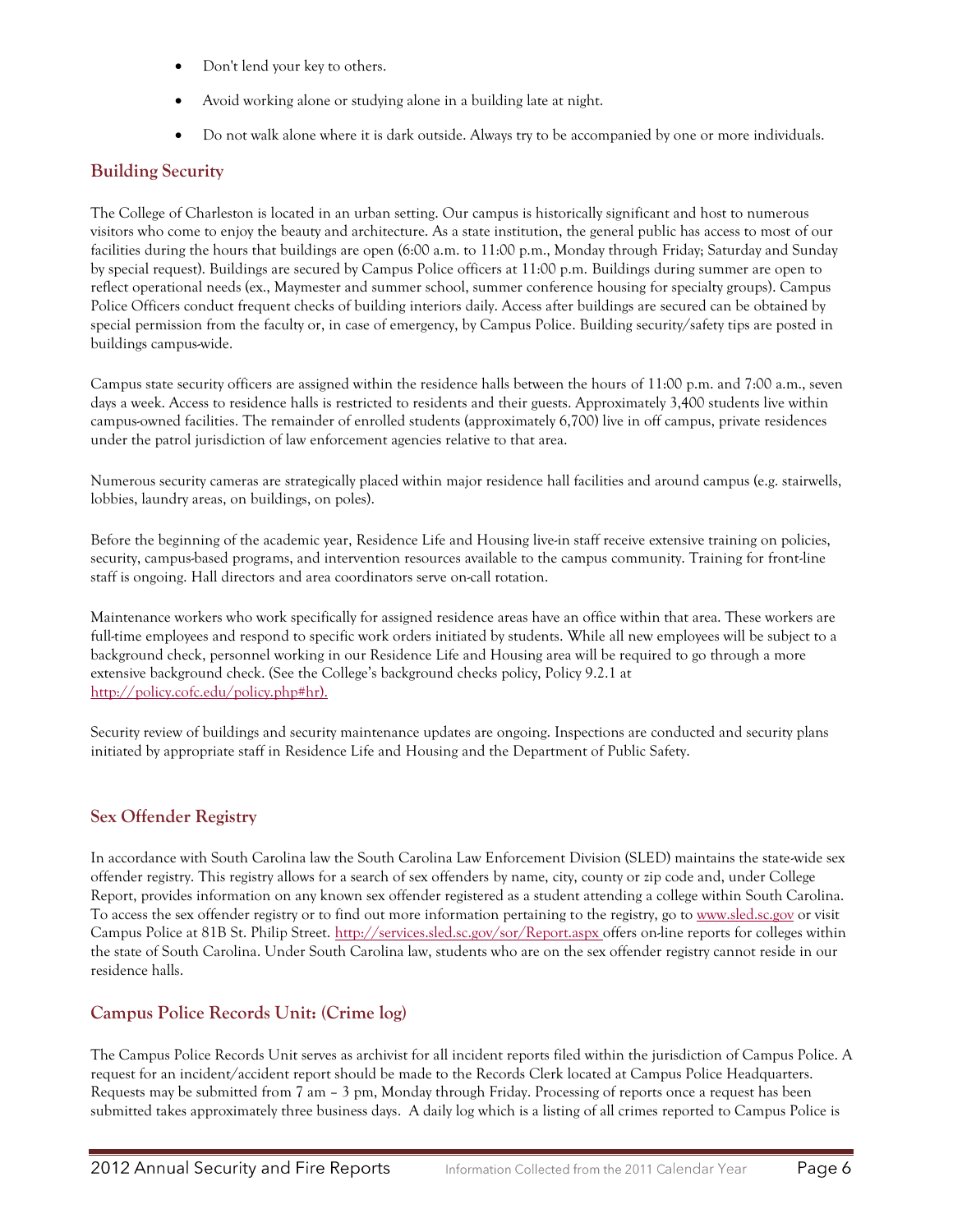- Don't lend your key to others.
- Avoid working alone or studying alone in a building late at night.
- Do not walk alone where it is dark outside. Always try to be accompanied by one or more individuals.

## Building Security

The College of Charleston is located in an urban setting. Our campus is historically significant and host to numerous visitors who come to enjoy the beauty and architecture. As a state institution, the general public has access to most of our facilities during the hours that buildings are open (6:00 a.m. to 11:00 p.m., Monday through Friday; Saturday and Sunday by special request). Buildings are secured by Campus Police officers at 11:00 p.m. Buildings during summer are open to reflect operational needs (ex., Maymester and summer school, summer conference housing for specialty groups). Campus Police Officers conduct frequent checks of building interiors daily. Access after buildings are secured can be obtained by special permission from the faculty or, in case of emergency, by Campus Police. Building security/safety tips are posted in buildings campus-wide.

Campus state security officers are assigned within the residence halls between the hours of 11:00 p.m. and 7:00 a.m., seven days a week. Access to residence halls is restricted to residents and their guests. Approximately 3,400 students live within campus-owned facilities. The remainder of enrolled students (approximately 6,700) live in off campus, private residences under the patrol jurisdiction of law enforcement agencies relative to that area.

Numerous security cameras are strategically placed within major residence hall facilities and around campus (e.g. stairwells, lobbies, laundry areas, on buildings, on poles).

Before the beginning of the academic year, Residence Life and Housing live-in staff receive extensive training on policies, security, campus-based programs, and intervention resources available to the campus community. Training for front-line staff is ongoing. Hall directors and area coordinators serve on-call rotation.

Maintenance workers who work specifically for assigned residence areas have an office within that area. These workers are full-time employees and respond to specific work orders initiated by students. While all new employees will be subject to a background check, personnel working in our Residence Life and Housing area will be required to go through a more extensive background check. (See the College's background checks policy, Policy 9.2.1 at http://policy.cofc.edu/policy.php#hr).

Security review of buildings and security maintenance updates are ongoing. Inspections are conducted and security plans initiated by appropriate staff in Residence Life and Housing and the Department of Public Safety.

## Sex Offender Registry

In accordance with South Carolina law the South Carolina Law Enforcement Division (SLED) maintains the state-wide sex offender registry. This registry allows for a search of sex offenders by name, city, county or zip code and, under College Report, provides information on any known sex offender registered as a student attending a college within South Carolina. To access the sex offender registry or to find out more information pertaining to the registry, go to www.sled.sc.gov or visit Campus Police at 81B St. Philip Street. http://services.sled.sc.gov/sor/Report.aspx offers on-line reports for colleges within the state of South Carolina. Under South Carolina law, students who are on the sex offender registry cannot reside in our residence halls.

## Campus Police Records Unit: (Crime log)

The Campus Police Records Unit serves as archivist for all incident reports filed within the jurisdiction of Campus Police. A request for an incident/accident report should be made to the Records Clerk located at Campus Police Headquarters. Requests may be submitted from 7 am – 3 pm, Monday through Friday. Processing of reports once a request has been submitted takes approximately three business days. A daily log which is a listing of all crimes reported to Campus Police is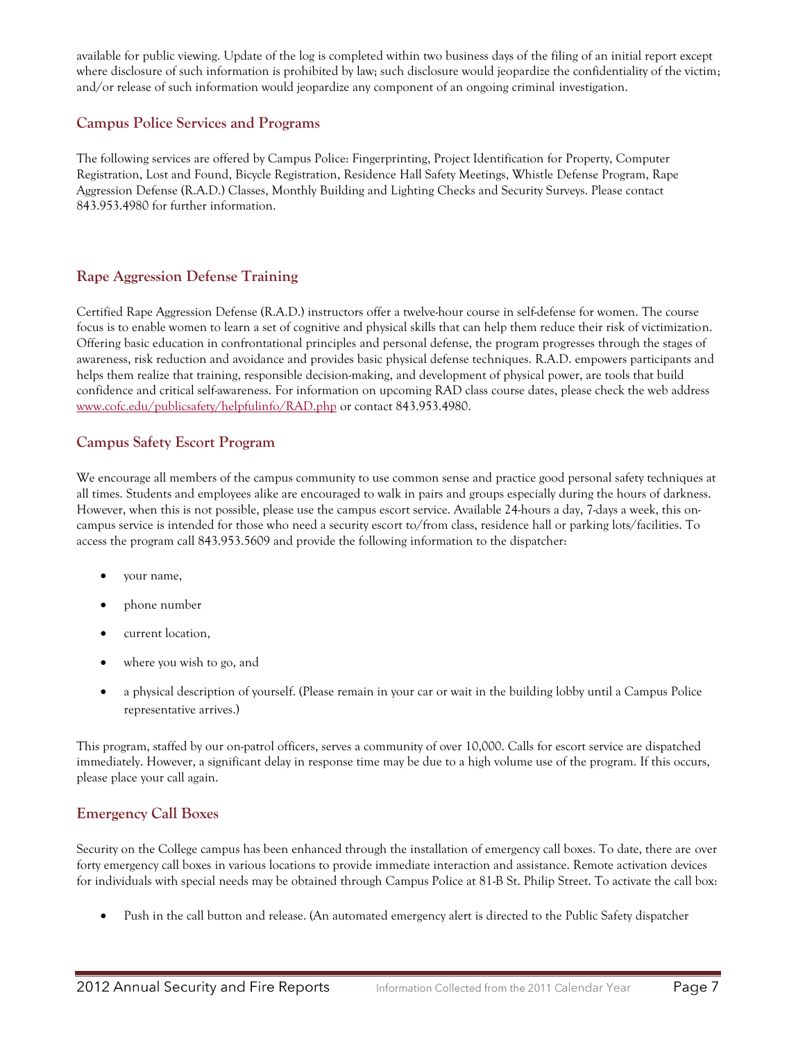available for public viewing. Update of the log is completed within two business days of the filing of an initial report except where disclosure of such information is prohibited by law; such disclosure would jeopardize the confidentiality of the victim; and/or release of such information would jeopardize any component of an ongoing criminal investigation.

## Campus Police Services and Programs

The following services are offered by Campus Police: Fingerprinting, Project Identification for Property, Computer Registration, Lost and Found, Bicycle Registration, Residence Hall Safety Meetings, Whistle Defense Program, Rape Aggression Defense (R.A.D.) Classes, Monthly Building and Lighting Checks and Security Surveys. Please contact 843.953.4980 for further information.

## Rape Aggression Defense Training

Certified Rape Aggression Defense (R.A.D.) instructors offer a twelve-hour course in self-defense for women. The course focus is to enable women to learn a set of cognitive and physical skills that can help them reduce their risk of victimization. Offering basic education in confrontational principles and personal defense, the program progresses through the stages of awareness, risk reduction and avoidance and provides basic physical defense techniques. R.A.D. empowers participants and helps them realize that training, responsible decision-making, and development of physical power, are tools that build confidence and critical self-awareness. For information on upcoming RAD class course dates, please check the web address www.cofc.edu/publicsafety/helpfulinfo/RAD.php or contact 843.953.4980.

## Campus Safety Escort Program

We encourage all members of the campus community to use common sense and practice good personal safety techniques at all times. Students and employees alike are encouraged to walk in pairs and groups especially during the hours of darkness. However, when this is not possible, please use the campus escort service. Available 24-hours a day, 7-days a week, this on-campus service is intended for those who need a security escort to/from class, residence hall or parking lots/facilities. To access the program call 843.953.5609 and provide the following information to the dispatcher:

- your name,
- phone number
- current location,
- where you wish to go, and
- a physical description of yourself. (Please remain in your car or wait in the building lobby until a Campus Police representative arrives.)

This program, staffed by our on-patrol officers, serves a community of over 10,000. Calls for escort service are dispatched immediately. However, a significant delay in response time may be due to a high volume use of the program. If this occurs, please place your call again.

## Emergency Call Boxes

Security on the College campus has been enhanced through the installation of emergency call boxes. To date, there are over forty emergency call boxes in various locations to provide immediate interaction and assistance. Remote activation devices for individuals with special needs may be obtained through Campus Police at 81-B St. Philip Street. To activate the call box:

- Push in the call button and release. (An automated emergency alert is directed to the Public Safety dispatcher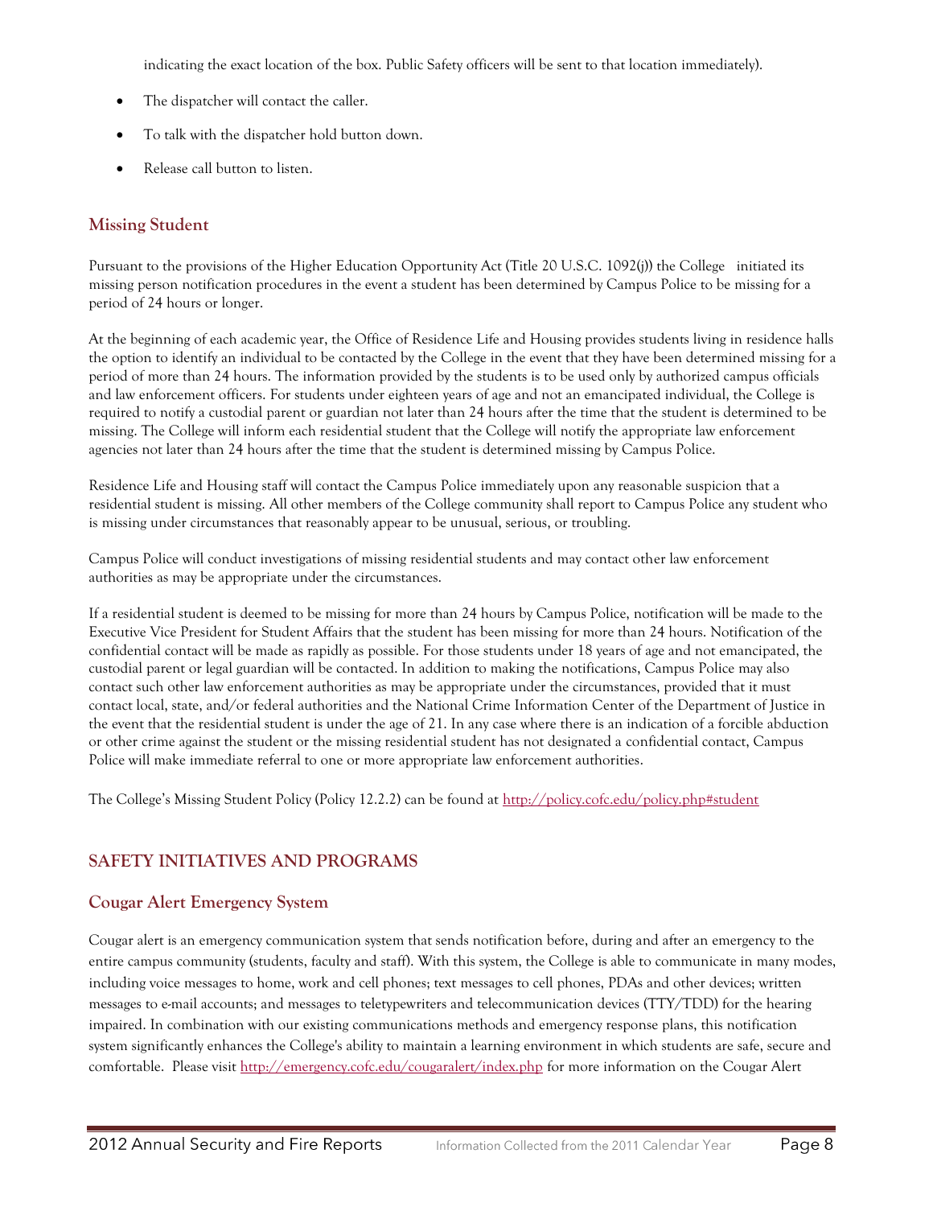indicating the exact location of the box. Public Safety officers will be sent to that location immediately).

- The dispatcher will contact the caller.
- To talk with the dispatcher hold button down.
- Release call button to listen.

### Missing Student

Pursuant to the provisions of the Higher Education Opportunity Act (Title 20 U.S.C. 1092(j)) the College initiated its missing person notification procedures in the event a student has been determined by Campus Police to be missing for a period of 24 hours or longer.

At the beginning of each academic year, the Office of Residence Life and Housing provides students living in residence halls the option to identify an individual to be contacted by the College in the event that they have been determined missing for a period of more than 24 hours. The information provided by the students is to be used only by authorized campus officials and law enforcement officers. For students under eighteen years of age and not an emancipated individual, the College is required to notify a custodial parent or guardian not later than 24 hours after the time that the student is determined to be missing. The College will inform each residential student that the College will notify the appropriate law enforcement agencies not later than 24 hours after the time that the student is determined missing by Campus Police.

Residence Life and Housing staff will contact the Campus Police immediately upon any reasonable suspicion that a residential student is missing. All other members of the College community shall report to Campus Police any student who is missing under circumstances that reasonably appear to be unusual, serious, or troubling.

Campus Police will conduct investigations of missing residential students and may contact other law enforcement authorities as may be appropriate under the circumstances.

If a residential student is deemed to be missing for more than 24 hours by Campus Police, notification will be made to the Executive Vice President for Student Affairs that the student has been missing for more than 24 hours. Notification of the confidential contact will be made as rapidly as possible. For those students under 18 years of age and not emancipated, the custodial parent or legal guardian will be contacted. In addition to making the notifications, Campus Police may also contact such other law enforcement authorities as may be appropriate under the circumstances, provided that it must contact local, state, and/or federal authorities and the National Crime Information Center of the Department of Justice in the event that the residential student is under the age of 21. In any case where there is an indication of a forcible abduction or other crime against the student or the missing residential student has not designated a confidential contact, Campus Police will make immediate referral to one or more appropriate law enforcement authorities.

The College's Missing Student Policy (Policy 12.2.2) can be found at http://policy.cofc.edu/policy.php#student

## SAFETY INITIATIVES AND PROGRAMS

### Cougar Alert Emergency System

Cougar alert is an emergency communication system that sends notification before, during and after an emergency to the entire campus community (students, faculty and staff). With this system, the College is able to communicate in many modes, including voice messages to home, work and cell phones; text messages to cell phones, PDAs and other devices; written messages to e-mail accounts; and messages to teletypewriters and telecommunication devices (TTY/TDD) for the hearing impaired. In combination with our existing communications methods and emergency response plans, this notification system significantly enhances the College's ability to maintain a learning environment in which students are safe, secure and comfortable. Please visit http://emergency.cofc.edu/cougaralert/index.php for more information on the Cougar Alert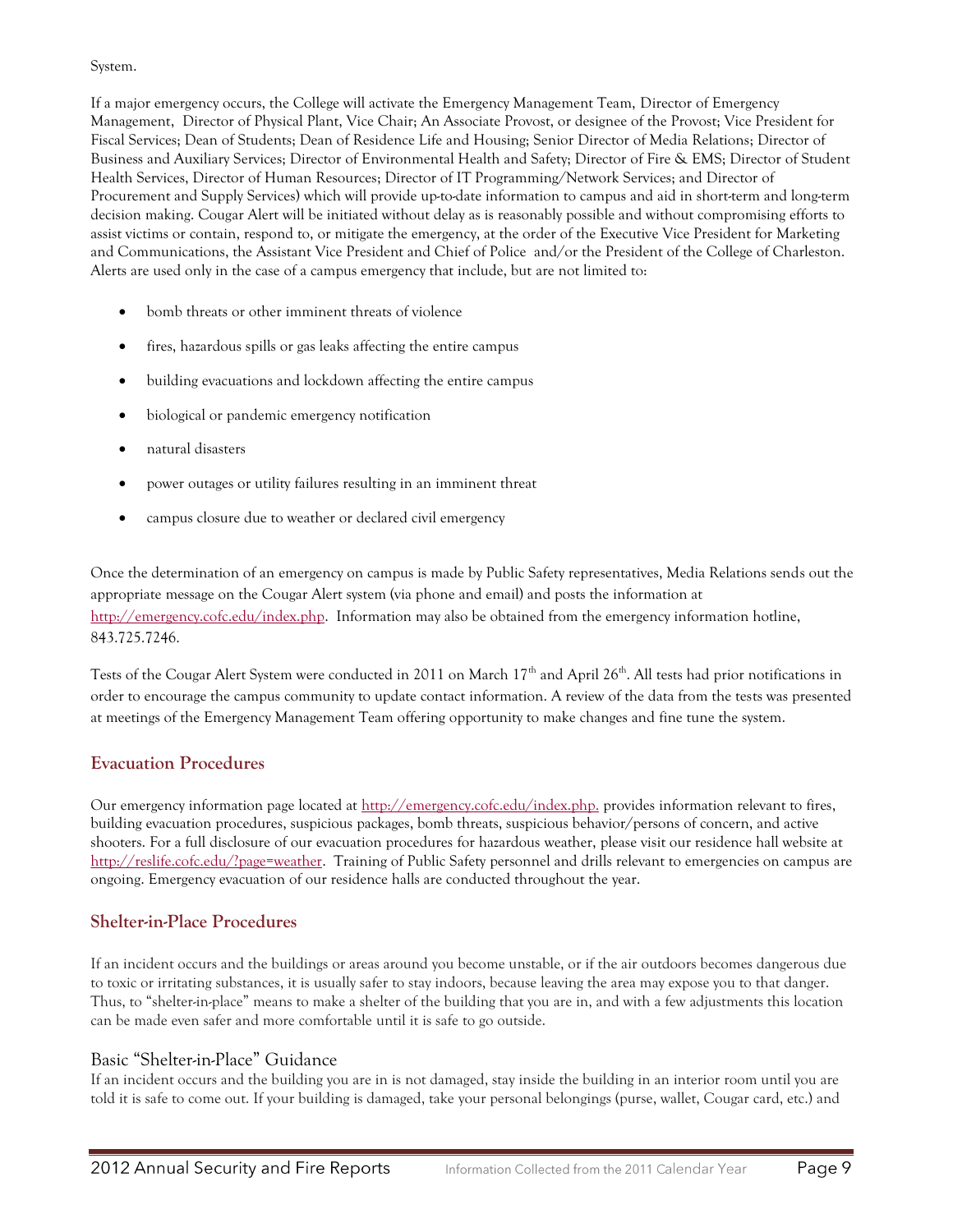System.

If a major emergency occurs, the College will activate the Emergency Management Team, Director of Emergency Management, Director of Physical Plant, Vice Chair; An Associate Provost, or designee of the Provost; Vice President for Fiscal Services; Dean of Students; Dean of Residence Life and Housing; Senior Director of Media Relations; Director of Business and Auxiliary Services; Director of Environmental Health and Safety; Director of Fire & EMS; Director of Student Health Services, Director of Human Resources; Director of IT Programming/Network Services; and Director of Procurement and Supply Services) which will provide up-to-date information to campus and aid in short-term and long-term decision making. Cougar Alert will be initiated without delay as is reasonably possible and without compromising efforts to assist victims or contain, respond to, or mitigate the emergency, at the order of the Executive Vice President for Marketing and Communications, the Assistant Vice President and Chief of Police and/or the President of the College of Charleston. Alerts are used only in the case of a campus emergency that include, but are not limited to:

- bomb threats or other imminent threats of violence
- fires, hazardous spills or gas leaks affecting the entire campus
- building evacuations and lockdown affecting the entire campus
- biological or pandemic emergency notification
- natural disasters
- power outages or utility failures resulting in an imminent threat
- campus closure due to weather or declared civil emergency

Once the determination of an emergency on campus is made by Public Safety representatives, Media Relations sends out the appropriate message on the Cougar Alert system (via phone and email) and posts the information at http://emergency.cofc.edu/index.php. Information may also be obtained from the emergency information hotline, 843.725.7246.

Tests of the Cougar Alert System were conducted in 2011 on March 17th and April 26th. All tests had prior notifications in order to encourage the campus community to update contact information. A review of the data from the tests was presented at meetings of the Emergency Management Team offering opportunity to make changes and fine tune the system.

## Evacuation Procedures

Our emergency information page located at http://emergency.cofc.edu/index.php. provides information relevant to fires, building evacuation procedures, suspicious packages, bomb threats, suspicious behavior/persons of concern, and active shooters. For a full disclosure of our evacuation procedures for hazardous weather, please visit our residence hall website at http://reslife.cofc.edu/?page=weather. Training of Public Safety personnel and drills relevant to emergencies on campus are ongoing. Emergency evacuation of our residence halls are conducted throughout the year.

## Shelter-in-Place Procedures

If an incident occurs and the buildings or areas around you become unstable, or if the air outdoors becomes dangerous due to toxic or irritating substances, it is usually safer to stay indoors, because leaving the area may expose you to that danger. Thus, to "shelter-in-place" means to make a shelter of the building that you are in, and with a few adjustments this location can be made even safer and more comfortable until it is safe to go outside.

### Basic "Shelter-in-Place" Guidance

If an incident occurs and the building you are in is not damaged, stay inside the building in an interior room until you are told it is safe to come out. If your building is damaged, take your personal belongings (purse, wallet, Cougar card, etc.) and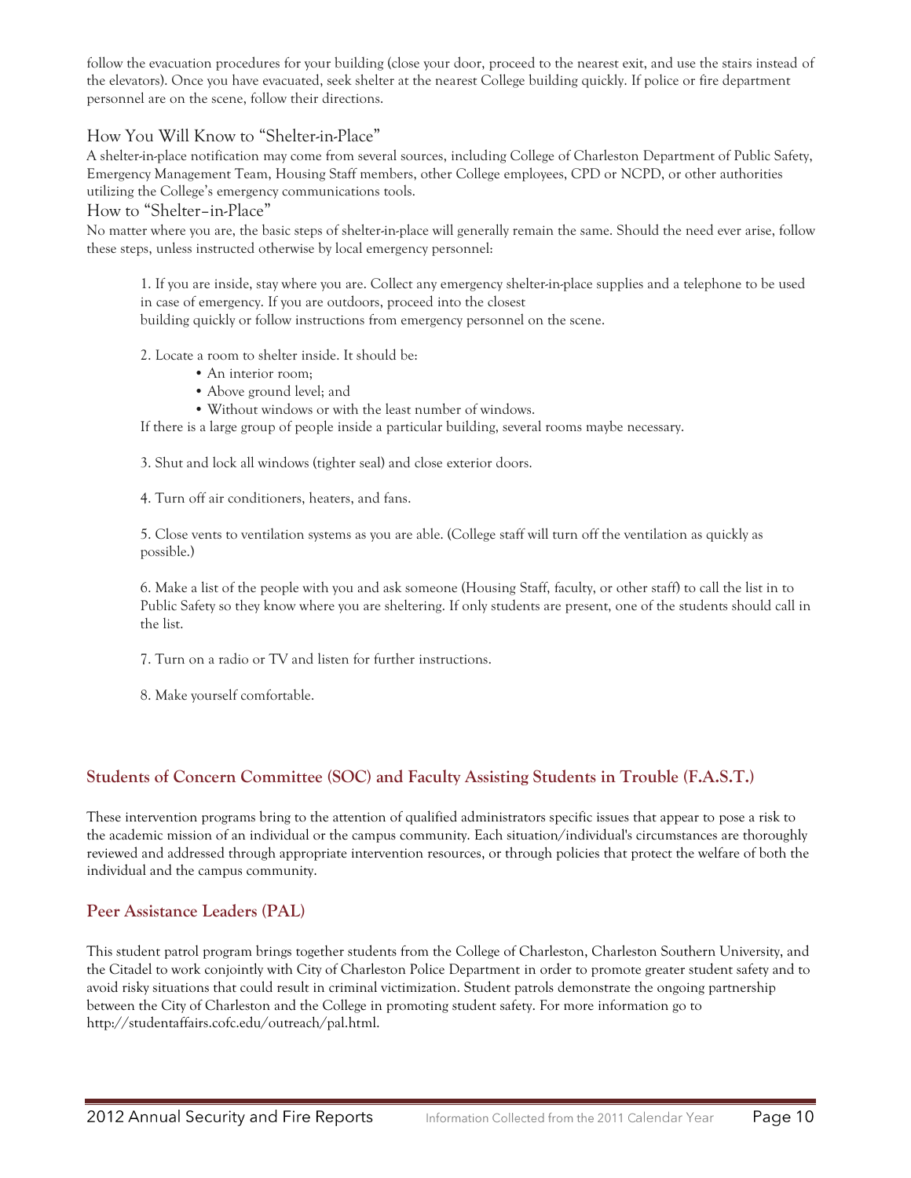follow the evacuation procedures for your building (close your door, proceed to the nearest exit, and use the stairs instead of the elevators). Once you have evacuated, seek shelter at the nearest College building quickly. If police or fire department personnel are on the scene, follow their directions.

### How You Will Know to "Shelter-in-Place"

A shelter-in-place notification may come from several sources, including College of Charleston Department of Public Safety, Emergency Management Team, Housing Staff members, other College employees, CPD or NCPD, or other authorities utilizing the College's emergency communications tools.

### How to "Shelter–in-Place"

No matter where you are, the basic steps of shelter-in-place will generally remain the same. Should the need ever arise, follow these steps, unless instructed otherwise by local emergency personnel:

1. If you are inside, stay where you are. Collect any emergency shelter-in-place supplies and a telephone to be used in case of emergency. If you are outdoors, proceed into the closest building quickly or follow instructions from emergency personnel on the scene.

2. Locate a room to shelter inside. It should be:
   - An interior room;
   - Above ground level; and
   - Without windows or with the least number of windows.

   If there is a large group of people inside a particular building, several rooms maybe necessary.

3. Shut and lock all windows (tighter seal) and close exterior doors.

4. Turn off air conditioners, heaters, and fans.

5. Close vents to ventilation systems as you are able. (College staff will turn off the ventilation as quickly as possible.)

6. Make a list of the people with you and ask someone (Housing Staff, faculty, or other staff) to call the list in to Public Safety so they know where you are sheltering. If only students are present, one of the students should call in the list.

7. Turn on a radio or TV and listen for further instructions.

8. Make yourself comfortable.

## Students of Concern Committee (SOC) and Faculty Assisting Students in Trouble (F.A.S.T.)

These intervention programs bring to the attention of qualified administrators specific issues that appear to pose a risk to the academic mission of an individual or the campus community. Each situation/individual's circumstances are thoroughly reviewed and addressed through appropriate intervention resources, or through policies that protect the welfare of both the individual and the campus community.

## Peer Assistance Leaders (PAL)

This student patrol program brings together students from the College of Charleston, Charleston Southern University, and the Citadel to work conjointly with City of Charleston Police Department in order to promote greater student safety and to avoid risky situations that could result in criminal victimization. Student patrols demonstrate the ongoing partnership between the City of Charleston and the College in promoting student safety. For more information go to http://studentaffairs.cofc.edu/outreach/pal.html.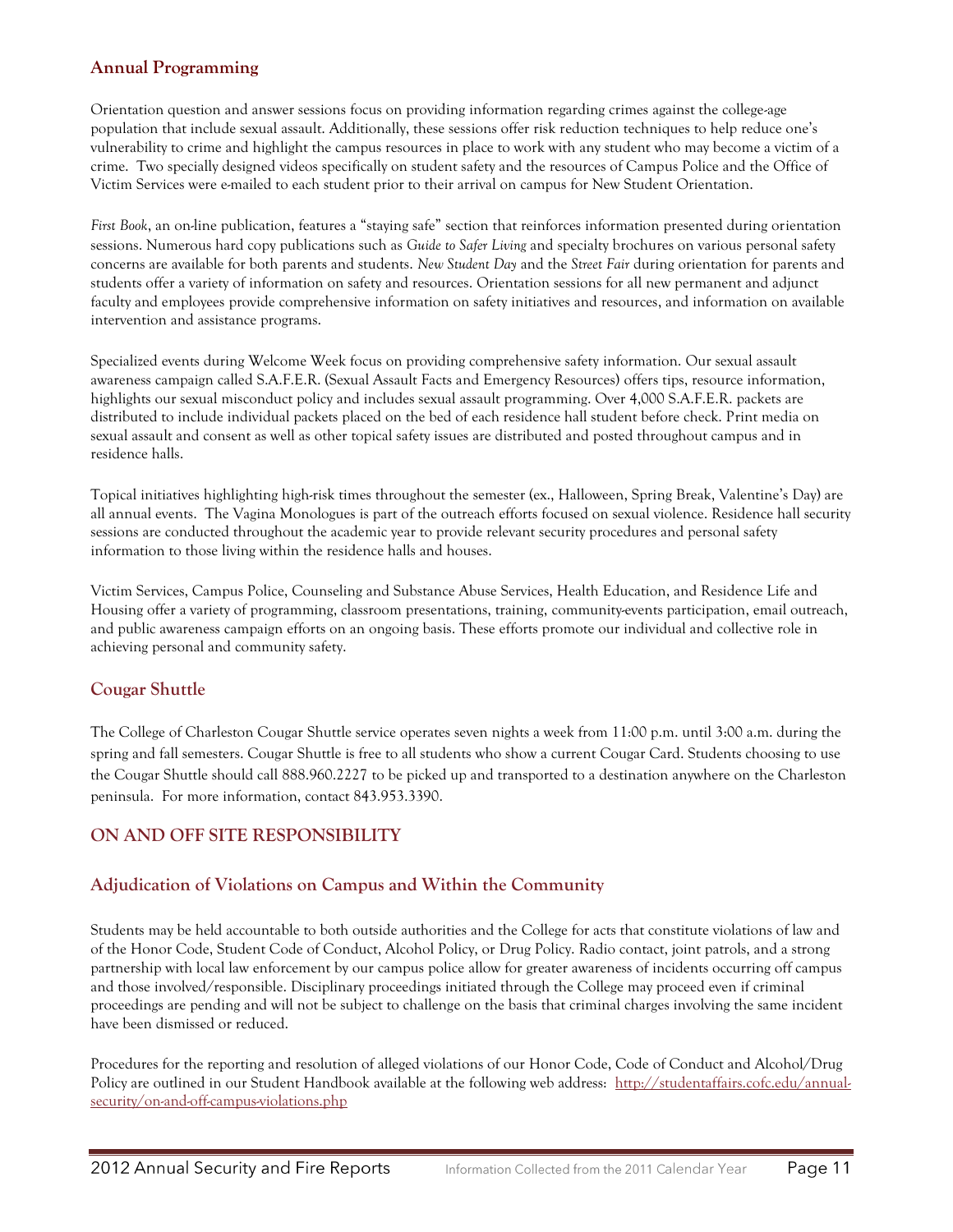### Annual Programming

Orientation question and answer sessions focus on providing information regarding crimes against the college-age population that include sexual assault. Additionally, these sessions offer risk reduction techniques to help reduce one's vulnerability to crime and highlight the campus resources in place to work with any student who may become a victim of a crime. Two specially designed videos specifically on student safety and the resources of Campus Police and the Office of Victim Services were e-mailed to each student prior to their arrival on campus for New Student Orientation.

*First Book*, an on-line publication, features a "staying safe" section that reinforces information presented during orientation sessions. Numerous hard copy publications such as *Guide to Safer Living* and specialty brochures on various personal safety concerns are available for both parents and students. *New Student Day* and the *Street Fair* during orientation for parents and students offer a variety of information on safety and resources. Orientation sessions for all new permanent and adjunct faculty and employees provide comprehensive information on safety initiatives and resources, and information on available intervention and assistance programs.

Specialized events during Welcome Week focus on providing comprehensive safety information. Our sexual assault awareness campaign called S.A.F.E.R. (Sexual Assault Facts and Emergency Resources) offers tips, resource information, highlights our sexual misconduct policy and includes sexual assault programming. Over 4,000 S.A.F.E.R. packets are distributed to include individual packets placed on the bed of each residence hall student before check. Print media on sexual assault and consent as well as other topical safety issues are distributed and posted throughout campus and in residence halls.

Topical initiatives highlighting high-risk times throughout the semester (ex., Halloween, Spring Break, Valentine's Day) are all annual events. The Vagina Monologues is part of the outreach efforts focused on sexual violence. Residence hall security sessions are conducted throughout the academic year to provide relevant security procedures and personal safety information to those living within the residence halls and houses.

Victim Services, Campus Police, Counseling and Substance Abuse Services, Health Education, and Residence Life and Housing offer a variety of programming, classroom presentations, training, community-events participation, email outreach, and public awareness campaign efforts on an ongoing basis. These efforts promote our individual and collective role in achieving personal and community safety.

### Cougar Shuttle

The College of Charleston Cougar Shuttle service operates seven nights a week from 11:00 p.m. until 3:00 a.m. during the spring and fall semesters. Cougar Shuttle is free to all students who show a current Cougar Card. Students choosing to use the Cougar Shuttle should call 888.960.2227 to be picked up and transported to a destination anywhere on the Charleston peninsula. For more information, contact 843.953.3390.

## ON AND OFF SITE RESPONSIBILITY

### Adjudication of Violations on Campus and Within the Community

Students may be held accountable to both outside authorities and the College for acts that constitute violations of law and of the Honor Code, Student Code of Conduct, Alcohol Policy, or Drug Policy. Radio contact, joint patrols, and a strong partnership with local law enforcement by our campus police allow for greater awareness of incidents occurring off campus and those involved/responsible. Disciplinary proceedings initiated through the College may proceed even if criminal proceedings are pending and will not be subject to challenge on the basis that criminal charges involving the same incident have been dismissed or reduced.

Procedures for the reporting and resolution of alleged violations of our Honor Code, Code of Conduct and Alcohol/Drug Policy are outlined in our Student Handbook available at the following web address: [http://studentaffairs.cofc.edu/annual-security/on-and-off-campus-violations.php](http://studentaffairs.cofc.edu/annual-security/on-and-off-campus-violations.php)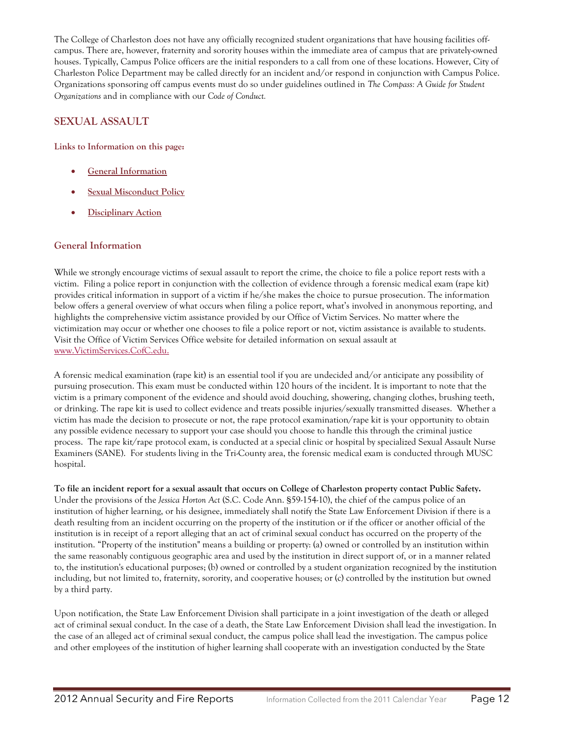The College of Charleston does not have any officially recognized student organizations that have housing facilities off-campus. There are, however, fraternity and sorority houses within the immediate area of campus that are privately-owned houses. Typically, Campus Police officers are the initial responders to a call from one of these locations. However, City of Charleston Police Department may be called directly for an incident and/or respond in conjunction with Campus Police. Organizations sponsoring off campus events must do so under guidelines outlined in *The Compass: A Guide for Student Organizations* and in compliance with our *Code of Conduct.*

## SEXUAL ASSAULT

**Links to Information on this page:**

- General Information
- Sexual Misconduct Policy
- Disciplinary Action

### General Information

While we strongly encourage victims of sexual assault to report the crime, the choice to file a police report rests with a victim. Filing a police report in conjunction with the collection of evidence through a forensic medical exam (rape kit) provides critical information in support of a victim if he/she makes the choice to pursue prosecution. The information below offers a general overview of what occurs when filing a police report, what's involved in anonymous reporting, and highlights the comprehensive victim assistance provided by our Office of Victim Services. No matter where the victimization may occur or whether one chooses to file a police report or not, victim assistance is available to students. Visit the Office of Victim Services Office website for detailed information on sexual assault at www.VictimServices.CofC.edu.

A forensic medical examination (rape kit) is an essential tool if you are undecided and/or anticipate any possibility of pursuing prosecution. This exam must be conducted within 120 hours of the incident. It is important to note that the victim is a primary component of the evidence and should avoid douching, showering, changing clothes, brushing teeth, or drinking. The rape kit is used to collect evidence and treats possible injuries/sexually transmitted diseases. Whether a victim has made the decision to prosecute or not, the rape protocol examination/rape kit is your opportunity to obtain any possible evidence necessary to support your case should you choose to handle this through the criminal justice process. The rape kit/rape protocol exam, is conducted at a special clinic or hospital by specialized Sexual Assault Nurse Examiners (SANE). For students living in the Tri-County area, the forensic medical exam is conducted through MUSC hospital.

**To file an incident report for a sexual assault that occurs on College of Charleston property contact Public Safety.** Under the provisions of the *Jessica Horton Act* (S.C. Code Ann. §59-154-10), the chief of the campus police of an institution of higher learning, or his designee, immediately shall notify the State Law Enforcement Division if there is a death resulting from an incident occurring on the property of the institution or if the officer or another official of the institution is in receipt of a report alleging that an act of criminal sexual conduct has occurred on the property of the institution. "Property of the institution" means a building or property: (a) owned or controlled by an institution within the same reasonably contiguous geographic area and used by the institution in direct support of, or in a manner related to, the institution's educational purposes; (b) owned or controlled by a student organization recognized by the institution including, but not limited to, fraternity, sorority, and cooperative houses; or (c) controlled by the institution but owned by a third party.

Upon notification, the State Law Enforcement Division shall participate in a joint investigation of the death or alleged act of criminal sexual conduct. In the case of a death, the State Law Enforcement Division shall lead the investigation. In the case of an alleged act of criminal sexual conduct, the campus police shall lead the investigation. The campus police and other employees of the institution of higher learning shall cooperate with an investigation conducted by the State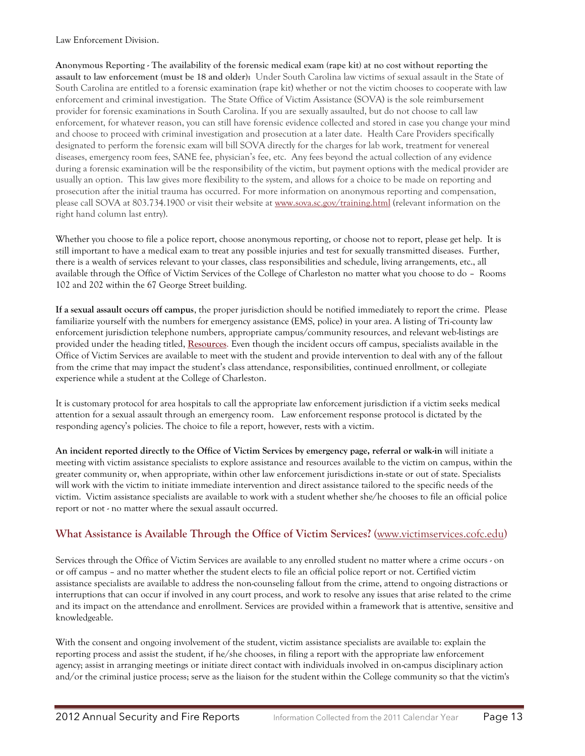Law Enforcement Division.

**Anonymous Reporting - The availability of the forensic medical exam (rape kit) at no cost without reporting the assault to law enforcement (must be 18 and older):** Under South Carolina law victims of sexual assault in the State of South Carolina are entitled to a forensic examination (rape kit) whether or not the victim chooses to cooperate with law enforcement and criminal investigation. The State Office of Victim Assistance (SOVA) is the sole reimbursement provider for forensic examinations in South Carolina. If you are sexually assaulted, but do not choose to call law enforcement, for whatever reason, you can still have forensic evidence collected and stored in case you change your mind and choose to proceed with criminal investigation and prosecution at a later date. Health Care Providers specifically designated to perform the forensic exam will bill SOVA directly for the charges for lab work, treatment for venereal diseases, emergency room fees, SANE fee, physician's fee, etc. Any fees beyond the actual collection of any evidence during a forensic examination will be the responsibility of the victim, but payment options with the medical provider are usually an option. This law gives more flexibility to the system, and allows for a choice to be made on reporting and prosecution after the initial trauma has occurred. For more information on anonymous reporting and compensation, please call SOVA at 803.734.1900 or visit their website at www.sova.sc.gov/training.html (relevant information on the right hand column last entry).

Whether you choose to file a police report, choose anonymous reporting, or choose not to report, please get help. It is still important to have a medical exam to treat any possible injuries and test for sexually transmitted diseases. Further, there is a wealth of services relevant to your classes, class responsibilities and schedule, living arrangements, etc., all available through the Office of Victim Services of the College of Charleston no matter what you choose to do – Rooms 102 and 202 within the 67 George Street building.

**If a sexual assault occurs off campus**, the proper jurisdiction should be notified immediately to report the crime. Please familiarize yourself with the numbers for emergency assistance (EMS, police) in your area. A listing of Tri-county law enforcement jurisdiction telephone numbers, appropriate campus/community resources, and relevant web-listings are provided under the heading titled, **Resources**. Even though the incident occurs off campus, specialists available in the Office of Victim Services are available to meet with the student and provide intervention to deal with any of the fallout from the crime that may impact the student's class attendance, responsibilities, continued enrollment, or collegiate experience while a student at the College of Charleston.

It is customary protocol for area hospitals to call the appropriate law enforcement jurisdiction if a victim seeks medical attention for a sexual assault through an emergency room. Law enforcement response protocol is dictated by the responding agency's policies. The choice to file a report, however, rests with a victim.

**An incident reported directly to the Office of Victim Services by emergency page, referral or walk-in** will initiate a meeting with victim assistance specialists to explore assistance and resources available to the victim on campus, within the greater community or, when appropriate, within other law enforcement jurisdictions in-state or out of state. Specialists will work with the victim to initiate immediate intervention and direct assistance tailored to the specific needs of the victim. Victim assistance specialists are available to work with a student whether she/he chooses to file an official police report or not - no matter where the sexual assault occurred.

## What Assistance is Available Through the Office of Victim Services? (www.victimservices.cofc.edu)

Services through the Office of Victim Services are available to any enrolled student no matter where a crime occurs - on or off campus – and no matter whether the student elects to file an official police report or not. Certified victim assistance specialists are available to address the non-counseling fallout from the crime, attend to ongoing distractions or interruptions that can occur if involved in any court process, and work to resolve any issues that arise related to the crime and its impact on the attendance and enrollment. Services are provided within a framework that is attentive, sensitive and knowledgeable.

With the consent and ongoing involvement of the student, victim assistance specialists are available to: explain the reporting process and assist the student, if he/she chooses, in filing a report with the appropriate law enforcement agency; assist in arranging meetings or initiate direct contact with individuals involved in on-campus disciplinary action and/or the criminal justice process; serve as the liaison for the student within the College community so that the victim's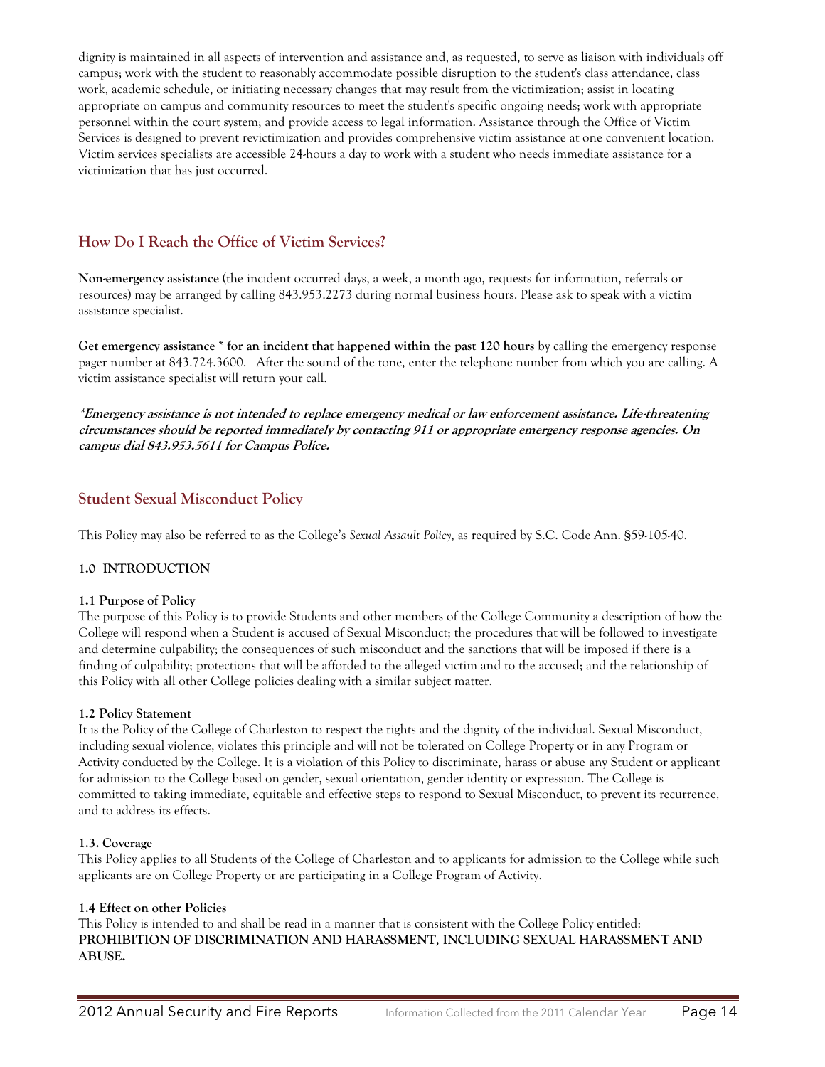dignity is maintained in all aspects of intervention and assistance and, as requested, to serve as liaison with individuals off campus; work with the student to reasonably accommodate possible disruption to the student's class attendance, class work, academic schedule, or initiating necessary changes that may result from the victimization; assist in locating appropriate on campus and community resources to meet the student's specific ongoing needs; work with appropriate personnel within the court system; and provide access to legal information. Assistance through the Office of Victim Services is designed to prevent revictimization and provides comprehensive victim assistance at one convenient location. Victim services specialists are accessible 24-hours a day to work with a student who needs immediate assistance for a victimization that has just occurred.

## How Do I Reach the Office of Victim Services?

**Non-emergency assistance** (the incident occurred days, a week, a month ago, requests for information, referrals or resources) may be arranged by calling 843.953.2273 during normal business hours. Please ask to speak with a victim assistance specialist.

**Get emergency assistance * for an incident that happened within the past 120 hours** by calling the emergency response pager number at 843.724.3600. After the sound of the tone, enter the telephone number from which you are calling. A victim assistance specialist will return your call.

***Emergency assistance is not intended to replace emergency medical or law enforcement assistance. Life-threatening circumstances should be reported immediately by contacting 911 or appropriate emergency response agencies. On campus dial 843.953.5611 for Campus Police.***

## Student Sexual Misconduct Policy

This Policy may also be referred to as the College's *Sexual Assault Policy*, as required by S.C. Code Ann. §59-105-40.

**1.0 INTRODUCTION**

**1.1 Purpose of Policy**
The purpose of this Policy is to provide Students and other members of the College Community a description of how the College will respond when a Student is accused of Sexual Misconduct; the procedures that will be followed to investigate and determine culpability; the consequences of such misconduct and the sanctions that will be imposed if there is a finding of culpability; protections that will be afforded to the alleged victim and to the accused; and the relationship of this Policy with all other College policies dealing with a similar subject matter.

**1.2 Policy Statement**
It is the Policy of the College of Charleston to respect the rights and the dignity of the individual. Sexual Misconduct, including sexual violence, violates this principle and will not be tolerated on College Property or in any Program or Activity conducted by the College. It is a violation of this Policy to discriminate, harass or abuse any Student or applicant for admission to the College based on gender, sexual orientation, gender identity or expression. The College is committed to taking immediate, equitable and effective steps to respond to Sexual Misconduct, to prevent its recurrence, and to address its effects.

**1.3. Coverage**
This Policy applies to all Students of the College of Charleston and to applicants for admission to the College while such applicants are on College Property or are participating in a College Program of Activity.

**1.4 Effect on other Policies**
This Policy is intended to and shall be read in a manner that is consistent with the College Policy entitled: **PROHIBITION OF DISCRIMINATION AND HARASSMENT, INCLUDING SEXUAL HARASSMENT AND ABUSE.**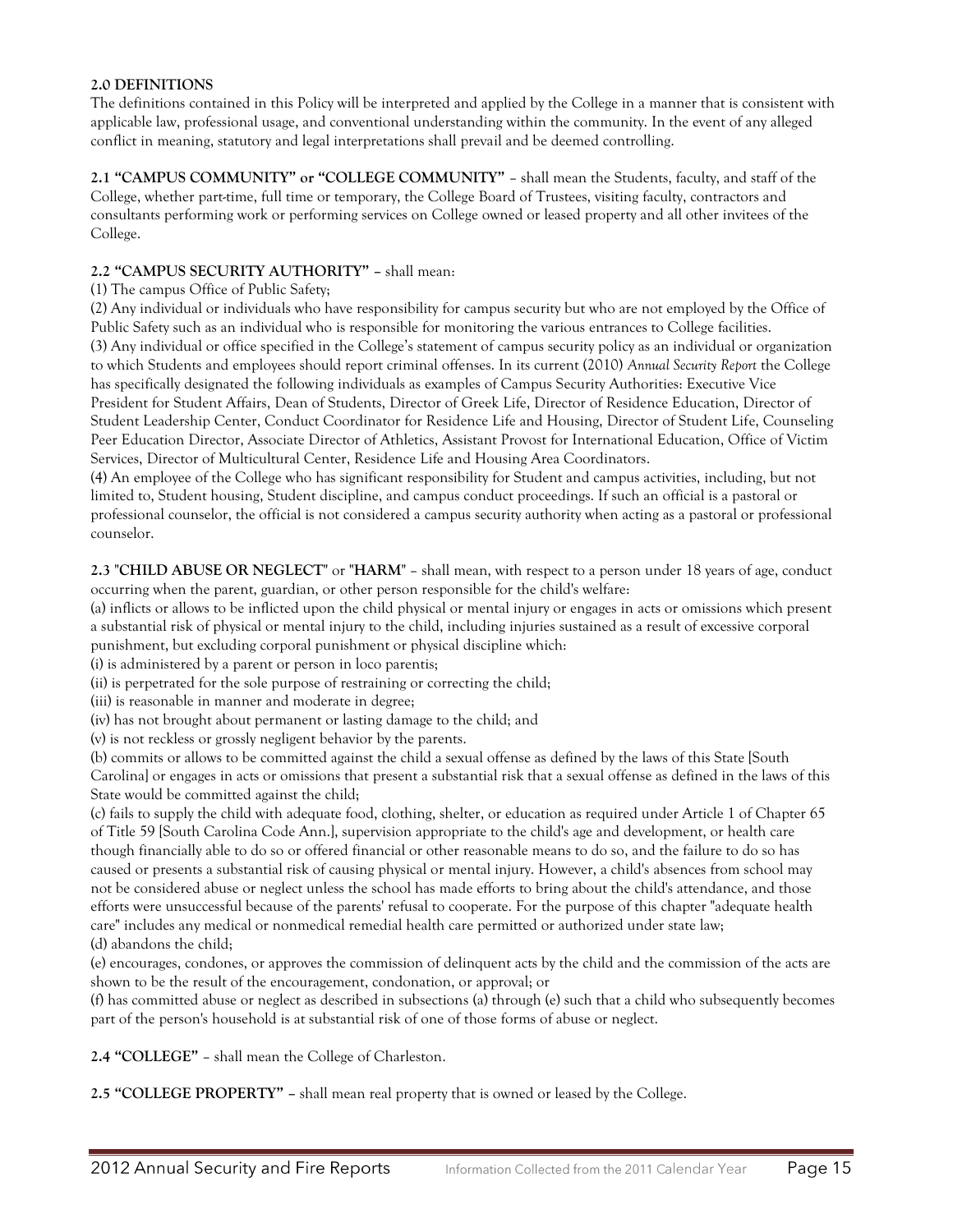**2.0 DEFINITIONS**

The definitions contained in this Policy will be interpreted and applied by the College in a manner that is consistent with applicable law, professional usage, and conventional understanding within the community. In the event of any alleged conflict in meaning, statutory and legal interpretations shall prevail and be deemed controlling.

**2.1 "CAMPUS COMMUNITY" or "COLLEGE COMMUNITY"** – shall mean the Students, faculty, and staff of the College, whether part-time, full time or temporary, the College Board of Trustees, visiting faculty, contractors and consultants performing work or performing services on College owned or leased property and all other invitees of the College.

**2.2 "CAMPUS SECURITY AUTHORITY"** – shall mean:

(1) The campus Office of Public Safety;

(2) Any individual or individuals who have responsibility for campus security but who are not employed by the Office of Public Safety such as an individual who is responsible for monitoring the various entrances to College facilities.

(3) Any individual or office specified in the College's statement of campus security policy as an individual or organization to which Students and employees should report criminal offenses. In its current (2010) *Annual Security Report* the College has specifically designated the following individuals as examples of Campus Security Authorities: Executive Vice President for Student Affairs, Dean of Students, Director of Greek Life, Director of Residence Education, Director of Student Leadership Center, Conduct Coordinator for Residence Life and Housing, Director of Student Life, Counseling Peer Education Director, Associate Director of Athletics, Assistant Provost for International Education, Office of Victim Services, Director of Multicultural Center, Residence Life and Housing Area Coordinators.

(4) An employee of the College who has significant responsibility for Student and campus activities, including, but not limited to, Student housing, Student discipline, and campus conduct proceedings. If such an official is a pastoral or professional counselor, the official is not considered a campus security authority when acting as a pastoral or professional counselor.

**2.3 "CHILD ABUSE OR NEGLECT" or "HARM"** – shall mean, with respect to a person under 18 years of age, conduct occurring when the parent, guardian, or other person responsible for the child's welfare:

(a) inflicts or allows to be inflicted upon the child physical or mental injury or engages in acts or omissions which present a substantial risk of physical or mental injury to the child, including injuries sustained as a result of excessive corporal punishment, but excluding corporal punishment or physical discipline which:

(i) is administered by a parent or person in loco parentis;

(ii) is perpetrated for the sole purpose of restraining or correcting the child;

(iii) is reasonable in manner and moderate in degree;

(iv) has not brought about permanent or lasting damage to the child; and

(v) is not reckless or grossly negligent behavior by the parents.

(b) commits or allows to be committed against the child a sexual offense as defined by the laws of this State [South Carolina] or engages in acts or omissions that present a substantial risk that a sexual offense as defined in the laws of this State would be committed against the child;

(c) fails to supply the child with adequate food, clothing, shelter, or education as required under Article 1 of Chapter 65 of Title 59 [South Carolina Code Ann.], supervision appropriate to the child's age and development, or health care though financially able to do so or offered financial or other reasonable means to do so, and the failure to do so has caused or presents a substantial risk of causing physical or mental injury. However, a child's absences from school may not be considered abuse or neglect unless the school has made efforts to bring about the child's attendance, and those efforts were unsuccessful because of the parents' refusal to cooperate. For the purpose of this chapter "adequate health care" includes any medical or nonmedical remedial health care permitted or authorized under state law;

(d) abandons the child;

(e) encourages, condones, or approves the commission of delinquent acts by the child and the commission of the acts are shown to be the result of the encouragement, condonation, or approval; or

(f) has committed abuse or neglect as described in subsections (a) through (e) such that a child who subsequently becomes part of the person's household is at substantial risk of one of those forms of abuse or neglect.

**2.4 "COLLEGE"** – shall mean the College of Charleston.

**2.5 "COLLEGE PROPERTY"** – shall mean real property that is owned or leased by the College.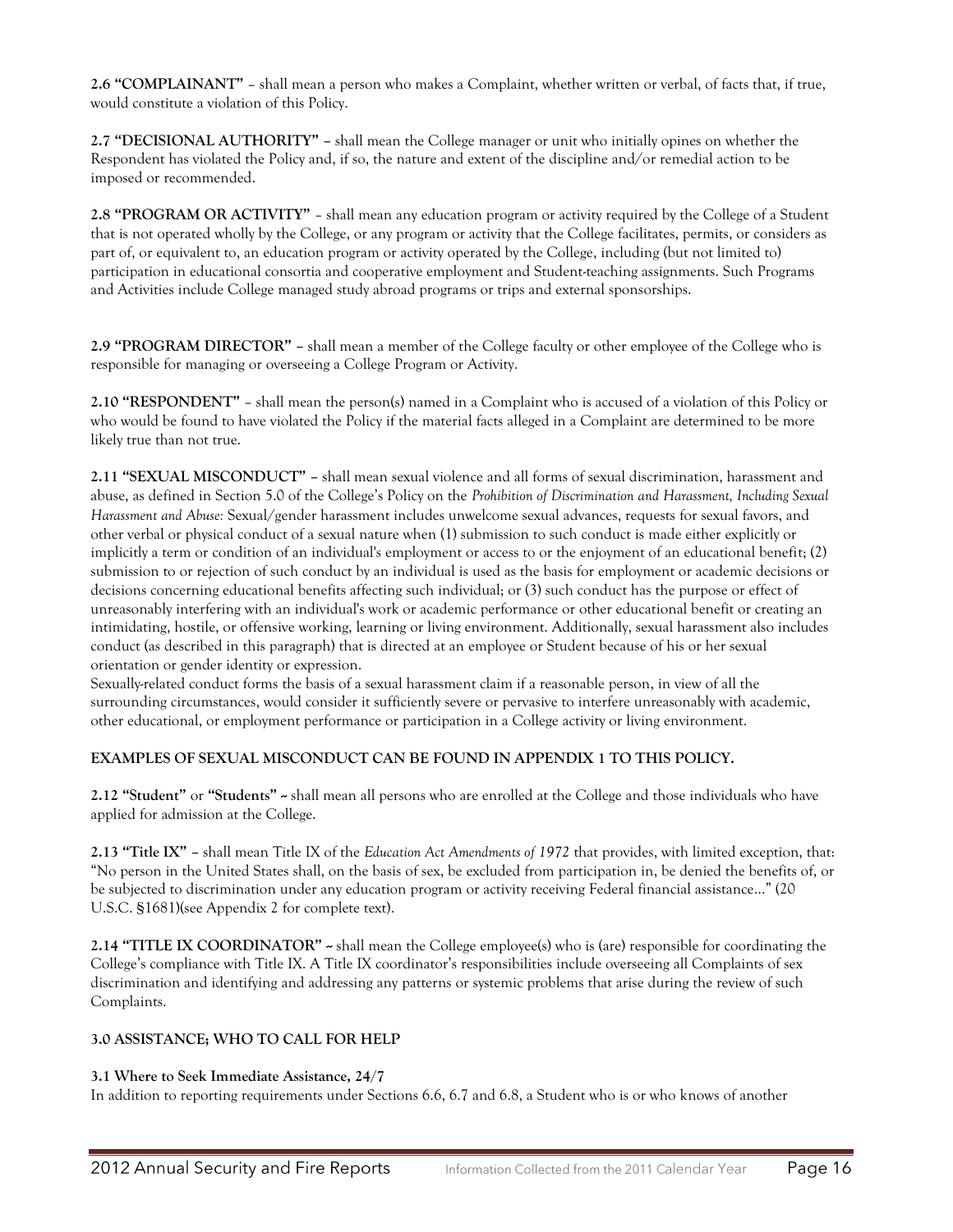**2.6 "COMPLAINANT"** – shall mean a person who makes a Complaint, whether written or verbal, of facts that, if true, would constitute a violation of this Policy.

**2.7 "DECISIONAL AUTHORITY" –** shall mean the College manager or unit who initially opines on whether the Respondent has violated the Policy and, if so, the nature and extent of the discipline and/or remedial action to be imposed or recommended.

**2.8 "PROGRAM OR ACTIVITY"** – shall mean any education program or activity required by the College of a Student that is not operated wholly by the College, or any program or activity that the College facilitates, permits, or considers as part of, or equivalent to, an education program or activity operated by the College, including (but not limited to) participation in educational consortia and cooperative employment and Student-teaching assignments. Such Programs and Activities include College managed study abroad programs or trips and external sponsorships.

**2.9 "PROGRAM DIRECTOR" –** shall mean a member of the College faculty or other employee of the College who is responsible for managing or overseeing a College Program or Activity.

**2.10 "RESPONDENT"** – shall mean the person(s) named in a Complaint who is accused of a violation of this Policy or who would be found to have violated the Policy if the material facts alleged in a Complaint are determined to be more likely true than not true.

**2.11 "SEXUAL MISCONDUCT" –** shall mean sexual violence and all forms of sexual discrimination, harassment and abuse, as defined in Section 5.0 of the College's Policy on the *Prohibition of Discrimination and Harassment, Including Sexual Harassment and Abuse:* Sexual/gender harassment includes unwelcome sexual advances, requests for sexual favors, and other verbal or physical conduct of a sexual nature when (1) submission to such conduct is made either explicitly or implicitly a term or condition of an individual's employment or access to or the enjoyment of an educational benefit; (2) submission to or rejection of such conduct by an individual is used as the basis for employment or academic decisions or decisions concerning educational benefits affecting such individual; or (3) such conduct has the purpose or effect of unreasonably interfering with an individual's work or academic performance or other educational benefit or creating an intimidating, hostile, or offensive working, learning or living environment. Additionally, sexual harassment also includes conduct (as described in this paragraph) that is directed at an employee or Student because of his or her sexual orientation or gender identity or expression.

Sexually-related conduct forms the basis of a sexual harassment claim if a reasonable person, in view of all the surrounding circumstances, would consider it sufficiently severe or pervasive to interfere unreasonably with academic, other educational, or employment performance or participation in a College activity or living environment.

**EXAMPLES OF SEXUAL MISCONDUCT CAN BE FOUND IN APPENDIX 1 TO THIS POLICY.**

**2.12 "Student"** or **"Students" –** shall mean all persons who are enrolled at the College and those individuals who have applied for admission at the College.

**2.13 "Title IX" –** shall mean Title IX of the *Education Act Amendments of 1972* that provides, with limited exception, that: "No person in the United States shall, on the basis of sex, be excluded from participation in, be denied the benefits of, or be subjected to discrimination under any education program or activity receiving Federal financial assistance…" (20 U.S.C. §1681)(see Appendix 2 for complete text).

**2.14 "TITLE IX COORDINATOR" –** shall mean the College employee(s) who is (are) responsible for coordinating the College's compliance with Title IX. A Title IX coordinator's responsibilities include overseeing all Complaints of sex discrimination and identifying and addressing any patterns or systemic problems that arise during the review of such Complaints.

## 3.0 ASSISTANCE; WHO TO CALL FOR HELP

### 3.1 Where to Seek Immediate Assistance, 24/7

In addition to reporting requirements under Sections 6.6, 6.7 and 6.8, a Student who is or who knows of another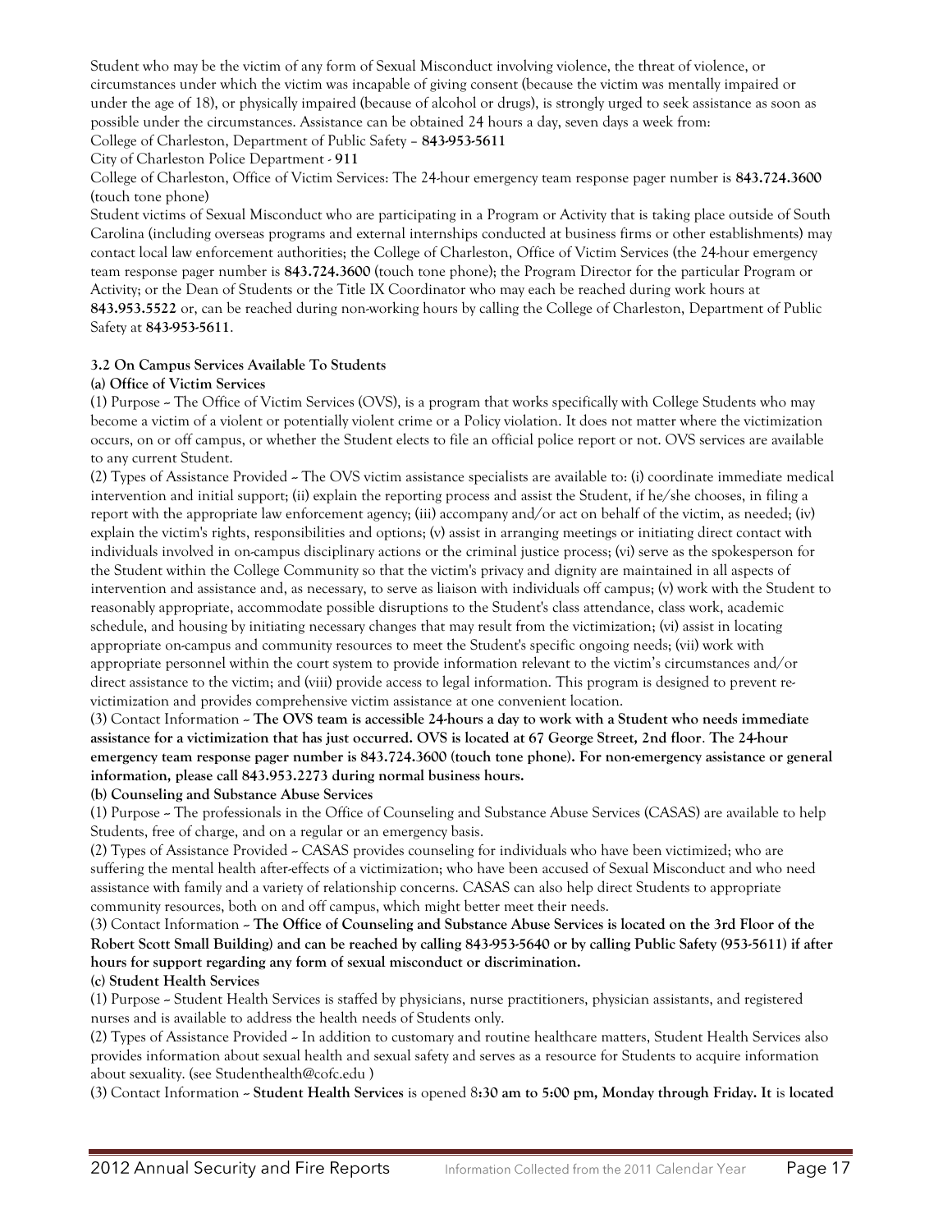Student who may be the victim of any form of Sexual Misconduct involving violence, the threat of violence, or circumstances under which the victim was incapable of giving consent (because the victim was mentally impaired or under the age of 18), or physically impaired (because of alcohol or drugs), is strongly urged to seek assistance as soon as possible under the circumstances. Assistance can be obtained 24 hours a day, seven days a week from:

College of Charleston, Department of Public Safety – **843-953-5611**

City of Charleston Police Department - **911**

College of Charleston, Office of Victim Services: The 24-hour emergency team response pager number is **843.724.3600** (touch tone phone)

Student victims of Sexual Misconduct who are participating in a Program or Activity that is taking place outside of South Carolina (including overseas programs and external internships conducted at business firms or other establishments) may contact local law enforcement authorities; the College of Charleston, Office of Victim Services (the 24-hour emergency team response pager number is **843.724.3600** (touch tone phone); the Program Director for the particular Program or Activity; or the Dean of Students or the Title IX Coordinator who may each be reached during work hours at **843.953.5522** or, can be reached during non-working hours by calling the College of Charleston, Department of Public Safety at **843-953-5611**.

**3.2 On Campus Services Available To Students**

**(a) Office of Victim Services**

(1) Purpose – The Office of Victim Services (OVS), is a program that works specifically with College Students who may become a victim of a violent or potentially violent crime or a Policy violation. It does not matter where the victimization occurs, on or off campus, or whether the Student elects to file an official police report or not. OVS services are available to any current Student.

(2) Types of Assistance Provided – The OVS victim assistance specialists are available to: (i) coordinate immediate medical intervention and initial support; (ii) explain the reporting process and assist the Student, if he/she chooses, in filing a report with the appropriate law enforcement agency; (iii) accompany and/or act on behalf of the victim, as needed; (iv) explain the victim's rights, responsibilities and options; (v) assist in arranging meetings or initiating direct contact with individuals involved in on-campus disciplinary actions or the criminal justice process; (vi) serve as the spokesperson for the Student within the College Community so that the victim's privacy and dignity are maintained in all aspects of intervention and assistance and, as necessary, to serve as liaison with individuals off campus; (v) work with the Student to reasonably appropriate, accommodate possible disruptions to the Student's class attendance, class work, academic schedule, and housing by initiating necessary changes that may result from the victimization; (vi) assist in locating appropriate on-campus and community resources to meet the Student's specific ongoing needs; (vii) work with appropriate personnel within the court system to provide information relevant to the victim's circumstances and/or direct assistance to the victim; and (viii) provide access to legal information. This program is designed to prevent re-victimization and provides comprehensive victim assistance at one convenient location.

(3) Contact Information – **The OVS team is accessible 24-hours a day to work with a Student who needs immediate assistance for a victimization that has just occurred. OVS is located at 67 George Street, 2nd floor**. **The 24-hour emergency team response pager number is 843.724.3600 (touch tone phone). For non-emergency assistance or general information, please call 843.953.2273 during normal business hours.**

**(b) Counseling and Substance Abuse Services**

(1) Purpose – The professionals in the Office of Counseling and Substance Abuse Services (CASAS) are available to help Students, free of charge, and on a regular or an emergency basis.

(2) Types of Assistance Provided – CASAS provides counseling for individuals who have been victimized; who are suffering the mental health after-effects of a victimization; who have been accused of Sexual Misconduct and who need assistance with family and a variety of relationship concerns. CASAS can also help direct Students to appropriate community resources, both on and off campus, which might better meet their needs.

(3) Contact Information – **The Office of Counseling and Substance Abuse Services is located on the 3rd Floor of the Robert Scott Small Building) and can be reached by calling 843-953-5640 or by calling Public Safety (953-5611) if after hours for support regarding any form of sexual misconduct or discrimination.**

**(c) Student Health Services**

(1) Purpose – Student Health Services is staffed by physicians, nurse practitioners, physician assistants, and registered nurses and is available to address the health needs of Students only.

(2) Types of Assistance Provided – In addition to customary and routine healthcare matters, Student Health Services also provides information about sexual health and sexual safety and serves as a resource for Students to acquire information about sexuality. (see Studenthealth@cofc.edu )

(3) Contact Information – **Student Health Services** is opened 8**:30 am to 5:00 pm, Monday through Friday. It** is **located**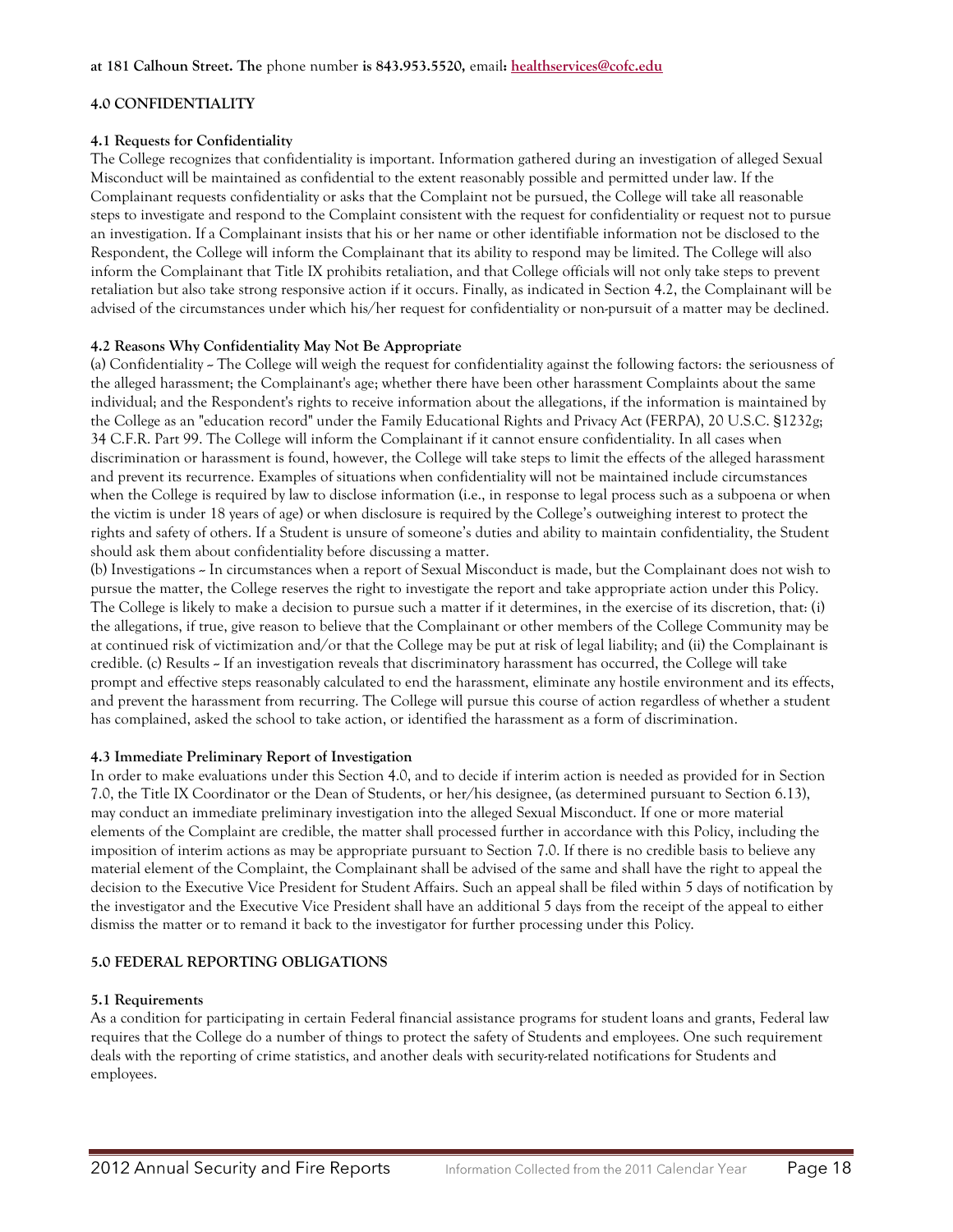**at 181 Calhoun Street. The** phone number **is 843.953.5520,** email**: healthservices@cofc.edu**

**4.0 CONFIDENTIALITY**

**4.1 Requests for Confidentiality**

The College recognizes that confidentiality is important. Information gathered during an investigation of alleged Sexual Misconduct will be maintained as confidential to the extent reasonably possible and permitted under law. If the Complainant requests confidentiality or asks that the Complaint not be pursued, the College will take all reasonable steps to investigate and respond to the Complaint consistent with the request for confidentiality or request not to pursue an investigation. If a Complainant insists that his or her name or other identifiable information not be disclosed to the Respondent, the College will inform the Complainant that its ability to respond may be limited. The College will also inform the Complainant that Title IX prohibits retaliation, and that College officials will not only take steps to prevent retaliation but also take strong responsive action if it occurs. Finally, as indicated in Section 4.2, the Complainant will be advised of the circumstances under which his/her request for confidentiality or non-pursuit of a matter may be declined.

**4.2 Reasons Why Confidentiality May Not Be Appropriate**

(a) Confidentiality ~ The College will weigh the request for confidentiality against the following factors: the seriousness of the alleged harassment; the Complainant's age; whether there have been other harassment Complaints about the same individual; and the Respondent's rights to receive information about the allegations, if the information is maintained by the College as an "education record" under the Family Educational Rights and Privacy Act (FERPA), 20 U.S.C. §1232g; 34 C.F.R. Part 99. The College will inform the Complainant if it cannot ensure confidentiality. In all cases when discrimination or harassment is found, however, the College will take steps to limit the effects of the alleged harassment and prevent its recurrence. Examples of situations when confidentiality will not be maintained include circumstances when the College is required by law to disclose information (i.e., in response to legal process such as a subpoena or when the victim is under 18 years of age) or when disclosure is required by the College's outweighing interest to protect the rights and safety of others. If a Student is unsure of someone's duties and ability to maintain confidentiality, the Student should ask them about confidentiality before discussing a matter.

(b) Investigations ~ In circumstances when a report of Sexual Misconduct is made, but the Complainant does not wish to pursue the matter, the College reserves the right to investigate the report and take appropriate action under this Policy. The College is likely to make a decision to pursue such a matter if it determines, in the exercise of its discretion, that: (i) the allegations, if true, give reason to believe that the Complainant or other members of the College Community may be at continued risk of victimization and/or that the College may be put at risk of legal liability; and (ii) the Complainant is credible. (c) Results ~ If an investigation reveals that discriminatory harassment has occurred, the College will take prompt and effective steps reasonably calculated to end the harassment, eliminate any hostile environment and its effects, and prevent the harassment from recurring. The College will pursue this course of action regardless of whether a student has complained, asked the school to take action, or identified the harassment as a form of discrimination.

**4.3 Immediate Preliminary Report of Investigation**

In order to make evaluations under this Section 4.0, and to decide if interim action is needed as provided for in Section 7.0, the Title IX Coordinator or the Dean of Students, or her/his designee, (as determined pursuant to Section 6.13), may conduct an immediate preliminary investigation into the alleged Sexual Misconduct. If one or more material elements of the Complaint are credible, the matter shall processed further in accordance with this Policy, including the imposition of interim actions as may be appropriate pursuant to Section 7.0. If there is no credible basis to believe any material element of the Complaint, the Complainant shall be advised of the same and shall have the right to appeal the decision to the Executive Vice President for Student Affairs. Such an appeal shall be filed within 5 days of notification by the investigator and the Executive Vice President shall have an additional 5 days from the receipt of the appeal to either dismiss the matter or to remand it back to the investigator for further processing under this Policy.

**5.0 FEDERAL REPORTING OBLIGATIONS**

**5.1 Requirements**

As a condition for participating in certain Federal financial assistance programs for student loans and grants, Federal law requires that the College do a number of things to protect the safety of Students and employees. One such requirement deals with the reporting of crime statistics, and another deals with security-related notifications for Students and employees.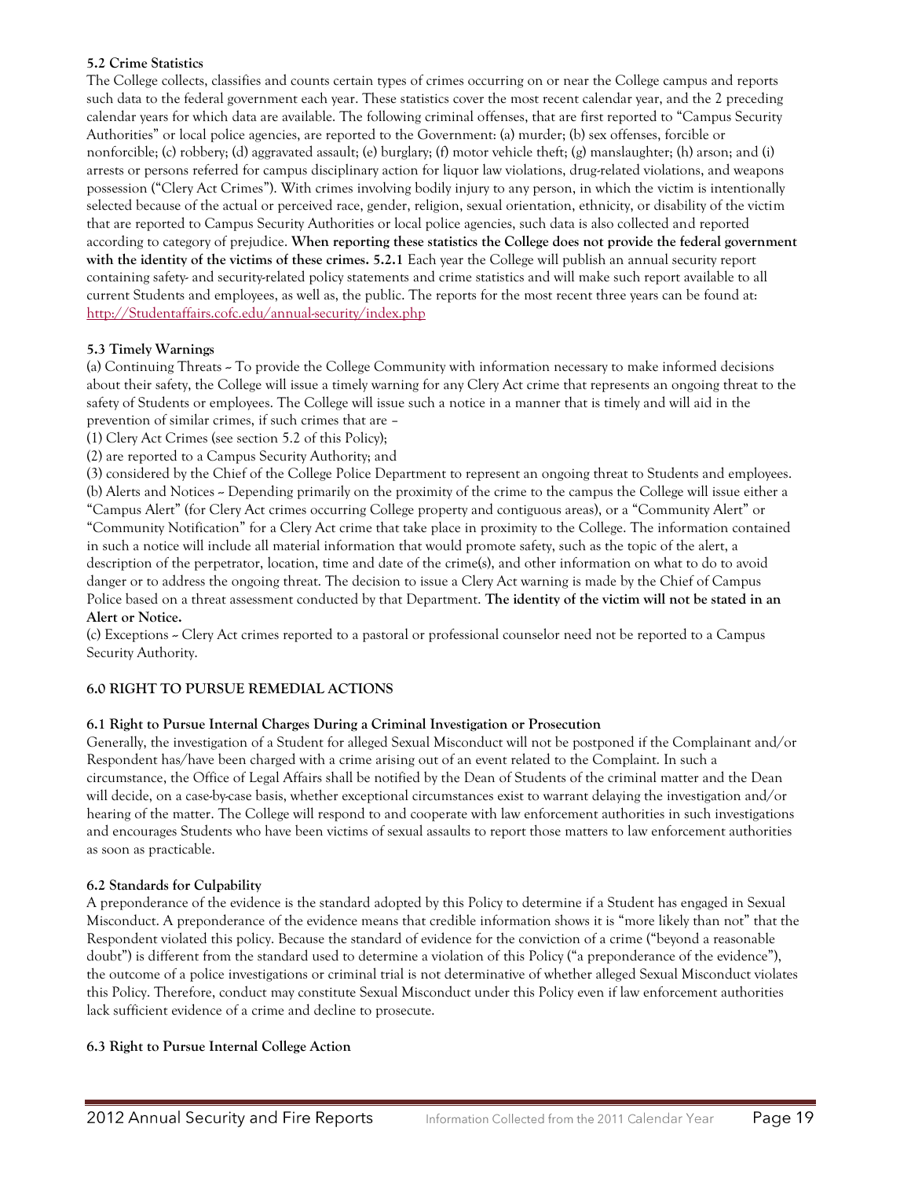**5.2 Crime Statistics**

The College collects, classifies and counts certain types of crimes occurring on or near the College campus and reports such data to the federal government each year. These statistics cover the most recent calendar year, and the 2 preceding calendar years for which data are available. The following criminal offenses, that are first reported to "Campus Security Authorities" or local police agencies, are reported to the Government: (a) murder; (b) sex offenses, forcible or nonforcible; (c) robbery; (d) aggravated assault; (e) burglary; (f) motor vehicle theft; (g) manslaughter; (h) arson; and (i) arrests or persons referred for campus disciplinary action for liquor law violations, drug-related violations, and weapons possession ("Clery Act Crimes"). With crimes involving bodily injury to any person, in which the victim is intentionally selected because of the actual or perceived race, gender, religion, sexual orientation, ethnicity, or disability of the victim that are reported to Campus Security Authorities or local police agencies, such data is also collected and reported according to category of prejudice. **When reporting these statistics the College does not provide the federal government with the identity of the victims of these crimes. 5.2.1** Each year the College will publish an annual security report containing safety- and security-related policy statements and crime statistics and will make such report available to all current Students and employees, as well as, the public. The reports for the most recent three years can be found at: http://Studentaffairs.cofc.edu/annual-security/index.php

**5.3 Timely Warnings**

(a) Continuing Threats ~ To provide the College Community with information necessary to make informed decisions about their safety, the College will issue a timely warning for any Clery Act crime that represents an ongoing threat to the safety of Students or employees. The College will issue such a notice in a manner that is timely and will aid in the prevention of similar crimes, if such crimes that are –

(1) Clery Act Crimes (see section 5.2 of this Policy);

(2) are reported to a Campus Security Authority; and

(3) considered by the Chief of the College Police Department to represent an ongoing threat to Students and employees.

(b) Alerts and Notices ~ Depending primarily on the proximity of the crime to the campus the College will issue either a "Campus Alert" (for Clery Act crimes occurring College property and contiguous areas), or a "Community Alert" or "Community Notification" for a Clery Act crime that take place in proximity to the College. The information contained in such a notice will include all material information that would promote safety, such as the topic of the alert, a description of the perpetrator, location, time and date of the crime(s), and other information on what to do to avoid danger or to address the ongoing threat. The decision to issue a Clery Act warning is made by the Chief of Campus Police based on a threat assessment conducted by that Department. **The identity of the victim will not be stated in an Alert or Notice.**

(c) Exceptions ~ Clery Act crimes reported to a pastoral or professional counselor need not be reported to a Campus Security Authority.

## 6.0 RIGHT TO PURSUE REMEDIAL ACTIONS

**6.1 Right to Pursue Internal Charges During a Criminal Investigation or Prosecution**

Generally, the investigation of a Student for alleged Sexual Misconduct will not be postponed if the Complainant and/or Respondent has/have been charged with a crime arising out of an event related to the Complaint. In such a circumstance, the Office of Legal Affairs shall be notified by the Dean of Students of the criminal matter and the Dean will decide, on a case-by-case basis, whether exceptional circumstances exist to warrant delaying the investigation and/or hearing of the matter. The College will respond to and cooperate with law enforcement authorities in such investigations and encourages Students who have been victims of sexual assaults to report those matters to law enforcement authorities as soon as practicable.

**6.2 Standards for Culpability**

A preponderance of the evidence is the standard adopted by this Policy to determine if a Student has engaged in Sexual Misconduct. A preponderance of the evidence means that credible information shows it is "more likely than not" that the Respondent violated this policy. Because the standard of evidence for the conviction of a crime ("beyond a reasonable doubt") is different from the standard used to determine a violation of this Policy ("a preponderance of the evidence"), the outcome of a police investigations or criminal trial is not determinative of whether alleged Sexual Misconduct violates this Policy. Therefore, conduct may constitute Sexual Misconduct under this Policy even if law enforcement authorities lack sufficient evidence of a crime and decline to prosecute.

**6.3 Right to Pursue Internal College Action**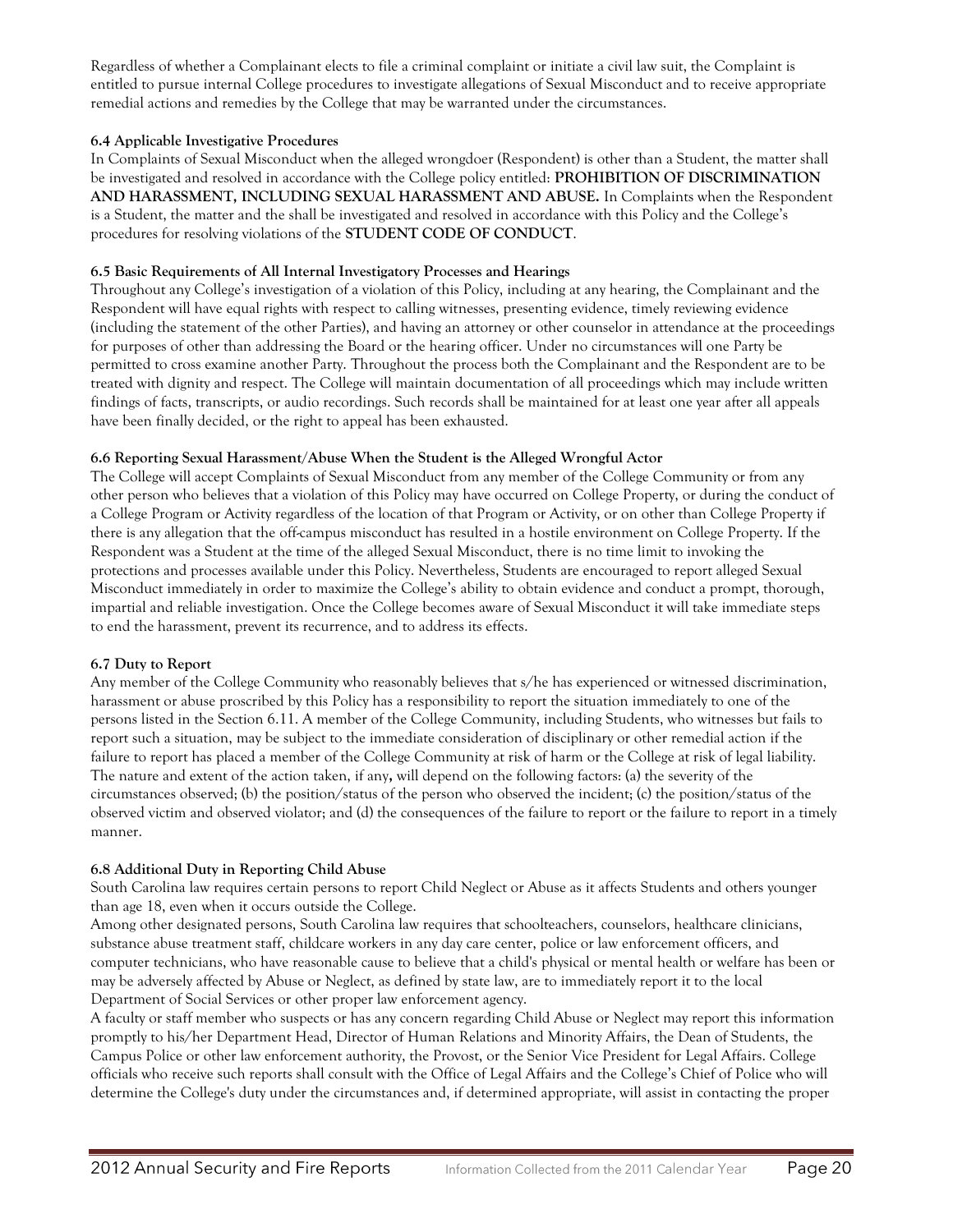Regardless of whether a Complainant elects to file a criminal complaint or initiate a civil law suit, the Complaint is entitled to pursue internal College procedures to investigate allegations of Sexual Misconduct and to receive appropriate remedial actions and remedies by the College that may be warranted under the circumstances.

**6.4 Applicable Investigative Procedures**

In Complaints of Sexual Misconduct when the alleged wrongdoer (Respondent) is other than a Student, the matter shall be investigated and resolved in accordance with the College policy entitled: **PROHIBITION OF DISCRIMINATION AND HARASSMENT, INCLUDING SEXUAL HARASSMENT AND ABUSE.** In Complaints when the Respondent is a Student, the matter and the shall be investigated and resolved in accordance with this Policy and the College's procedures for resolving violations of the **STUDENT CODE OF CONDUCT**.

**6.5 Basic Requirements of All Internal Investigatory Processes and Hearings**

Throughout any College's investigation of a violation of this Policy, including at any hearing, the Complainant and the Respondent will have equal rights with respect to calling witnesses, presenting evidence, timely reviewing evidence (including the statement of the other Parties), and having an attorney or other counselor in attendance at the proceedings for purposes of other than addressing the Board or the hearing officer. Under no circumstances will one Party be permitted to cross examine another Party. Throughout the process both the Complainant and the Respondent are to be treated with dignity and respect. The College will maintain documentation of all proceedings which may include written findings of facts, transcripts, or audio recordings. Such records shall be maintained for at least one year after all appeals have been finally decided, or the right to appeal has been exhausted.

**6.6 Reporting Sexual Harassment/Abuse When the Student is the Alleged Wrongful Actor**

The College will accept Complaints of Sexual Misconduct from any member of the College Community or from any other person who believes that a violation of this Policy may have occurred on College Property, or during the conduct of a College Program or Activity regardless of the location of that Program or Activity, or on other than College Property if there is any allegation that the off-campus misconduct has resulted in a hostile environment on College Property. If the Respondent was a Student at the time of the alleged Sexual Misconduct, there is no time limit to invoking the protections and processes available under this Policy. Nevertheless, Students are encouraged to report alleged Sexual Misconduct immediately in order to maximize the College's ability to obtain evidence and conduct a prompt, thorough, impartial and reliable investigation. Once the College becomes aware of Sexual Misconduct it will take immediate steps to end the harassment, prevent its recurrence, and to address its effects.

**6.7 Duty to Report**

Any member of the College Community who reasonably believes that s/he has experienced or witnessed discrimination, harassment or abuse proscribed by this Policy has a responsibility to report the situation immediately to one of the persons listed in the Section 6.11. A member of the College Community, including Students, who witnesses but fails to report such a situation, may be subject to the immediate consideration of disciplinary or other remedial action if the failure to report has placed a member of the College Community at risk of harm or the College at risk of legal liability. The nature and extent of the action taken, if any**,** will depend on the following factors: (a) the severity of the circumstances observed; (b) the position/status of the person who observed the incident; (c) the position/status of the observed victim and observed violator; and (d) the consequences of the failure to report or the failure to report in a timely manner.

**6.8 Additional Duty in Reporting Child Abuse**

South Carolina law requires certain persons to report Child Neglect or Abuse as it affects Students and others younger than age 18, even when it occurs outside the College.

Among other designated persons, South Carolina law requires that schoolteachers, counselors, healthcare clinicians, substance abuse treatment staff, childcare workers in any day care center, police or law enforcement officers, and computer technicians, who have reasonable cause to believe that a child's physical or mental health or welfare has been or may be adversely affected by Abuse or Neglect, as defined by state law, are to immediately report it to the local Department of Social Services or other proper law enforcement agency.

A faculty or staff member who suspects or has any concern regarding Child Abuse or Neglect may report this information promptly to his/her Department Head, Director of Human Relations and Minority Affairs, the Dean of Students, the Campus Police or other law enforcement authority, the Provost, or the Senior Vice President for Legal Affairs. College officials who receive such reports shall consult with the Office of Legal Affairs and the College's Chief of Police who will determine the College's duty under the circumstances and, if determined appropriate, will assist in contacting the proper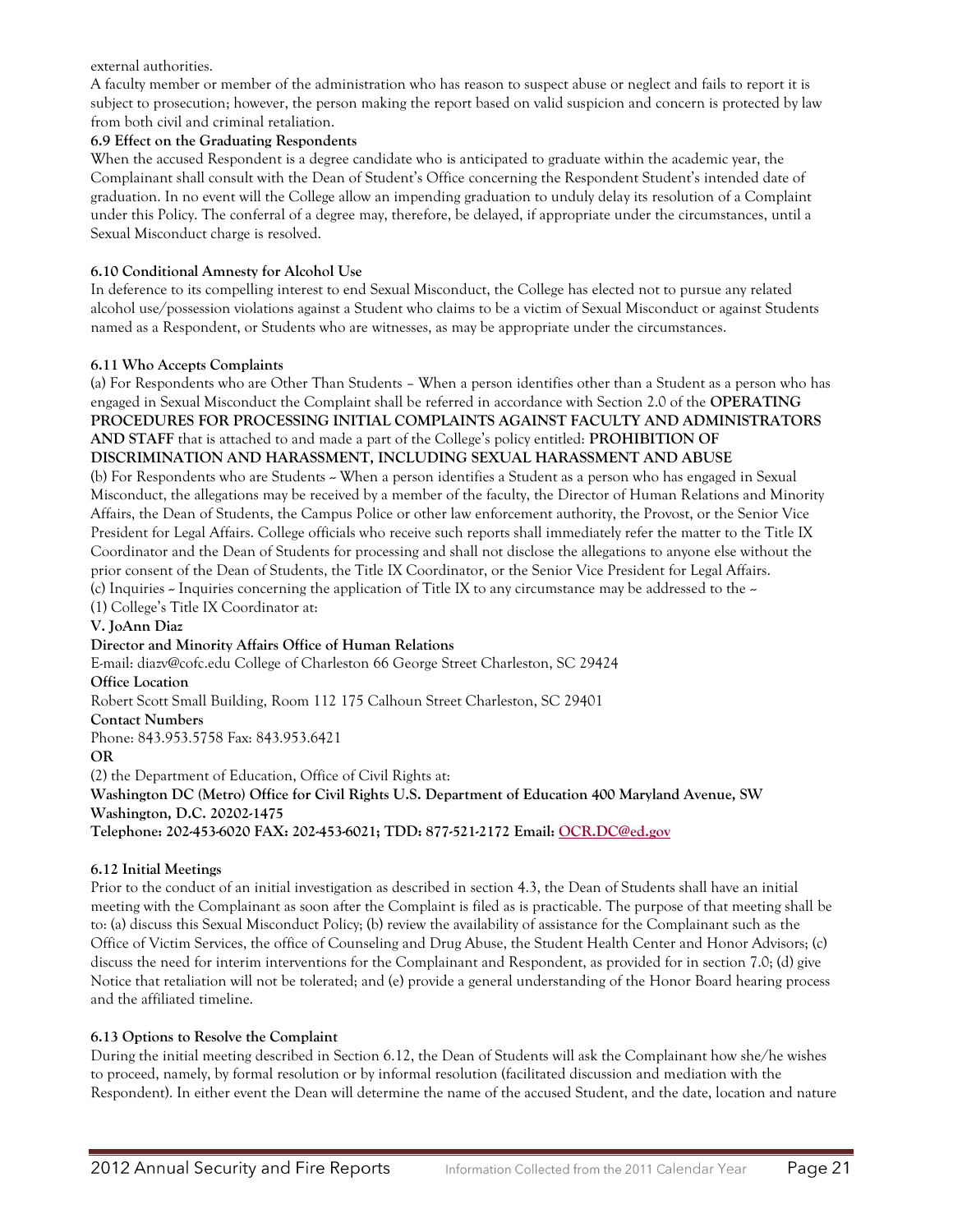external authorities.

A faculty member or member of the administration who has reason to suspect abuse or neglect and fails to report it is subject to prosecution; however, the person making the report based on valid suspicion and concern is protected by law from both civil and criminal retaliation.

**6.9 Effect on the Graduating Respondents**

When the accused Respondent is a degree candidate who is anticipated to graduate within the academic year, the Complainant shall consult with the Dean of Student's Office concerning the Respondent Student's intended date of graduation. In no event will the College allow an impending graduation to unduly delay its resolution of a Complaint under this Policy. The conferral of a degree may, therefore, be delayed, if appropriate under the circumstances, until a Sexual Misconduct charge is resolved.

**6.10 Conditional Amnesty for Alcohol Use**

In deference to its compelling interest to end Sexual Misconduct, the College has elected not to pursue any related alcohol use/possession violations against a Student who claims to be a victim of Sexual Misconduct or against Students named as a Respondent, or Students who are witnesses, as may be appropriate under the circumstances.

**6.11 Who Accepts Complaints**

(a) For Respondents who are Other Than Students – When a person identifies other than a Student as a person who has engaged in Sexual Misconduct the Complaint shall be referred in accordance with Section 2.0 of the **OPERATING PROCEDURES FOR PROCESSING INITIAL COMPLAINTS AGAINST FACULTY AND ADMINISTRATORS AND STAFF** that is attached to and made a part of the College's policy entitled: **PROHIBITION OF DISCRIMINATION AND HARASSMENT, INCLUDING SEXUAL HARASSMENT AND ABUSE**

(b) For Respondents who are Students ~ When a person identifies a Student as a person who has engaged in Sexual Misconduct, the allegations may be received by a member of the faculty, the Director of Human Relations and Minority Affairs, the Dean of Students, the Campus Police or other law enforcement authority, the Provost, or the Senior Vice President for Legal Affairs. College officials who receive such reports shall immediately refer the matter to the Title IX Coordinator and the Dean of Students for processing and shall not disclose the allegations to anyone else without the prior consent of the Dean of Students, the Title IX Coordinator, or the Senior Vice President for Legal Affairs.

(c) Inquiries ~ Inquiries concerning the application of Title IX to any circumstance may be addressed to the ~

(1) College's Title IX Coordinator at:

**V. JoAnn Diaz**

**Director and Minority Affairs Office of Human Relations**

E-mail: diazv@cofc.edu College of Charleston 66 George Street Charleston, SC 29424

**Office Location**

Robert Scott Small Building, Room 112 175 Calhoun Street Charleston, SC 29401

**Contact Numbers**

Phone: 843.953.5758 Fax: 843.953.6421

**OR**

(2) the Department of Education, Office of Civil Rights at:

**Washington DC (Metro) Office for Civil Rights U.S. Department of Education 400 Maryland Avenue, SW Washington, D.C. 20202-1475**

**Telephone: 202-453-6020 FAX: 202-453-6021; TDD: 877-521-2172 Email: OCR.DC@ed.gov**

**6.12 Initial Meetings**

Prior to the conduct of an initial investigation as described in section 4.3, the Dean of Students shall have an initial meeting with the Complainant as soon after the Complaint is filed as is practicable. The purpose of that meeting shall be to: (a) discuss this Sexual Misconduct Policy; (b) review the availability of assistance for the Complainant such as the Office of Victim Services, the office of Counseling and Drug Abuse, the Student Health Center and Honor Advisors; (c) discuss the need for interim interventions for the Complainant and Respondent, as provided for in section 7.0; (d) give Notice that retaliation will not be tolerated; and (e) provide a general understanding of the Honor Board hearing process and the affiliated timeline.

**6.13 Options to Resolve the Complaint**

During the initial meeting described in Section 6.12, the Dean of Students will ask the Complainant how she/he wishes to proceed, namely, by formal resolution or by informal resolution (facilitated discussion and mediation with the Respondent). In either event the Dean will determine the name of the accused Student, and the date, location and nature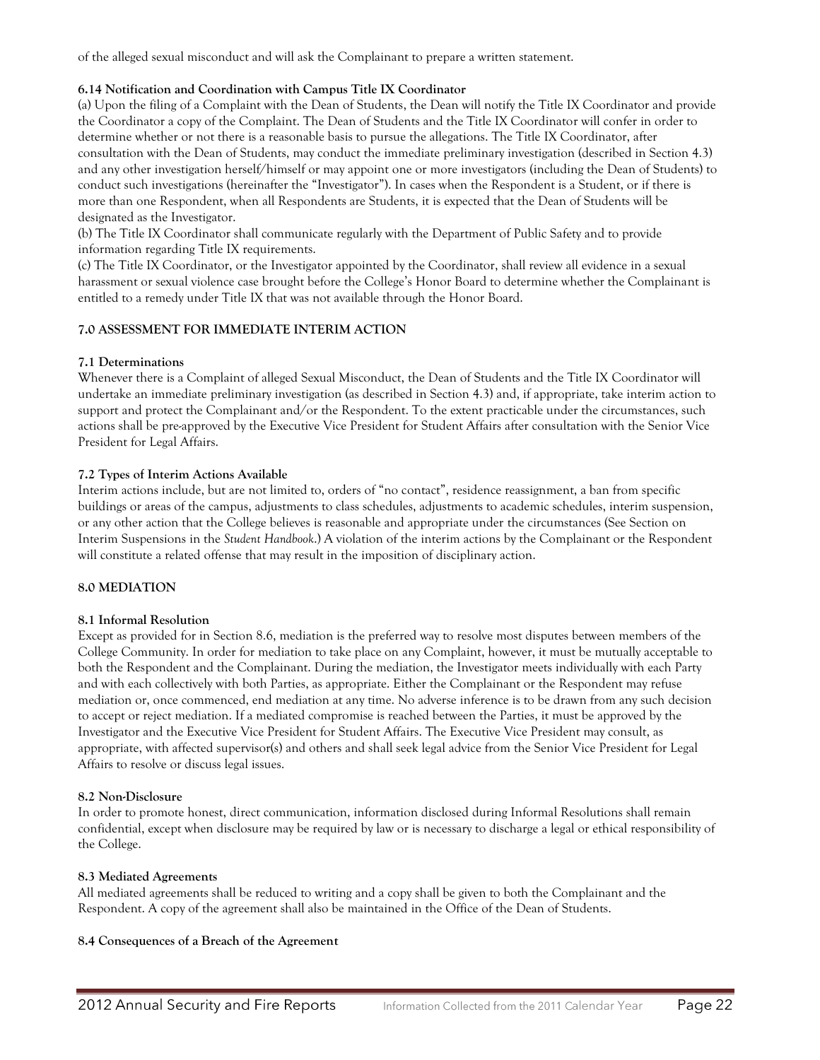of the alleged sexual misconduct and will ask the Complainant to prepare a written statement.

**6.14 Notification and Coordination with Campus Title IX Coordinator**

(a) Upon the filing of a Complaint with the Dean of Students, the Dean will notify the Title IX Coordinator and provide the Coordinator a copy of the Complaint. The Dean of Students and the Title IX Coordinator will confer in order to determine whether or not there is a reasonable basis to pursue the allegations. The Title IX Coordinator, after consultation with the Dean of Students, may conduct the immediate preliminary investigation (described in Section 4.3) and any other investigation herself/himself or may appoint one or more investigators (including the Dean of Students) to conduct such investigations (hereinafter the "Investigator"). In cases when the Respondent is a Student, or if there is more than one Respondent, when all Respondents are Students, it is expected that the Dean of Students will be designated as the Investigator.

(b) The Title IX Coordinator shall communicate regularly with the Department of Public Safety and to provide information regarding Title IX requirements.

(c) The Title IX Coordinator, or the Investigator appointed by the Coordinator, shall review all evidence in a sexual harassment or sexual violence case brought before the College's Honor Board to determine whether the Complainant is entitled to a remedy under Title IX that was not available through the Honor Board.

## 7.0 ASSESSMENT FOR IMMEDIATE INTERIM ACTION

**7.1 Determinations**

Whenever there is a Complaint of alleged Sexual Misconduct, the Dean of Students and the Title IX Coordinator will undertake an immediate preliminary investigation (as described in Section 4.3) and, if appropriate, take interim action to support and protect the Complainant and/or the Respondent. To the extent practicable under the circumstances, such actions shall be pre-approved by the Executive Vice President for Student Affairs after consultation with the Senior Vice President for Legal Affairs.

**7.2 Types of Interim Actions Available**

Interim actions include, but are not limited to, orders of "no contact", residence reassignment, a ban from specific buildings or areas of the campus, adjustments to class schedules, adjustments to academic schedules, interim suspension, or any other action that the College believes is reasonable and appropriate under the circumstances (See Section on Interim Suspensions in the *Student Handbook*.) A violation of the interim actions by the Complainant or the Respondent will constitute a related offense that may result in the imposition of disciplinary action.

## 8.0 MEDIATION

**8.1 Informal Resolution**

Except as provided for in Section 8.6, mediation is the preferred way to resolve most disputes between members of the College Community. In order for mediation to take place on any Complaint, however, it must be mutually acceptable to both the Respondent and the Complainant. During the mediation, the Investigator meets individually with each Party and with each collectively with both Parties, as appropriate. Either the Complainant or the Respondent may refuse mediation or, once commenced, end mediation at any time. No adverse inference is to be drawn from any such decision to accept or reject mediation. If a mediated compromise is reached between the Parties, it must be approved by the Investigator and the Executive Vice President for Student Affairs. The Executive Vice President may consult, as appropriate, with affected supervisor(s) and others and shall seek legal advice from the Senior Vice President for Legal Affairs to resolve or discuss legal issues.

**8.2 Non-Disclosure**

In order to promote honest, direct communication, information disclosed during Informal Resolutions shall remain confidential, except when disclosure may be required by law or is necessary to discharge a legal or ethical responsibility of the College.

**8.3 Mediated Agreements**

All mediated agreements shall be reduced to writing and a copy shall be given to both the Complainant and the Respondent. A copy of the agreement shall also be maintained in the Office of the Dean of Students.

**8.4 Consequences of a Breach of the Agreement**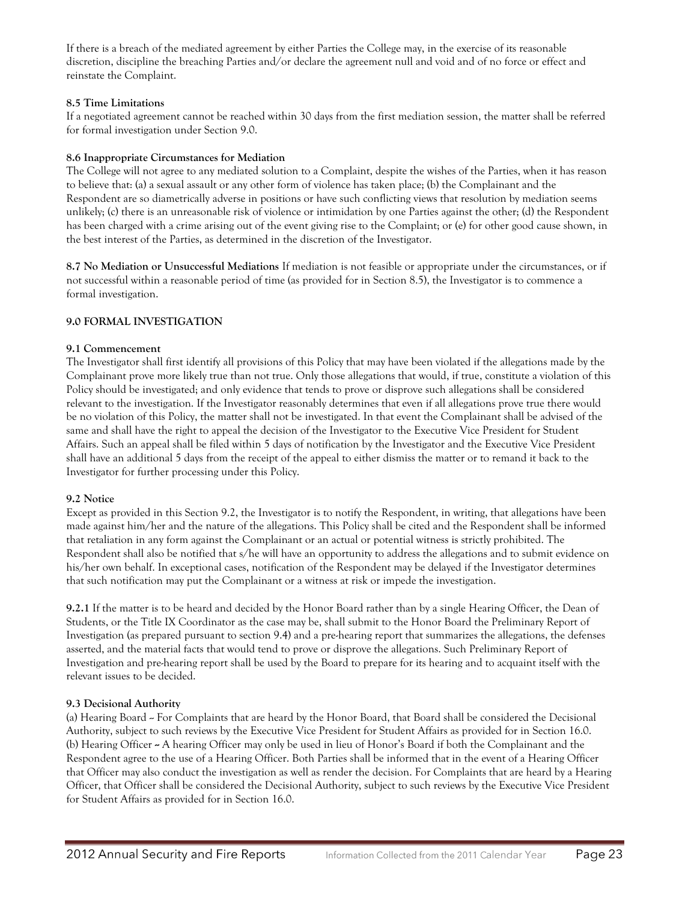If there is a breach of the mediated agreement by either Parties the College may, in the exercise of its reasonable discretion, discipline the breaching Parties and/or declare the agreement null and void and of no force or effect and reinstate the Complaint.

**8.5 Time Limitations**

If a negotiated agreement cannot be reached within 30 days from the first mediation session, the matter shall be referred for formal investigation under Section 9.0.

**8.6 Inappropriate Circumstances for Mediation**

The College will not agree to any mediated solution to a Complaint, despite the wishes of the Parties, when it has reason to believe that: (a) a sexual assault or any other form of violence has taken place; (b) the Complainant and the Respondent are so diametrically adverse in positions or have such conflicting views that resolution by mediation seems unlikely; (c) there is an unreasonable risk of violence or intimidation by one Parties against the other; (d) the Respondent has been charged with a crime arising out of the event giving rise to the Complaint; or (e) for other good cause shown, in the best interest of the Parties, as determined in the discretion of the Investigator.

**8.7 No Mediation or Unsuccessful Mediations** If mediation is not feasible or appropriate under the circumstances, or if not successful within a reasonable period of time (as provided for in Section 8.5), the Investigator is to commence a formal investigation.

**9.0 FORMAL INVESTIGATION**

**9.1 Commencement**

The Investigator shall first identify all provisions of this Policy that may have been violated if the allegations made by the Complainant prove more likely true than not true. Only those allegations that would, if true, constitute a violation of this Policy should be investigated; and only evidence that tends to prove or disprove such allegations shall be considered relevant to the investigation. If the Investigator reasonably determines that even if all allegations prove true there would be no violation of this Policy, the matter shall not be investigated. In that event the Complainant shall be advised of the same and shall have the right to appeal the decision of the Investigator to the Executive Vice President for Student Affairs. Such an appeal shall be filed within 5 days of notification by the Investigator and the Executive Vice President shall have an additional 5 days from the receipt of the appeal to either dismiss the matter or to remand it back to the Investigator for further processing under this Policy.

**9.2 Notice**

Except as provided in this Section 9.2, the Investigator is to notify the Respondent, in writing, that allegations have been made against him/her and the nature of the allegations. This Policy shall be cited and the Respondent shall be informed that retaliation in any form against the Complainant or an actual or potential witness is strictly prohibited. The Respondent shall also be notified that s/he will have an opportunity to address the allegations and to submit evidence on his/her own behalf. In exceptional cases, notification of the Respondent may be delayed if the Investigator determines that such notification may put the Complainant or a witness at risk or impede the investigation.

**9.2.1** If the matter is to be heard and decided by the Honor Board rather than by a single Hearing Officer, the Dean of Students, or the Title IX Coordinator as the case may be, shall submit to the Honor Board the Preliminary Report of Investigation (as prepared pursuant to section 9.4) and a pre-hearing report that summarizes the allegations, the defenses asserted, and the material facts that would tend to prove or disprove the allegations. Such Preliminary Report of Investigation and pre-hearing report shall be used by the Board to prepare for its hearing and to acquaint itself with the relevant issues to be decided.

**9.3 Decisional Authority**

(a) Hearing Board ~ For Complaints that are heard by the Honor Board, that Board shall be considered the Decisional Authority, subject to such reviews by the Executive Vice President for Student Affairs as provided for in Section 16.0.
(b) Hearing Officer ~ A hearing Officer may only be used in lieu of Honor's Board if both the Complainant and the Respondent agree to the use of a Hearing Officer. Both Parties shall be informed that in the event of a Hearing Officer that Officer may also conduct the investigation as well as render the decision. For Complaints that are heard by a Hearing Officer, that Officer shall be considered the Decisional Authority, subject to such reviews by the Executive Vice President for Student Affairs as provided for in Section 16.0.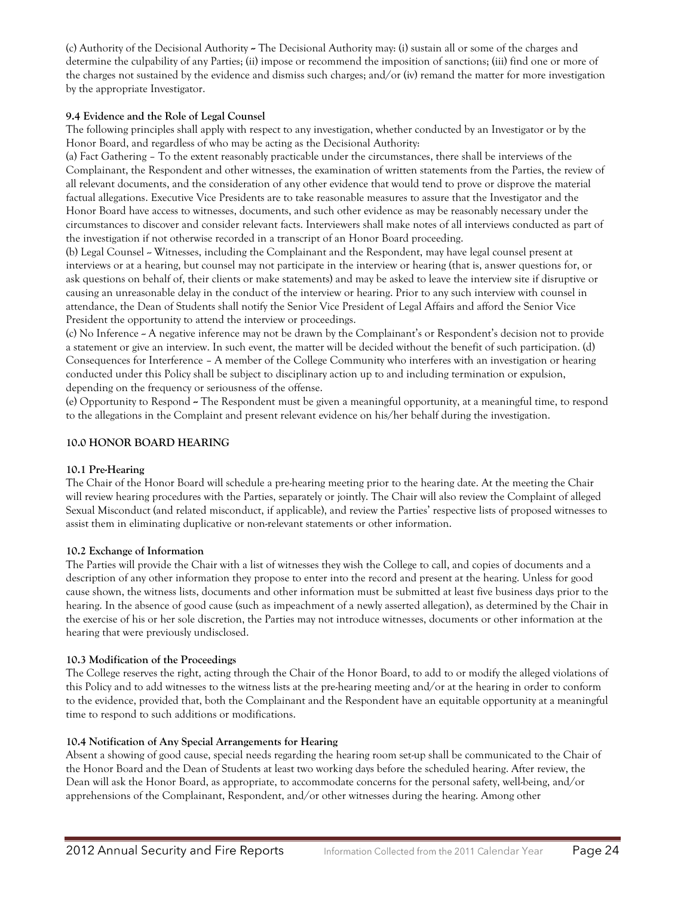(c) Authority of the Decisional Authority – The Decisional Authority may: (i) sustain all or some of the charges and determine the culpability of any Parties; (ii) impose or recommend the imposition of sanctions; (iii) find one or more of the charges not sustained by the evidence and dismiss such charges; and/or (iv) remand the matter for more investigation by the appropriate Investigator.

**9.4 Evidence and the Role of Legal Counsel**

The following principles shall apply with respect to any investigation, whether conducted by an Investigator or by the Honor Board, and regardless of who may be acting as the Decisional Authority:

(a) Fact Gathering – To the extent reasonably practicable under the circumstances, there shall be interviews of the Complainant, the Respondent and other witnesses, the examination of written statements from the Parties, the review of all relevant documents, and the consideration of any other evidence that would tend to prove or disprove the material factual allegations. Executive Vice Presidents are to take reasonable measures to assure that the Investigator and the Honor Board have access to witnesses, documents, and such other evidence as may be reasonably necessary under the circumstances to discover and consider relevant facts. Interviewers shall make notes of all interviews conducted as part of the investigation if not otherwise recorded in a transcript of an Honor Board proceeding.

(b) Legal Counsel – Witnesses, including the Complainant and the Respondent, may have legal counsel present at interviews or at a hearing, but counsel may not participate in the interview or hearing (that is, answer questions for, or ask questions on behalf of, their clients or make statements) and may be asked to leave the interview site if disruptive or causing an unreasonable delay in the conduct of the interview or hearing. Prior to any such interview with counsel in attendance, the Dean of Students shall notify the Senior Vice President of Legal Affairs and afford the Senior Vice President the opportunity to attend the interview or proceedings.

(c) No Inference – A negative inference may not be drawn by the Complainant's or Respondent's decision not to provide a statement or give an interview. In such event, the matter will be decided without the benefit of such participation. (d) Consequences for Interference – A member of the College Community who interferes with an investigation or hearing conducted under this Policy shall be subject to disciplinary action up to and including termination or expulsion, depending on the frequency or seriousness of the offense.

(e) Opportunity to Respond – The Respondent must be given a meaningful opportunity, at a meaningful time, to respond to the allegations in the Complaint and present relevant evidence on his/her behalf during the investigation.

## 10.0 HONOR BOARD HEARING

**10.1 Pre-Hearing**

The Chair of the Honor Board will schedule a pre-hearing meeting prior to the hearing date. At the meeting the Chair will review hearing procedures with the Parties, separately or jointly. The Chair will also review the Complaint of alleged Sexual Misconduct (and related misconduct, if applicable), and review the Parties' respective lists of proposed witnesses to assist them in eliminating duplicative or non-relevant statements or other information.

**10.2 Exchange of Information**

The Parties will provide the Chair with a list of witnesses they wish the College to call, and copies of documents and a description of any other information they propose to enter into the record and present at the hearing. Unless for good cause shown, the witness lists, documents and other information must be submitted at least five business days prior to the hearing. In the absence of good cause (such as impeachment of a newly asserted allegation), as determined by the Chair in the exercise of his or her sole discretion, the Parties may not introduce witnesses, documents or other information at the hearing that were previously undisclosed.

**10.3 Modification of the Proceedings**

The College reserves the right, acting through the Chair of the Honor Board, to add to or modify the alleged violations of this Policy and to add witnesses to the witness lists at the pre-hearing meeting and/or at the hearing in order to conform to the evidence, provided that, both the Complainant and the Respondent have an equitable opportunity at a meaningful time to respond to such additions or modifications.

**10.4 Notification of Any Special Arrangements for Hearing**

Absent a showing of good cause, special needs regarding the hearing room set-up shall be communicated to the Chair of the Honor Board and the Dean of Students at least two working days before the scheduled hearing. After review, the Dean will ask the Honor Board, as appropriate, to accommodate concerns for the personal safety, well-being, and/or apprehensions of the Complainant, Respondent, and/or other witnesses during the hearing. Among other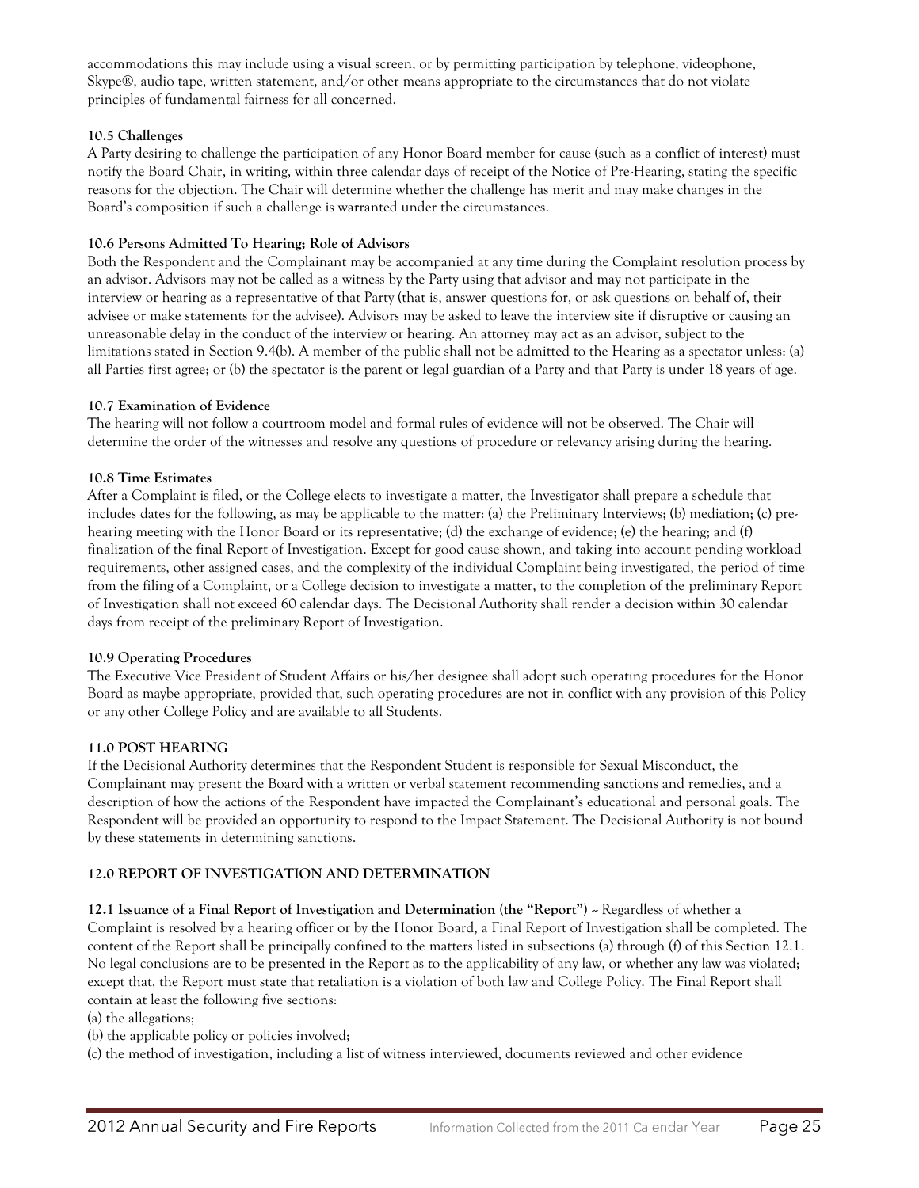accommodations this may include using a visual screen, or by permitting participation by telephone, videophone, Skype®, audio tape, written statement, and/or other means appropriate to the circumstances that do not violate principles of fundamental fairness for all concerned.

**10.5 Challenges**

A Party desiring to challenge the participation of any Honor Board member for cause (such as a conflict of interest) must notify the Board Chair, in writing, within three calendar days of receipt of the Notice of Pre-Hearing, stating the specific reasons for the objection. The Chair will determine whether the challenge has merit and may make changes in the Board's composition if such a challenge is warranted under the circumstances.

**10.6 Persons Admitted To Hearing; Role of Advisors**

Both the Respondent and the Complainant may be accompanied at any time during the Complaint resolution process by an advisor. Advisors may not be called as a witness by the Party using that advisor and may not participate in the interview or hearing as a representative of that Party (that is, answer questions for, or ask questions on behalf of, their advisee or make statements for the advisee). Advisors may be asked to leave the interview site if disruptive or causing an unreasonable delay in the conduct of the interview or hearing. An attorney may act as an advisor, subject to the limitations stated in Section 9.4(b). A member of the public shall not be admitted to the Hearing as a spectator unless: (a) all Parties first agree; or (b) the spectator is the parent or legal guardian of a Party and that Party is under 18 years of age.

**10.7 Examination of Evidence**

The hearing will not follow a courtroom model and formal rules of evidence will not be observed. The Chair will determine the order of the witnesses and resolve any questions of procedure or relevancy arising during the hearing.

**10.8 Time Estimates**

After a Complaint is filed, or the College elects to investigate a matter, the Investigator shall prepare a schedule that includes dates for the following, as may be applicable to the matter: (a) the Preliminary Interviews; (b) mediation; (c) pre-hearing meeting with the Honor Board or its representative; (d) the exchange of evidence; (e) the hearing; and (f) finalization of the final Report of Investigation. Except for good cause shown, and taking into account pending workload requirements, other assigned cases, and the complexity of the individual Complaint being investigated, the period of time from the filing of a Complaint, or a College decision to investigate a matter, to the completion of the preliminary Report of Investigation shall not exceed 60 calendar days. The Decisional Authority shall render a decision within 30 calendar days from receipt of the preliminary Report of Investigation.

**10.9 Operating Procedures**

The Executive Vice President of Student Affairs or his/her designee shall adopt such operating procedures for the Honor Board as maybe appropriate, provided that, such operating procedures are not in conflict with any provision of this Policy or any other College Policy and are available to all Students.

**11.0 POST HEARING**

If the Decisional Authority determines that the Respondent Student is responsible for Sexual Misconduct, the Complainant may present the Board with a written or verbal statement recommending sanctions and remedies, and a description of how the actions of the Respondent have impacted the Complainant's educational and personal goals. The Respondent will be provided an opportunity to respond to the Impact Statement. The Decisional Authority is not bound by these statements in determining sanctions.

**12.0 REPORT OF INVESTIGATION AND DETERMINATION**

**12.1 Issuance of a Final Report of Investigation and Determination (the "Report")** – Regardless of whether a Complaint is resolved by a hearing officer or by the Honor Board, a Final Report of Investigation shall be completed. The content of the Report shall be principally confined to the matters listed in subsections (a) through (f) of this Section 12.1. No legal conclusions are to be presented in the Report as to the applicability of any law, or whether any law was violated; except that, the Report must state that retaliation is a violation of both law and College Policy. The Final Report shall contain at least the following five sections:

(a) the allegations;

(b) the applicable policy or policies involved;

(c) the method of investigation, including a list of witness interviewed, documents reviewed and other evidence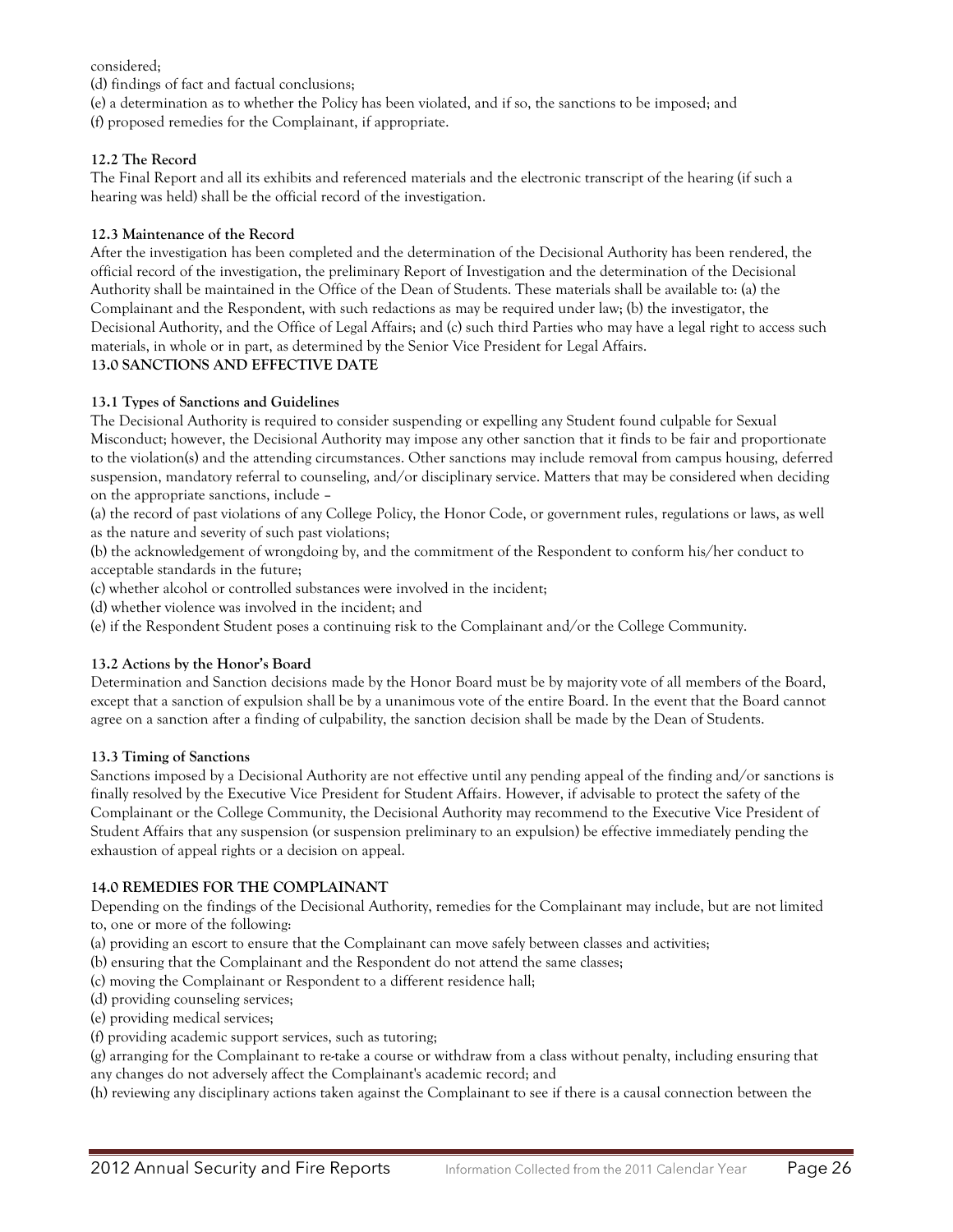considered;

(d) findings of fact and factual conclusions;

(e) a determination as to whether the Policy has been violated, and if so, the sanctions to be imposed; and

(f) proposed remedies for the Complainant, if appropriate.

**12.2 The Record**

The Final Report and all its exhibits and referenced materials and the electronic transcript of the hearing (if such a hearing was held) shall be the official record of the investigation.

**12.3 Maintenance of the Record**

After the investigation has been completed and the determination of the Decisional Authority has been rendered, the official record of the investigation, the preliminary Report of Investigation and the determination of the Decisional Authority shall be maintained in the Office of the Dean of Students. These materials shall be available to: (a) the Complainant and the Respondent, with such redactions as may be required under law; (b) the investigator, the Decisional Authority, and the Office of Legal Affairs; and (c) such third Parties who may have a legal right to access such materials, in whole or in part, as determined by the Senior Vice President for Legal Affairs.

**13.0 SANCTIONS AND EFFECTIVE DATE**

**13.1 Types of Sanctions and Guidelines**

The Decisional Authority is required to consider suspending or expelling any Student found culpable for Sexual Misconduct; however, the Decisional Authority may impose any other sanction that it finds to be fair and proportionate to the violation(s) and the attending circumstances. Other sanctions may include removal from campus housing, deferred suspension, mandatory referral to counseling, and/or disciplinary service. Matters that may be considered when deciding on the appropriate sanctions, include –

(a) the record of past violations of any College Policy, the Honor Code, or government rules, regulations or laws, as well as the nature and severity of such past violations;

(b) the acknowledgement of wrongdoing by, and the commitment of the Respondent to conform his/her conduct to acceptable standards in the future;

(c) whether alcohol or controlled substances were involved in the incident;

(d) whether violence was involved in the incident; and

(e) if the Respondent Student poses a continuing risk to the Complainant and/or the College Community.

**13.2 Actions by the Honor's Board**

Determination and Sanction decisions made by the Honor Board must be by majority vote of all members of the Board, except that a sanction of expulsion shall be by a unanimous vote of the entire Board. In the event that the Board cannot agree on a sanction after a finding of culpability, the sanction decision shall be made by the Dean of Students.

**13.3 Timing of Sanctions**

Sanctions imposed by a Decisional Authority are not effective until any pending appeal of the finding and/or sanctions is finally resolved by the Executive Vice President for Student Affairs. However, if advisable to protect the safety of the Complainant or the College Community, the Decisional Authority may recommend to the Executive Vice President of Student Affairs that any suspension (or suspension preliminary to an expulsion) be effective immediately pending the exhaustion of appeal rights or a decision on appeal.

**14.0 REMEDIES FOR THE COMPLAINANT**

Depending on the findings of the Decisional Authority, remedies for the Complainant may include, but are not limited to, one or more of the following:

(a) providing an escort to ensure that the Complainant can move safely between classes and activities;

(b) ensuring that the Complainant and the Respondent do not attend the same classes;

(c) moving the Complainant or Respondent to a different residence hall;

(d) providing counseling services;

(e) providing medical services;

(f) providing academic support services, such as tutoring;

(g) arranging for the Complainant to re-take a course or withdraw from a class without penalty, including ensuring that any changes do not adversely affect the Complainant's academic record; and

(h) reviewing any disciplinary actions taken against the Complainant to see if there is a causal connection between the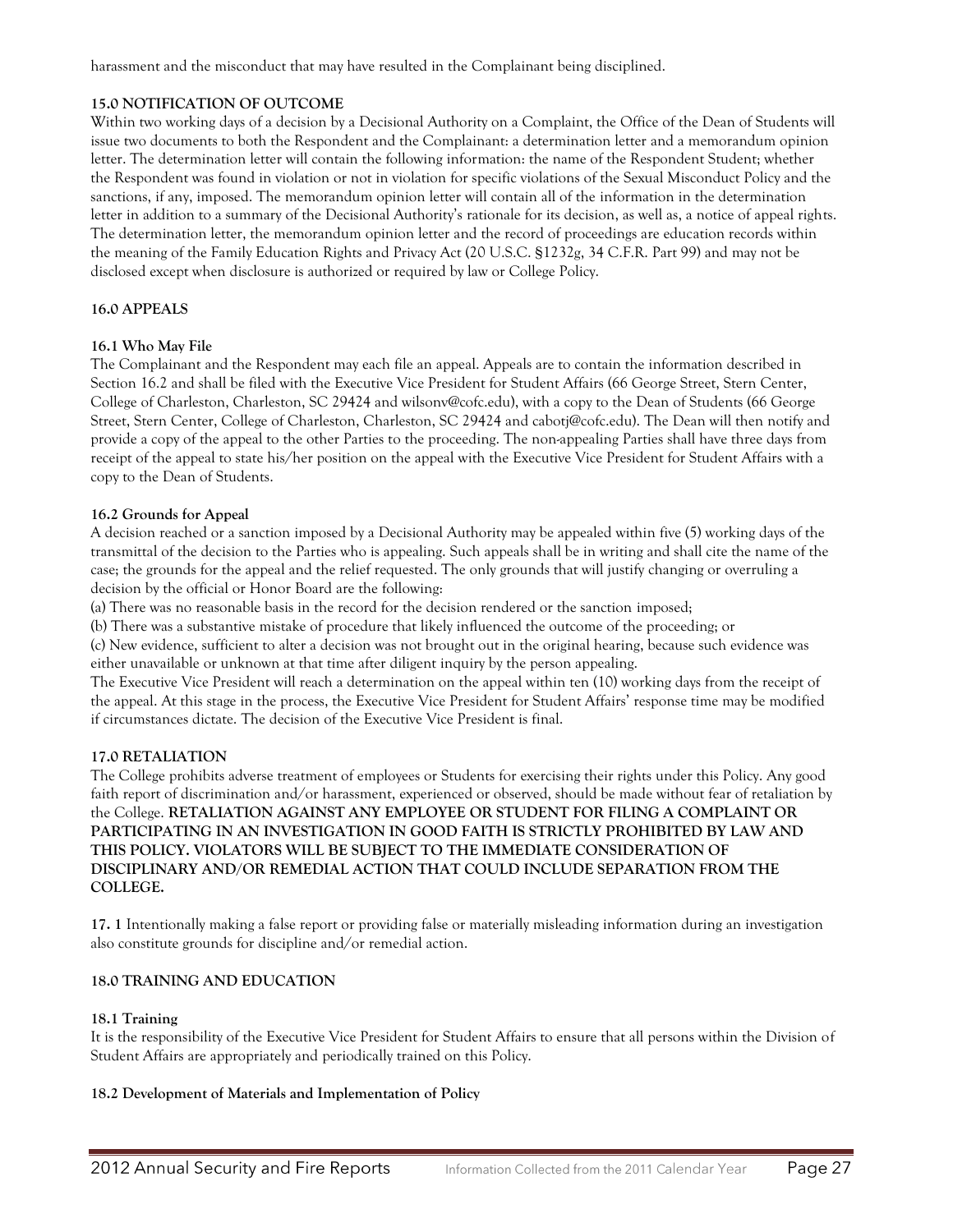harassment and the misconduct that may have resulted in the Complainant being disciplined.

**15.0 NOTIFICATION OF OUTCOME**

Within two working days of a decision by a Decisional Authority on a Complaint, the Office of the Dean of Students will issue two documents to both the Respondent and the Complainant: a determination letter and a memorandum opinion letter. The determination letter will contain the following information: the name of the Respondent Student; whether the Respondent was found in violation or not in violation for specific violations of the Sexual Misconduct Policy and the sanctions, if any, imposed. The memorandum opinion letter will contain all of the information in the determination letter in addition to a summary of the Decisional Authority's rationale for its decision, as well as, a notice of appeal rights. The determination letter, the memorandum opinion letter and the record of proceedings are education records within the meaning of the Family Education Rights and Privacy Act (20 U.S.C. §1232g, 34 C.F.R. Part 99) and may not be disclosed except when disclosure is authorized or required by law or College Policy.

**16.0 APPEALS**

**16.1 Who May File**

The Complainant and the Respondent may each file an appeal. Appeals are to contain the information described in Section 16.2 and shall be filed with the Executive Vice President for Student Affairs (66 George Street, Stern Center, College of Charleston, Charleston, SC 29424 and wilsonv@cofc.edu), with a copy to the Dean of Students (66 George Street, Stern Center, College of Charleston, Charleston, SC 29424 and cabotj@cofc.edu). The Dean will then notify and provide a copy of the appeal to the other Parties to the proceeding. The non-appealing Parties shall have three days from receipt of the appeal to state his/her position on the appeal with the Executive Vice President for Student Affairs with a copy to the Dean of Students.

**16.2 Grounds for Appeal**

A decision reached or a sanction imposed by a Decisional Authority may be appealed within five (5) working days of the transmittal of the decision to the Parties who is appealing. Such appeals shall be in writing and shall cite the name of the case; the grounds for the appeal and the relief requested. The only grounds that will justify changing or overruling a decision by the official or Honor Board are the following:

(a) There was no reasonable basis in the record for the decision rendered or the sanction imposed;

(b) There was a substantive mistake of procedure that likely influenced the outcome of the proceeding; or

(c) New evidence, sufficient to alter a decision was not brought out in the original hearing, because such evidence was either unavailable or unknown at that time after diligent inquiry by the person appealing.

The Executive Vice President will reach a determination on the appeal within ten (10) working days from the receipt of the appeal. At this stage in the process, the Executive Vice President for Student Affairs' response time may be modified if circumstances dictate. The decision of the Executive Vice President is final.

**17.0 RETALIATION**

The College prohibits adverse treatment of employees or Students for exercising their rights under this Policy. Any good faith report of discrimination and/or harassment, experienced or observed, should be made without fear of retaliation by the College. **RETALIATION AGAINST ANY EMPLOYEE OR STUDENT FOR FILING A COMPLAINT OR PARTICIPATING IN AN INVESTIGATION IN GOOD FAITH IS STRICTLY PROHIBITED BY LAW AND THIS POLICY. VIOLATORS WILL BE SUBJECT TO THE IMMEDIATE CONSIDERATION OF DISCIPLINARY AND/OR REMEDIAL ACTION THAT COULD INCLUDE SEPARATION FROM THE COLLEGE.**

**17. 1** Intentionally making a false report or providing false or materially misleading information during an investigation also constitute grounds for discipline and/or remedial action.

**18.0 TRAINING AND EDUCATION**

**18.1 Training**

It is the responsibility of the Executive Vice President for Student Affairs to ensure that all persons within the Division of Student Affairs are appropriately and periodically trained on this Policy.

**18.2 Development of Materials and Implementation of Policy**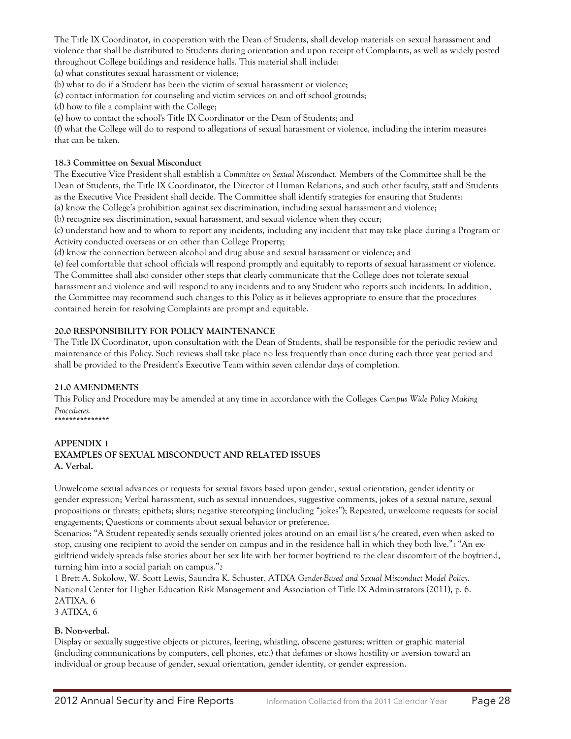The Title IX Coordinator, in cooperation with the Dean of Students, shall develop materials on sexual harassment and violence that shall be distributed to Students during orientation and upon receipt of Complaints, as well as widely posted throughout College buildings and residence halls. This material shall include:

(a) what constitutes sexual harassment or violence;

(b) what to do if a Student has been the victim of sexual harassment or violence;

(c) contact information for counseling and victim services on and off school grounds;

(d) how to file a complaint with the College;

(e) how to contact the school's Title IX Coordinator or the Dean of Students; and

(f) what the College will do to respond to allegations of sexual harassment or violence, including the interim measures that can be taken.

**18.3 Committee on Sexual Misconduct**

The Executive Vice President shall establish a *Committee on Sexual Misconduct.* Members of the Committee shall be the Dean of Students, the Title IX Coordinator, the Director of Human Relations, and such other faculty, staff and Students as the Executive Vice President shall decide. The Committee shall identify strategies for ensuring that Students:

(a) know the College's prohibition against sex discrimination, including sexual harassment and violence;

(b) recognize sex discrimination, sexual harassment, and sexual violence when they occur;

(c) understand how and to whom to report any incidents, including any incident that may take place during a Program or Activity conducted overseas or on other than College Property;

(d) know the connection between alcohol and drug abuse and sexual harassment or violence; and

(e) feel comfortable that school officials will respond promptly and equitably to reports of sexual harassment or violence.

The Committee shall also consider other steps that clearly communicate that the College does not tolerate sexual harassment and violence and will respond to any incidents and to any Student who reports such incidents. In addition, the Committee may recommend such changes to this Policy as it believes appropriate to ensure that the procedures contained herein for resolving Complaints are prompt and equitable.

**20.0 RESPONSIBILITY FOR POLICY MAINTENANCE**

The Title IX Coordinator, upon consultation with the Dean of Students, shall be responsible for the periodic review and maintenance of this Policy. Such reviews shall take place no less frequently than once during each three year period and shall be provided to the President's Executive Team within seven calendar days of completion.

**21.0 AMENDMENTS**

This Policy and Procedure may be amended at any time in accordance with the Colleges *Campus Wide Policy Making Procedures.*

***************

**APPENDIX 1**

**EXAMPLES OF SEXUAL MISCONDUCT AND RELATED ISSUES**

**A. Verbal.**

Unwelcome sexual advances or requests for sexual favors based upon gender, sexual orientation, gender identity or gender expression; Verbal harassment, such as sexual innuendoes, suggestive comments, jokes of a sexual nature, sexual propositions or threats; epithets; slurs; negative stereotyping (including "jokes"); Repeated, unwelcome requests for social engagements; Questions or comments about sexual behavior or preference;

Scenarios: "A Student repeatedly sends sexually oriented jokes around on an email list s/he created, even when asked to stop, causing one recipient to avoid the sender on campus and in the residence hall in which they both live."[1] "An ex-girlfriend widely spreads false stories about her sex life with her former boyfriend to the clear discomfort of the boyfriend, turning him into a social pariah on campus."[2]

1 Brett A. Sokolow, W. Scott Lewis, Saundra K. Schuster, ATIXA *Gender-Based and Sexual Misconduct Model Policy.* National Center for Higher Education Risk Management and Association of Title IX Administrators (2011), p. 6.

2ATIXA, 6

3 ATIXA, 6

**B. Non-verbal.**

Display or sexually suggestive objects or pictures, leering, whistling, obscene gestures; written or graphic material (including communications by computers, cell phones, etc.) that defames or shows hostility or aversion toward an individual or group because of gender, sexual orientation, gender identity, or gender expression.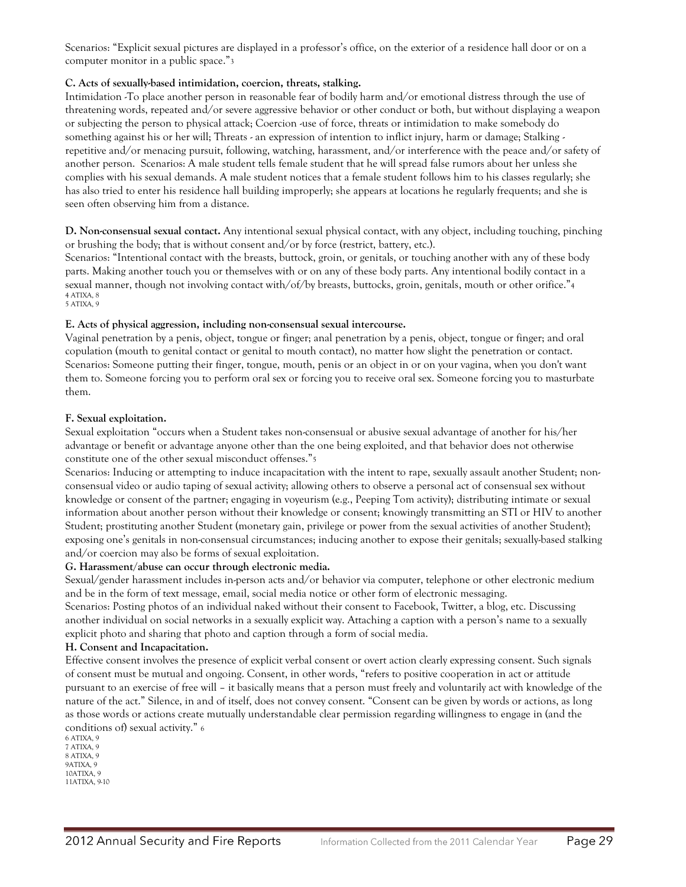Scenarios: "Explicit sexual pictures are displayed in a professor's office, on the exterior of a residence hall door or on a computer monitor in a public space."[3]

**C. Acts of sexually-based intimidation, coercion, threats, stalking.**

Intimidation -To place another person in reasonable fear of bodily harm and/or emotional distress through the use of threatening words, repeated and/or severe aggressive behavior or other conduct or both, but without displaying a weapon or subjecting the person to physical attack; Coercion -use of force, threats or intimidation to make somebody do something against his or her will; Threats - an expression of intention to inflict injury, harm or damage; Stalking - repetitive and/or menacing pursuit, following, watching, harassment, and/or interference with the peace and/or safety of another person. Scenarios: A male student tells female student that he will spread false rumors about her unless she complies with his sexual demands. A male student notices that a female student follows him to his classes regularly; she has also tried to enter his residence hall building improperly; she appears at locations he regularly frequents; and she is seen often observing him from a distance.

**D. Non-consensual sexual contact.** Any intentional sexual physical contact, with any object, including touching, pinching or brushing the body; that is without consent and/or by force (restrict, battery, etc.).

Scenarios: "Intentional contact with the breasts, buttock, groin, or genitals, or touching another with any of these body parts. Making another touch you or themselves with or on any of these body parts. Any intentional bodily contact in a sexual manner, though not involving contact with/of/by breasts, buttocks, groin, genitals, mouth or other orifice."[4]

4 ATIXA, 8
5 ATIXA, 9

**E. Acts of physical aggression, including non-consensual sexual intercourse.**

Vaginal penetration by a penis, object, tongue or finger; anal penetration by a penis, object, tongue or finger; and oral copulation (mouth to genital contact or genital to mouth contact), no matter how slight the penetration or contact. Scenarios: Someone putting their finger, tongue, mouth, penis or an object in or on your vagina, when you don't want them to. Someone forcing you to perform oral sex or forcing you to receive oral sex. Someone forcing you to masturbate them.

**F. Sexual exploitation.**

Sexual exploitation "occurs when a Student takes non-consensual or abusive sexual advantage of another for his/her advantage or benefit or advantage anyone other than the one being exploited, and that behavior does not otherwise constitute one of the other sexual misconduct offenses."[5]

Scenarios: Inducing or attempting to induce incapacitation with the intent to rape, sexually assault another Student; non-consensual video or audio taping of sexual activity; allowing others to observe a personal act of consensual sex without knowledge or consent of the partner; engaging in voyeurism (e.g., Peeping Tom activity); distributing intimate or sexual information about another person without their knowledge or consent; knowingly transmitting an STI or HIV to another Student; prostituting another Student (monetary gain, privilege or power from the sexual activities of another Student); exposing one's genitals in non-consensual circumstances; inducing another to expose their genitals; sexually-based stalking and/or coercion may also be forms of sexual exploitation.

**G. Harassment/abuse can occur through electronic media.**

Sexual/gender harassment includes in-person acts and/or behavior via computer, telephone or other electronic medium and be in the form of text message, email, social media notice or other form of electronic messaging.

Scenarios: Posting photos of an individual naked without their consent to Facebook, Twitter, a blog, etc. Discussing another individual on social networks in a sexually explicit way. Attaching a caption with a person's name to a sexually explicit photo and sharing that photo and caption through a form of social media.

**H. Consent and Incapacitation.**

Effective consent involves the presence of explicit verbal consent or overt action clearly expressing consent. Such signals of consent must be mutual and ongoing. Consent, in other words, "refers to positive cooperation in act or attitude pursuant to an exercise of free will – it basically means that a person must freely and voluntarily act with knowledge of the nature of the act." Silence, in and of itself, does not convey consent. "Consent can be given by words or actions, as long as those words or actions create mutually understandable clear permission regarding willingness to engage in (and the conditions of) sexual activity."[6]

6 ATIXA, 9
7 ATIXA, 9
8 ATIXA, 9
9ATIXA, 9
10ATIXA, 9
11ATIXA, 9-10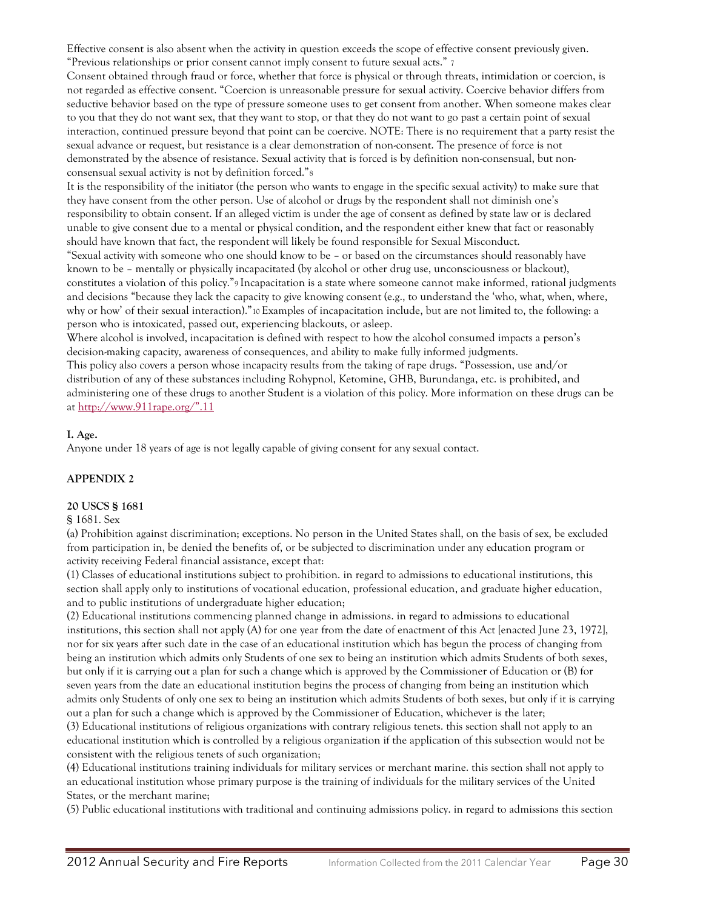Effective consent is also absent when the activity in question exceeds the scope of effective consent previously given. "Previous relationships or prior consent cannot imply consent to future sexual acts." [7]

Consent obtained through fraud or force, whether that force is physical or through threats, intimidation or coercion, is not regarded as effective consent. "Coercion is unreasonable pressure for sexual activity. Coercive behavior differs from seductive behavior based on the type of pressure someone uses to get consent from another. When someone makes clear to you that they do not want sex, that they want to stop, or that they do not want to go past a certain point of sexual interaction, continued pressure beyond that point can be coercive. NOTE: There is no requirement that a party resist the sexual advance or request, but resistance is a clear demonstration of non-consent. The presence of force is not demonstrated by the absence of resistance. Sexual activity that is forced is by definition non-consensual, but non-consensual sexual activity is not by definition forced."[8]

It is the responsibility of the initiator (the person who wants to engage in the specific sexual activity) to make sure that they have consent from the other person. Use of alcohol or drugs by the respondent shall not diminish one's responsibility to obtain consent. If an alleged victim is under the age of consent as defined by state law or is declared unable to give consent due to a mental or physical condition, and the respondent either knew that fact or reasonably should have known that fact, the respondent will likely be found responsible for Sexual Misconduct.

"Sexual activity with someone who one should know to be – or based on the circumstances should reasonably have known to be – mentally or physically incapacitated (by alcohol or other drug use, unconsciousness or blackout), constitutes a violation of this policy."[9] Incapacitation is a state where someone cannot make informed, rational judgments and decisions "because they lack the capacity to give knowing consent (e.g., to understand the 'who, what, when, where, why or how' of their sexual interaction)."[10] Examples of incapacitation include, but are not limited to, the following: a person who is intoxicated, passed out, experiencing blackouts, or asleep.

Where alcohol is involved, incapacitation is defined with respect to how the alcohol consumed impacts a person's decision-making capacity, awareness of consequences, and ability to make fully informed judgments.

This policy also covers a person whose incapacity results from the taking of rape drugs. "Possession, use and/or distribution of any of these substances including Rohypnol, Ketomine, GHB, Burundanga, etc. is prohibited, and administering one of these drugs to another Student is a violation of this policy. More information on these drugs can be at http://www.911rape.org/".[11]

**I. Age.**

Anyone under 18 years of age is not legally capable of giving consent for any sexual contact.

**APPENDIX 2**

**20 USCS § 1681**

§ 1681. Sex

(a) Prohibition against discrimination; exceptions. No person in the United States shall, on the basis of sex, be excluded from participation in, be denied the benefits of, or be subjected to discrimination under any education program or activity receiving Federal financial assistance, except that:

(1) Classes of educational institutions subject to prohibition. in regard to admissions to educational institutions, this section shall apply only to institutions of vocational education, professional education, and graduate higher education, and to public institutions of undergraduate higher education;

(2) Educational institutions commencing planned change in admissions. in regard to admissions to educational institutions, this section shall not apply (A) for one year from the date of enactment of this Act [enacted June 23, 1972], nor for six years after such date in the case of an educational institution which has begun the process of changing from being an institution which admits only Students of one sex to being an institution which admits Students of both sexes, but only if it is carrying out a plan for such a change which is approved by the Commissioner of Education or (B) for seven years from the date an educational institution begins the process of changing from being an institution which admits only Students of only one sex to being an institution which admits Students of both sexes, but only if it is carrying out a plan for such a change which is approved by the Commissioner of Education, whichever is the later;

(3) Educational institutions of religious organizations with contrary religious tenets. this section shall not apply to an educational institution which is controlled by a religious organization if the application of this subsection would not be consistent with the religious tenets of such organization;

(4) Educational institutions training individuals for military services or merchant marine. this section shall not apply to an educational institution whose primary purpose is the training of individuals for the military services of the United States, or the merchant marine;

(5) Public educational institutions with traditional and continuing admissions policy. in regard to admissions this section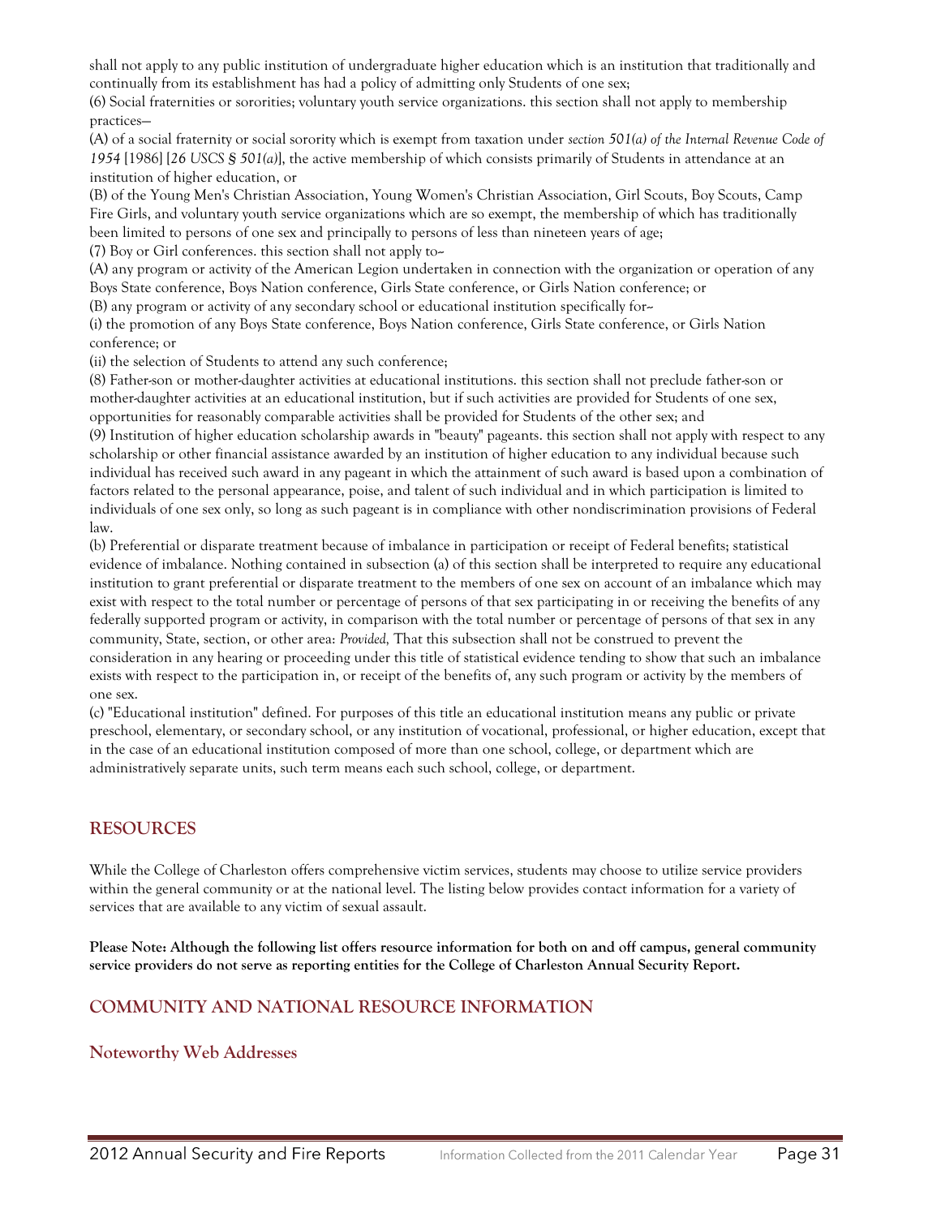shall not apply to any public institution of undergraduate higher education which is an institution that traditionally and continually from its establishment has had a policy of admitting only Students of one sex;

(6) Social fraternities or sororities; voluntary youth service organizations. this section shall not apply to membership practices—

(A) of a social fraternity or social sorority which is exempt from taxation under *section 501(a) of the Internal Revenue Code of 1954* [1986] [*26 USCS § 501(a)*], the active membership of which consists primarily of Students in attendance at an institution of higher education, or

(B) of the Young Men's Christian Association, Young Women's Christian Association, Girl Scouts, Boy Scouts, Camp Fire Girls, and voluntary youth service organizations which are so exempt, the membership of which has traditionally been limited to persons of one sex and principally to persons of less than nineteen years of age;

(7) Boy or Girl conferences. this section shall not apply to--

(A) any program or activity of the American Legion undertaken in connection with the organization or operation of any Boys State conference, Boys Nation conference, Girls State conference, or Girls Nation conference; or

(B) any program or activity of any secondary school or educational institution specifically for--

(i) the promotion of any Boys State conference, Boys Nation conference, Girls State conference, or Girls Nation conference; or

(ii) the selection of Students to attend any such conference;

(8) Father-son or mother-daughter activities at educational institutions. this section shall not preclude father-son or mother-daughter activities at an educational institution, but if such activities are provided for Students of one sex, opportunities for reasonably comparable activities shall be provided for Students of the other sex; and

(9) Institution of higher education scholarship awards in "beauty" pageants. this section shall not apply with respect to any scholarship or other financial assistance awarded by an institution of higher education to any individual because such individual has received such award in any pageant in which the attainment of such award is based upon a combination of factors related to the personal appearance, poise, and talent of such individual and in which participation is limited to individuals of one sex only, so long as such pageant is in compliance with other nondiscrimination provisions of Federal law.

(b) Preferential or disparate treatment because of imbalance in participation or receipt of Federal benefits; statistical evidence of imbalance. Nothing contained in subsection (a) of this section shall be interpreted to require any educational institution to grant preferential or disparate treatment to the members of one sex on account of an imbalance which may exist with respect to the total number or percentage of persons of that sex participating in or receiving the benefits of any federally supported program or activity, in comparison with the total number or percentage of persons of that sex in any community, State, section, or other area: *Provided,* That this subsection shall not be construed to prevent the consideration in any hearing or proceeding under this title of statistical evidence tending to show that such an imbalance exists with respect to the participation in, or receipt of the benefits of, any such program or activity by the members of one sex.

(c) "Educational institution" defined. For purposes of this title an educational institution means any public or private preschool, elementary, or secondary school, or any institution of vocational, professional, or higher education, except that in the case of an educational institution composed of more than one school, college, or department which are administratively separate units, such term means each such school, college, or department.

## RESOURCES

While the College of Charleston offers comprehensive victim services, students may choose to utilize service providers within the general community or at the national level. The listing below provides contact information for a variety of services that are available to any victim of sexual assault.

**Please Note: Although the following list offers resource information for both on and off campus, general community service providers do not serve as reporting entities for the College of Charleston Annual Security Report.**

## COMMUNITY AND NATIONAL RESOURCE INFORMATION

### Noteworthy Web Addresses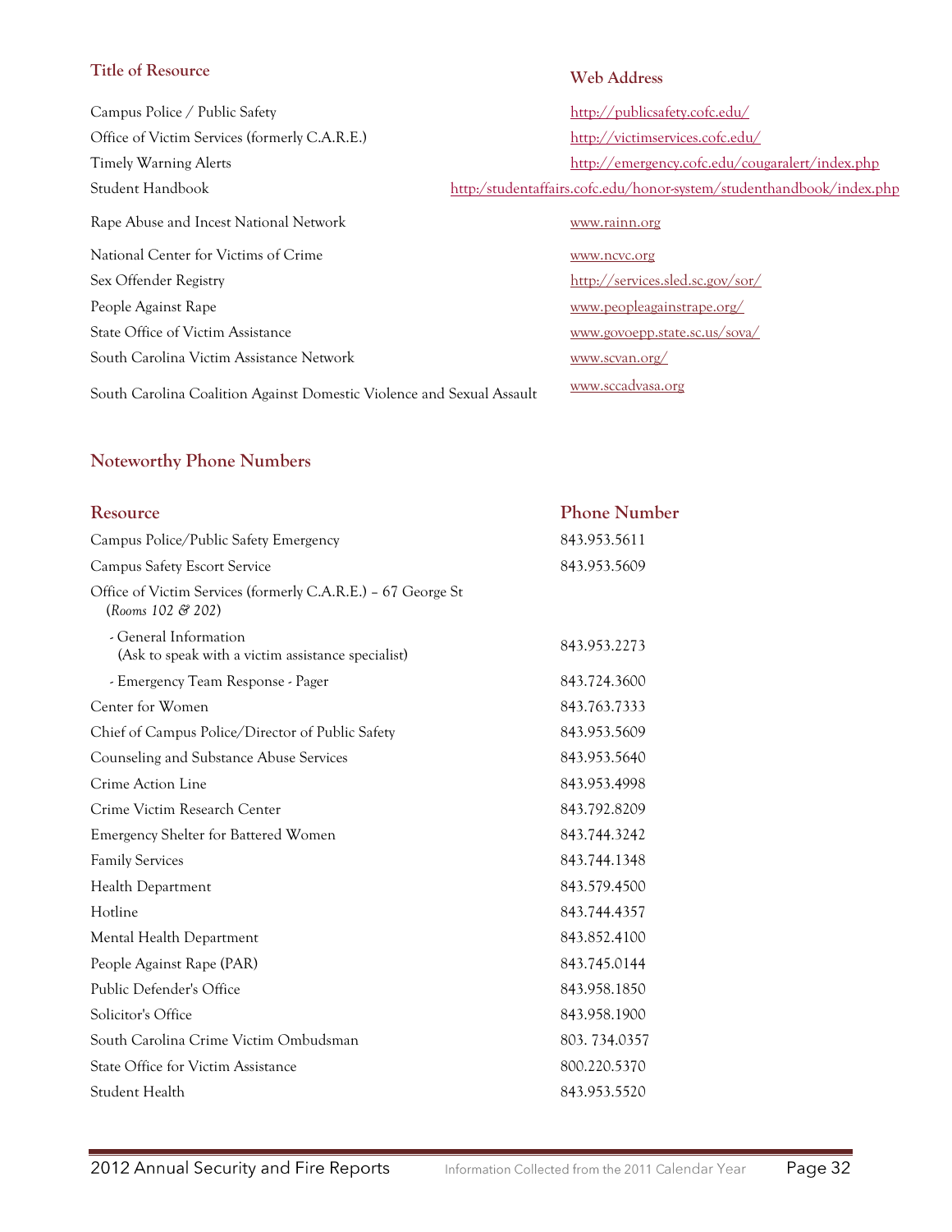| Title of Resource | Web Address |
| --- | --- |
| Campus Police / Public Safety | http://publicsafety.cofc.edu/ |
| Office of Victim Services (formerly C.A.R.E.) | http://victimservices.cofc.edu/ |
| Timely Warning Alerts | http://emergency.cofc.edu/cougaralert/index.php |
| Student Handbook | http:/studentaffairs.cofc.edu/honor-system/studenthandbook/index.php |
| Rape Abuse and Incest National Network | www.rainn.org |
| National Center for Victims of Crime | www.ncvc.org |
| Sex Offender Registry | http://services.sled.sc.gov/sor/ |
| People Against Rape | www.peopleagainstrape.org/ |
| State Office of Victim Assistance | www.govoepp.state.sc.us/sova/ |
| South Carolina Victim Assistance Network | www.scvan.org/ |
| South Carolina Coalition Against Domestic Violence and Sexual Assault | www.sccadvasa.org |

## Noteworthy Phone Numbers

| Resource | Phone Number |
| --- | --- |
| Campus Police/Public Safety Emergency | 843.953.5611 |
| Campus Safety Escort Service | 843.953.5609 |
| Office of Victim Services (formerly C.A.R.E.) – 67 George St (*Rooms 102 & 202*) | |
| - General Information (Ask to speak with a victim assistance specialist) | 843.953.2273 |
| - Emergency Team Response - Pager | 843.724.3600 |
| Center for Women | 843.763.7333 |
| Chief of Campus Police/Director of Public Safety | 843.953.5609 |
| Counseling and Substance Abuse Services | 843.953.5640 |
| Crime Action Line | 843.953.4998 |
| Crime Victim Research Center | 843.792.8209 |
| Emergency Shelter for Battered Women | 843.744.3242 |
| Family Services | 843.744.1348 |
| Health Department | 843.579.4500 |
| Hotline | 843.744.4357 |
| Mental Health Department | 843.852.4100 |
| People Against Rape (PAR) | 843.745.0144 |
| Public Defender's Office | 843.958.1850 |
| Solicitor's Office | 843.958.1900 |
| South Carolina Crime Victim Ombudsman | 803. 734.0357 |
| State Office for Victim Assistance | 800.220.5370 |
| Student Health | 843.953.5520 |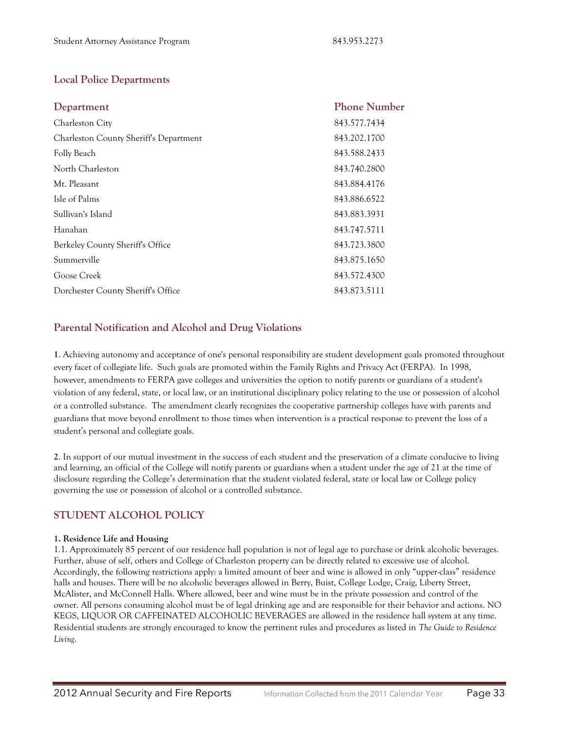Student Attorney Assistance Program 843.953.2273

## Local Police Departments

| Department | Phone Number |
|---|---|
| Charleston City | 843.577.7434 |
| Charleston County Sheriff's Department | 843.202.1700 |
| Folly Beach | 843.588.2433 |
| North Charleston | 843.740.2800 |
| Mt. Pleasant | 843.884.4176 |
| Isle of Palms | 843.886.6522 |
| Sullivan's Island | 843.883.3931 |
| Hanahan | 843.747.5711 |
| Berkeley County Sheriff's Office | 843.723.3800 |
| Summerville | 843.875.1650 |
| Goose Creek | 843.572.4300 |
| Dorchester County Sheriff's Office | 843.873.5111 |

## Parental Notification and Alcohol and Drug Violations

**1**. Achieving autonomy and acceptance of one's personal responsibility are student development goals promoted throughout every facet of collegiate life. Such goals are promoted within the Family Rights and Privacy Act (FERPA). In 1998, however, amendments to FERPA gave colleges and universities the option to notify parents or guardians of a student's violation of any federal, state, or local law, or an institutional disciplinary policy relating to the use or possession of alcohol or a controlled substance. The amendment clearly recognizes the cooperative partnership colleges have with parents and guardians that move beyond enrollment to those times when intervention is a practical response to prevent the loss of a student's personal and collegiate goals.

**2**. In support of our mutual investment in the success of each student and the preservation of a climate conducive to living and learning, an official of the College will notify parents or guardians when a student under the age of 21 at the time of disclosure regarding the College's determination that the student violated federal, state or local law or College policy governing the use or possession of alcohol or a controlled substance.

## STUDENT ALCOHOL POLICY

**1. Residence Life and Housing**

1.1. Approximately 85 percent of our residence hall population is not of legal age to purchase or drink alcoholic beverages. Further, abuse of self, others and College of Charleston property can be directly related to excessive use of alcohol. Accordingly, the following restrictions apply: a limited amount of beer and wine is allowed in only "upper-class" residence halls and houses. There will be no alcoholic beverages allowed in Berry, Buist, College Lodge, Craig, Liberty Street, McAlister, and McConnell Halls. Where allowed, beer and wine must be in the private possession and control of the owner. All persons consuming alcohol must be of legal drinking age and are responsible for their behavior and actions. NO KEGS, LIQUOR OR CAFFEINATED ALCOHOLIC BEVERAGES are allowed in the residence hall system at any time. Residential students are strongly encouraged to know the pertinent rules and procedures as listed in *The Guide to Residence Living*.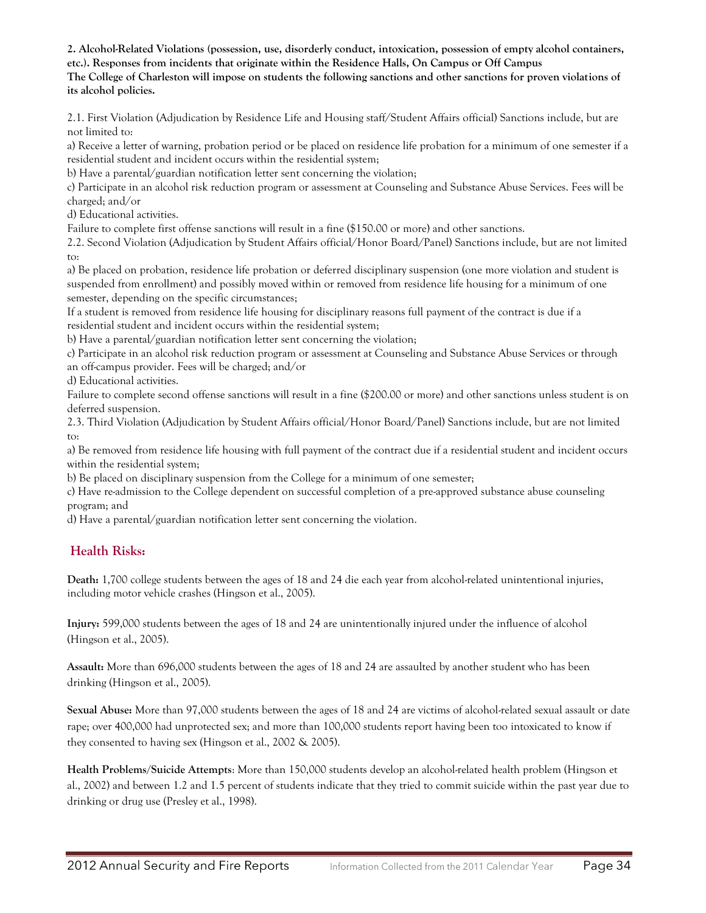**2. Alcohol-Related Violations (possession, use, disorderly conduct, intoxication, possession of empty alcohol containers, etc.). Responses from incidents that originate within the Residence Halls, On Campus or Off Campus**
**The College of Charleston will impose on students the following sanctions and other sanctions for proven violations of its alcohol policies.**

2.1. First Violation (Adjudication by Residence Life and Housing staff/Student Affairs official) Sanctions include, but are not limited to:

a) Receive a letter of warning, probation period or be placed on residence life probation for a minimum of one semester if a residential student and incident occurs within the residential system;

b) Have a parental/guardian notification letter sent concerning the violation;

c) Participate in an alcohol risk reduction program or assessment at Counseling and Substance Abuse Services. Fees will be charged; and/or

d) Educational activities.

Failure to complete first offense sanctions will result in a fine ($150.00 or more) and other sanctions.

2.2. Second Violation (Adjudication by Student Affairs official/Honor Board/Panel) Sanctions include, but are not limited to:

a) Be placed on probation, residence life probation or deferred disciplinary suspension (one more violation and student is suspended from enrollment) and possibly moved within or removed from residence life housing for a minimum of one semester, depending on the specific circumstances;

If a student is removed from residence life housing for disciplinary reasons full payment of the contract is due if a residential student and incident occurs within the residential system;

b) Have a parental/guardian notification letter sent concerning the violation;

c) Participate in an alcohol risk reduction program or assessment at Counseling and Substance Abuse Services or through an off-campus provider. Fees will be charged; and/or

d) Educational activities.

Failure to complete second offense sanctions will result in a fine ($200.00 or more) and other sanctions unless student is on deferred suspension.

2.3. Third Violation (Adjudication by Student Affairs official/Honor Board/Panel) Sanctions include, but are not limited to:

a) Be removed from residence life housing with full payment of the contract due if a residential student and incident occurs within the residential system;

b) Be placed on disciplinary suspension from the College for a minimum of one semester;

c) Have re-admission to the College dependent on successful completion of a pre-approved substance abuse counseling program; and

d) Have a parental/guardian notification letter sent concerning the violation.

## Health Risks:

**Death:** 1,700 college students between the ages of 18 and 24 die each year from alcohol-related unintentional injuries, including motor vehicle crashes (Hingson et al., 2005).

**Injury:** 599,000 students between the ages of 18 and 24 are unintentionally injured under the influence of alcohol (Hingson et al., 2005).

**Assault:** More than 696,000 students between the ages of 18 and 24 are assaulted by another student who has been drinking (Hingson et al., 2005).

**Sexual Abuse:** More than 97,000 students between the ages of 18 and 24 are victims of alcohol-related sexual assault or date rape; over 400,000 had unprotected sex; and more than 100,000 students report having been too intoxicated to know if they consented to having sex (Hingson et al., 2002 & 2005).

**Health Problems/Suicide Attempts**: More than 150,000 students develop an alcohol-related health problem (Hingson et al., 2002) and between 1.2 and 1.5 percent of students indicate that they tried to commit suicide within the past year due to drinking or drug use (Presley et al., 1998).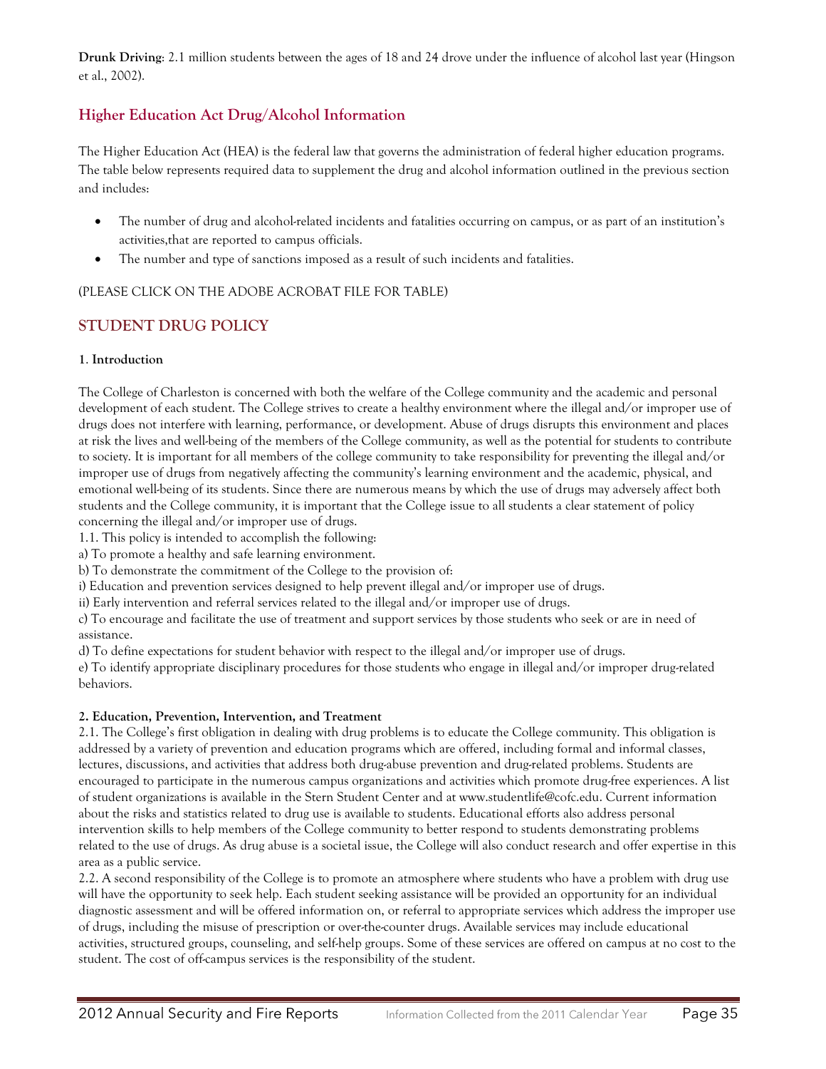**Drunk Driving**: 2.1 million students between the ages of 18 and 24 drove under the influence of alcohol last year (Hingson et al., 2002).

## Higher Education Act Drug/Alcohol Information

The Higher Education Act (HEA) is the federal law that governs the administration of federal higher education programs. The table below represents required data to supplement the drug and alcohol information outlined in the previous section and includes:

- The number of drug and alcohol-related incidents and fatalities occurring on campus, or as part of an institution's activities,that are reported to campus officials.
- The number and type of sanctions imposed as a result of such incidents and fatalities.

(PLEASE CLICK ON THE ADOBE ACROBAT FILE FOR TABLE)

## STUDENT DRUG POLICY

**1. Introduction**

The College of Charleston is concerned with both the welfare of the College community and the academic and personal development of each student. The College strives to create a healthy environment where the illegal and/or improper use of drugs does not interfere with learning, performance, or development. Abuse of drugs disrupts this environment and places at risk the lives and well-being of the members of the College community, as well as the potential for students to contribute to society. It is important for all members of the college community to take responsibility for preventing the illegal and/or improper use of drugs from negatively affecting the community's learning environment and the academic, physical, and emotional well-being of its students. Since there are numerous means by which the use of drugs may adversely affect both students and the College community, it is important that the College issue to all students a clear statement of policy concerning the illegal and/or improper use of drugs.

1.1. This policy is intended to accomplish the following:

a) To promote a healthy and safe learning environment.

b) To demonstrate the commitment of the College to the provision of:

i) Education and prevention services designed to help prevent illegal and/or improper use of drugs.

ii) Early intervention and referral services related to the illegal and/or improper use of drugs.

c) To encourage and facilitate the use of treatment and support services by those students who seek or are in need of assistance.

d) To define expectations for student behavior with respect to the illegal and/or improper use of drugs.

e) To identify appropriate disciplinary procedures for those students who engage in illegal and/or improper drug-related behaviors.

**2. Education, Prevention, Intervention, and Treatment**

2.1. The College's first obligation in dealing with drug problems is to educate the College community. This obligation is addressed by a variety of prevention and education programs which are offered, including formal and informal classes, lectures, discussions, and activities that address both drug-abuse prevention and drug-related problems. Students are encouraged to participate in the numerous campus organizations and activities which promote drug-free experiences. A list of student organizations is available in the Stern Student Center and at www.studentlife@cofc.edu. Current information about the risks and statistics related to drug use is available to students. Educational efforts also address personal intervention skills to help members of the College community to better respond to students demonstrating problems related to the use of drugs. As drug abuse is a societal issue, the College will also conduct research and offer expertise in this area as a public service.

2.2. A second responsibility of the College is to promote an atmosphere where students who have a problem with drug use will have the opportunity to seek help. Each student seeking assistance will be provided an opportunity for an individual diagnostic assessment and will be offered information on, or referral to appropriate services which address the improper use of drugs, including the misuse of prescription or over-the-counter drugs. Available services may include educational activities, structured groups, counseling, and self-help groups. Some of these services are offered on campus at no cost to the student. The cost of off-campus services is the responsibility of the student.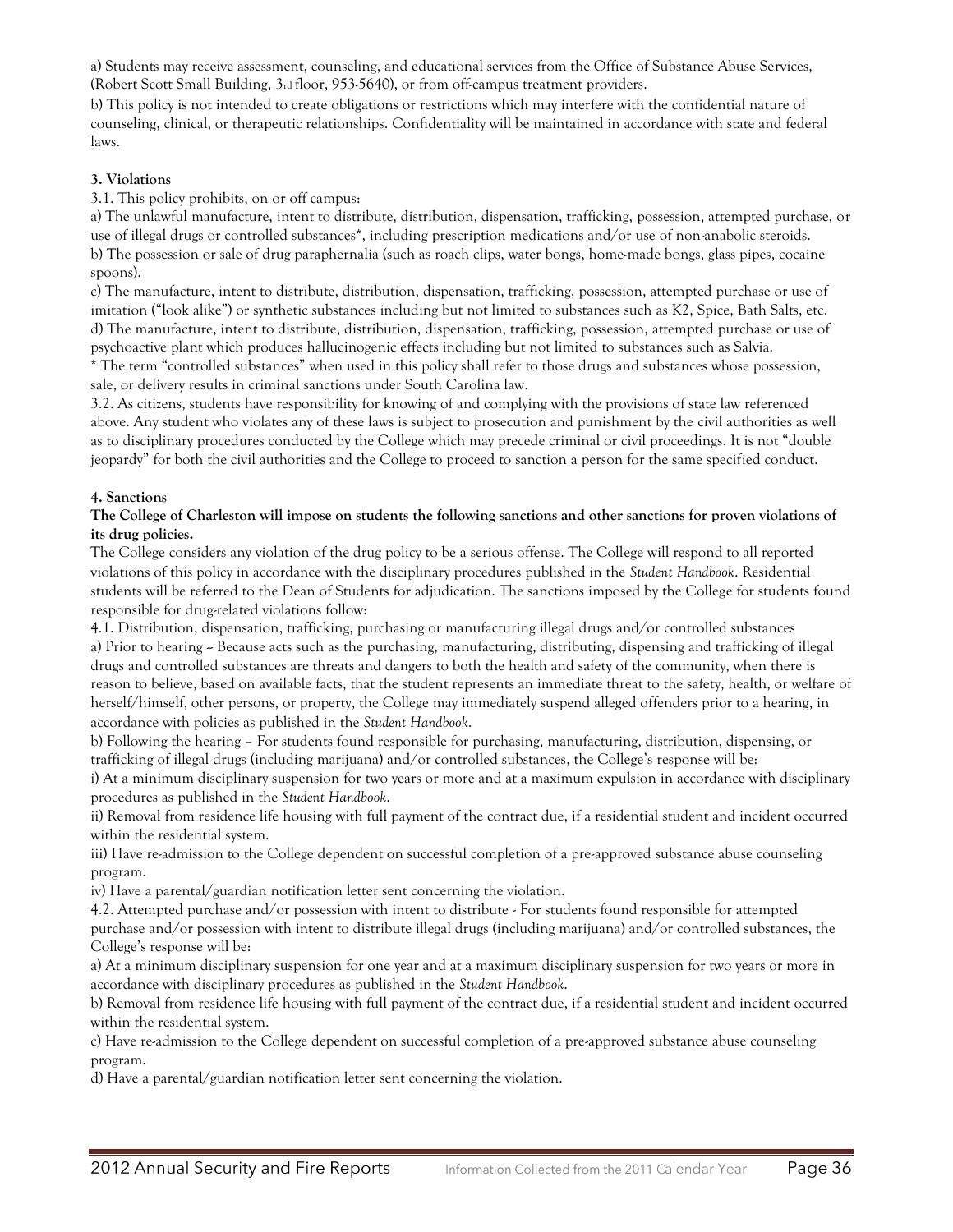a) Students may receive assessment, counseling, and educational services from the Office of Substance Abuse Services, (Robert Scott Small Building, 3rd floor, 953-5640), or from off-campus treatment providers.

b) This policy is not intended to create obligations or restrictions which may interfere with the confidential nature of counseling, clinical, or therapeutic relationships. Confidentiality will be maintained in accordance with state and federal laws.

**3. Violations**

3.1. This policy prohibits, on or off campus:

a) The unlawful manufacture, intent to distribute, distribution, dispensation, trafficking, possession, attempted purchase, or use of illegal drugs or controlled substances*, including prescription medications and/or use of non-anabolic steroids.

b) The possession or sale of drug paraphernalia (such as roach clips, water bongs, home-made bongs, glass pipes, cocaine spoons).

c) The manufacture, intent to distribute, distribution, dispensation, trafficking, possession, attempted purchase or use of imitation ("look alike") or synthetic substances including but not limited to substances such as K2, Spice, Bath Salts, etc.

d) The manufacture, intent to distribute, distribution, dispensation, trafficking, possession, attempted purchase or use of psychoactive plant which produces hallucinogenic effects including but not limited to substances such as Salvia.

* The term "controlled substances" when used in this policy shall refer to those drugs and substances whose possession, sale, or delivery results in criminal sanctions under South Carolina law.

3.2. As citizens, students have responsibility for knowing of and complying with the provisions of state law referenced above. Any student who violates any of these laws is subject to prosecution and punishment by the civil authorities as well as to disciplinary procedures conducted by the College which may precede criminal or civil proceedings. It is not "double jeopardy" for both the civil authorities and the College to proceed to sanction a person for the same specified conduct.

**4. Sanctions**

**The College of Charleston will impose on students the following sanctions and other sanctions for proven violations of its drug policies.**

The College considers any violation of the drug policy to be a serious offense. The College will respond to all reported violations of this policy in accordance with the disciplinary procedures published in the *Student Handbook*. Residential students will be referred to the Dean of Students for adjudication. The sanctions imposed by the College for students found responsible for drug-related violations follow:

4.1. Distribution, dispensation, trafficking, purchasing or manufacturing illegal drugs and/or controlled substances

a) Prior to hearing ~ Because acts such as the purchasing, manufacturing, distributing, dispensing and trafficking of illegal drugs and controlled substances are threats and dangers to both the health and safety of the community, when there is reason to believe, based on available facts, that the student represents an immediate threat to the safety, health, or welfare of herself/himself, other persons, or property, the College may immediately suspend alleged offenders prior to a hearing, in accordance with policies as published in the *Student Handbook*.

b) Following the hearing – For students found responsible for purchasing, manufacturing, distribution, dispensing, or trafficking of illegal drugs (including marijuana) and/or controlled substances, the College's response will be:

i) At a minimum disciplinary suspension for two years or more and at a maximum expulsion in accordance with disciplinary procedures as published in the *Student Handbook*.

ii) Removal from residence life housing with full payment of the contract due, if a residential student and incident occurred within the residential system.

iii) Have re-admission to the College dependent on successful completion of a pre-approved substance abuse counseling program.

iv) Have a parental/guardian notification letter sent concerning the violation.

4.2. Attempted purchase and/or possession with intent to distribute - For students found responsible for attempted purchase and/or possession with intent to distribute illegal drugs (including marijuana) and/or controlled substances, the College's response will be:

a) At a minimum disciplinary suspension for one year and at a maximum disciplinary suspension for two years or more in accordance with disciplinary procedures as published in the *Student Handbook*.

b) Removal from residence life housing with full payment of the contract due, if a residential student and incident occurred within the residential system.

c) Have re-admission to the College dependent on successful completion of a pre-approved substance abuse counseling program.

d) Have a parental/guardian notification letter sent concerning the violation.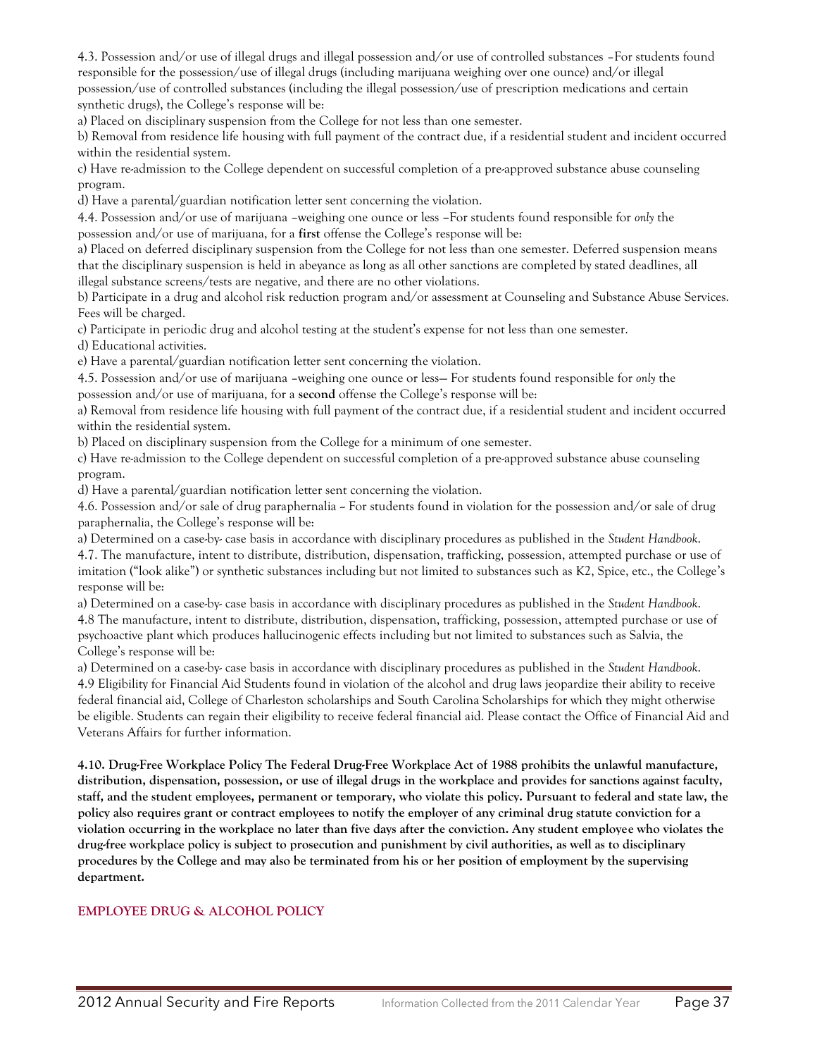4.3. Possession and/or use of illegal drugs and illegal possession and/or use of controlled substances –For students found responsible for the possession/use of illegal drugs (including marijuana weighing over one ounce) and/or illegal possession/use of controlled substances (including the illegal possession/use of prescription medications and certain synthetic drugs), the College's response will be:

a) Placed on disciplinary suspension from the College for not less than one semester.

b) Removal from residence life housing with full payment of the contract due, if a residential student and incident occurred within the residential system.

c) Have re-admission to the College dependent on successful completion of a pre-approved substance abuse counseling program.

d) Have a parental/guardian notification letter sent concerning the violation.

4.4. Possession and/or use of marijuana –weighing one ounce or less –For students found responsible for *only* the possession and/or use of marijuana, for a **first** offense the College's response will be:

a) Placed on deferred disciplinary suspension from the College for not less than one semester. Deferred suspension means that the disciplinary suspension is held in abeyance as long as all other sanctions are completed by stated deadlines, all illegal substance screens/tests are negative, and there are no other violations.

b) Participate in a drug and alcohol risk reduction program and/or assessment at Counseling and Substance Abuse Services. Fees will be charged.

c) Participate in periodic drug and alcohol testing at the student's expense for not less than one semester.

d) Educational activities.

e) Have a parental/guardian notification letter sent concerning the violation.

4.5. Possession and/or use of marijuana –weighing one ounce or less— For students found responsible for *only* the possession and/or use of marijuana, for a **second** offense the College's response will be:

a) Removal from residence life housing with full payment of the contract due, if a residential student and incident occurred within the residential system.

b) Placed on disciplinary suspension from the College for a minimum of one semester.

c) Have re-admission to the College dependent on successful completion of a pre-approved substance abuse counseling program.

d) Have a parental/guardian notification letter sent concerning the violation.

4.6. Possession and/or sale of drug paraphernalia – For students found in violation for the possession and/or sale of drug paraphernalia, the College's response will be:

a) Determined on a case-by- case basis in accordance with disciplinary procedures as published in the *Student Handbook*.

4.7. The manufacture, intent to distribute, distribution, dispensation, trafficking, possession, attempted purchase or use of imitation ("look alike") or synthetic substances including but not limited to substances such as K2, Spice, etc., the College's response will be:

a) Determined on a case-by- case basis in accordance with disciplinary procedures as published in the *Student Handbook*.

4.8 The manufacture, intent to distribute, distribution, dispensation, trafficking, possession, attempted purchase or use of psychoactive plant which produces hallucinogenic effects including but not limited to substances such as Salvia, the College's response will be:

a) Determined on a case-by- case basis in accordance with disciplinary procedures as published in the *Student Handbook*.

4.9 Eligibility for Financial Aid Students found in violation of the alcohol and drug laws jeopardize their ability to receive federal financial aid, College of Charleston scholarships and South Carolina Scholarships for which they might otherwise be eligible. Students can regain their eligibility to receive federal financial aid. Please contact the Office of Financial Aid and Veterans Affairs for further information.

**4.10. Drug-Free Workplace Policy The Federal Drug-Free Workplace Act of 1988 prohibits the unlawful manufacture, distribution, dispensation, possession, or use of illegal drugs in the workplace and provides for sanctions against faculty, staff, and the student employees, permanent or temporary, who violate this policy. Pursuant to federal and state law, the policy also requires grant or contract employees to notify the employer of any criminal drug statute conviction for a violation occurring in the workplace no later than five days after the conviction. Any student employee who violates the drug-free workplace policy is subject to prosecution and punishment by civil authorities, as well as to disciplinary procedures by the College and may also be terminated from his or her position of employment by the supervising department.**

## EMPLOYEE DRUG & ALCOHOL POLICY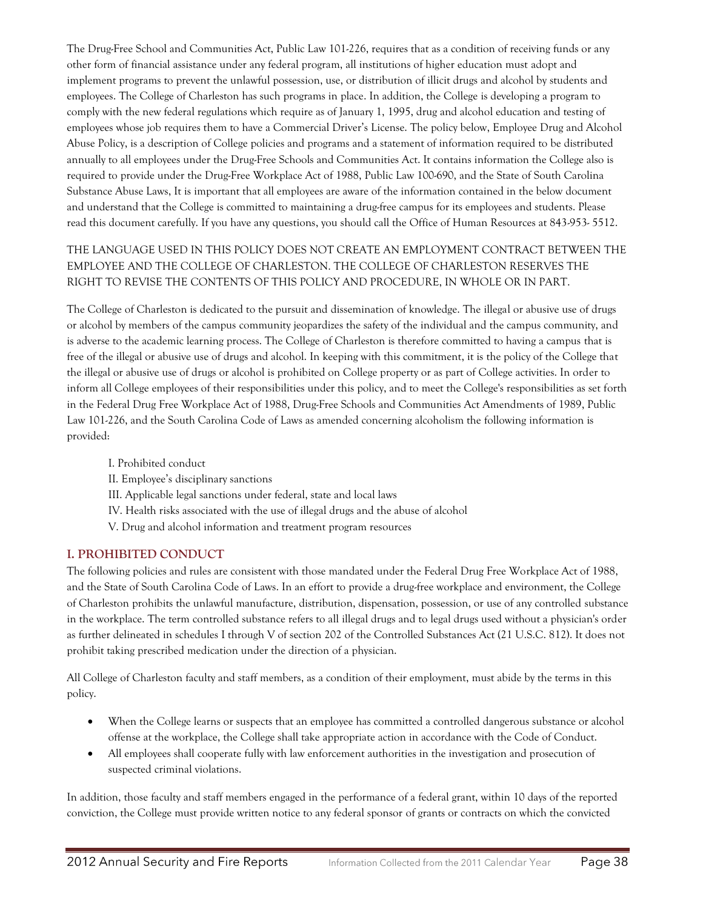The Drug-Free School and Communities Act, Public Law 101-226, requires that as a condition of receiving funds or any other form of financial assistance under any federal program, all institutions of higher education must adopt and implement programs to prevent the unlawful possession, use, or distribution of illicit drugs and alcohol by students and employees. The College of Charleston has such programs in place. In addition, the College is developing a program to comply with the new federal regulations which require as of January 1, 1995, drug and alcohol education and testing of employees whose job requires them to have a Commercial Driver's License. The policy below, Employee Drug and Alcohol Abuse Policy, is a description of College policies and programs and a statement of information required to be distributed annually to all employees under the Drug-Free Schools and Communities Act. It contains information the College also is required to provide under the Drug-Free Workplace Act of 1988, Public Law 100-690, and the State of South Carolina Substance Abuse Laws, It is important that all employees are aware of the information contained in the below document and understand that the College is committed to maintaining a drug-free campus for its employees and students. Please read this document carefully. If you have any questions, you should call the Office of Human Resources at 843-953- 5512.

THE LANGUAGE USED IN THIS POLICY DOES NOT CREATE AN EMPLOYMENT CONTRACT BETWEEN THE EMPLOYEE AND THE COLLEGE OF CHARLESTON. THE COLLEGE OF CHARLESTON RESERVES THE RIGHT TO REVISE THE CONTENTS OF THIS POLICY AND PROCEDURE, IN WHOLE OR IN PART.

The College of Charleston is dedicated to the pursuit and dissemination of knowledge. The illegal or abusive use of drugs or alcohol by members of the campus community jeopardizes the safety of the individual and the campus community, and is adverse to the academic learning process. The College of Charleston is therefore committed to having a campus that is free of the illegal or abusive use of drugs and alcohol. In keeping with this commitment, it is the policy of the College that the illegal or abusive use of drugs or alcohol is prohibited on College property or as part of College activities. In order to inform all College employees of their responsibilities under this policy, and to meet the College's responsibilities as set forth in the Federal Drug Free Workplace Act of 1988, Drug-Free Schools and Communities Act Amendments of 1989, Public Law 101-226, and the South Carolina Code of Laws as amended concerning alcoholism the following information is provided:

I. Prohibited conduct
II. Employee's disciplinary sanctions
III. Applicable legal sanctions under federal, state and local laws
IV. Health risks associated with the use of illegal drugs and the abuse of alcohol
V. Drug and alcohol information and treatment program resources

## I. PROHIBITED CONDUCT

The following policies and rules are consistent with those mandated under the Federal Drug Free Workplace Act of 1988, and the State of South Carolina Code of Laws. In an effort to provide a drug-free workplace and environment, the College of Charleston prohibits the unlawful manufacture, distribution, dispensation, possession, or use of any controlled substance in the workplace. The term controlled substance refers to all illegal drugs and to legal drugs used without a physician's order as further delineated in schedules I through V of section 202 of the Controlled Substances Act (21 U.S.C. 812). It does not prohibit taking prescribed medication under the direction of a physician.

All College of Charleston faculty and staff members, as a condition of their employment, must abide by the terms in this policy.

- When the College learns or suspects that an employee has committed a controlled dangerous substance or alcohol offense at the workplace, the College shall take appropriate action in accordance with the Code of Conduct.
- All employees shall cooperate fully with law enforcement authorities in the investigation and prosecution of suspected criminal violations.

In addition, those faculty and staff members engaged in the performance of a federal grant, within 10 days of the reported conviction, the College must provide written notice to any federal sponsor of grants or contracts on which the convicted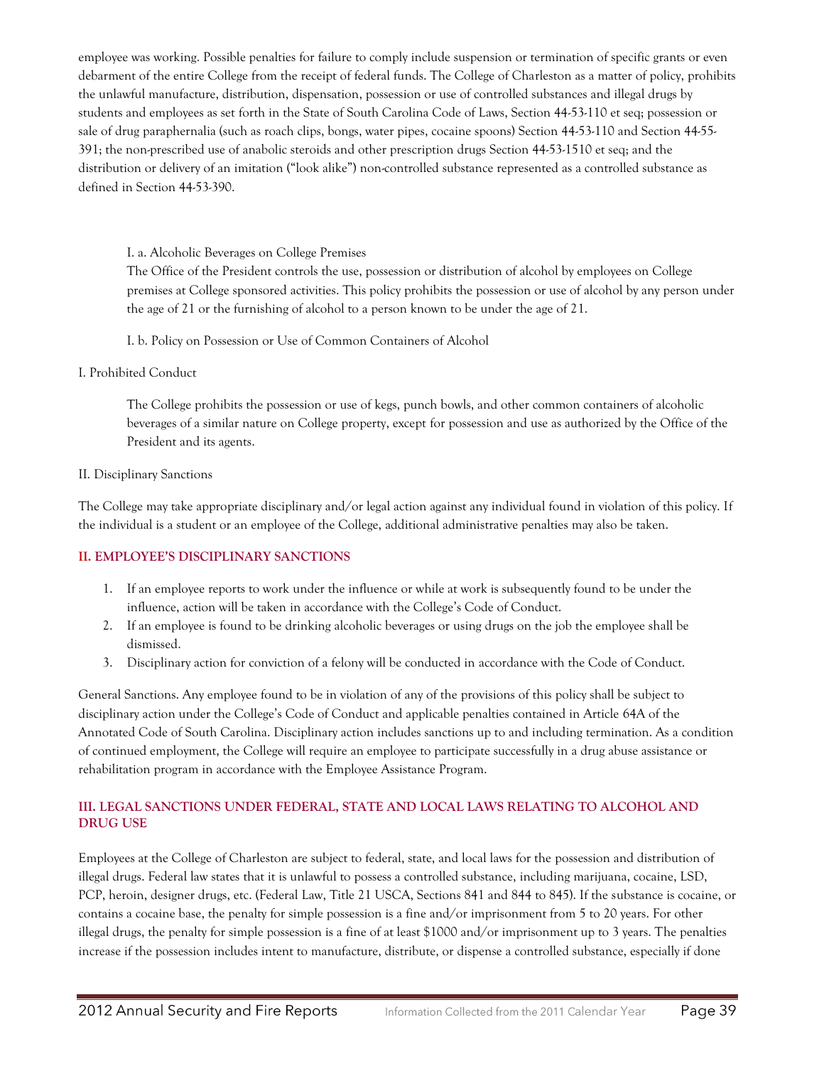employee was working. Possible penalties for failure to comply include suspension or termination of specific grants or even debarment of the entire College from the receipt of federal funds. The College of Charleston as a matter of policy, prohibits the unlawful manufacture, distribution, dispensation, possession or use of controlled substances and illegal drugs by students and employees as set forth in the State of South Carolina Code of Laws, Section 44-53-110 et seq; possession or sale of drug paraphernalia (such as roach clips, bongs, water pipes, cocaine spoons) Section 44-53-110 and Section 44-55-391; the non-prescribed use of anabolic steroids and other prescription drugs Section 44-53-1510 et seq; and the distribution or delivery of an imitation ("look alike") non-controlled substance represented as a controlled substance as defined in Section 44-53-390.

I. a. Alcoholic Beverages on College Premises

The Office of the President controls the use, possession or distribution of alcohol by employees on College premises at College sponsored activities. This policy prohibits the possession or use of alcohol by any person under the age of 21 or the furnishing of alcohol to a person known to be under the age of 21.

I. b. Policy on Possession or Use of Common Containers of Alcohol

I. Prohibited Conduct

The College prohibits the possession or use of kegs, punch bowls, and other common containers of alcoholic beverages of a similar nature on College property, except for possession and use as authorized by the Office of the President and its agents.

II. Disciplinary Sanctions

The College may take appropriate disciplinary and/or legal action against any individual found in violation of this policy. If the individual is a student or an employee of the College, additional administrative penalties may also be taken.

### II. EMPLOYEE'S DISCIPLINARY SANCTIONS

1. If an employee reports to work under the influence or while at work is subsequently found to be under the influence, action will be taken in accordance with the College's Code of Conduct.
2. If an employee is found to be drinking alcoholic beverages or using drugs on the job the employee shall be dismissed.
3. Disciplinary action for conviction of a felony will be conducted in accordance with the Code of Conduct.

General Sanctions. Any employee found to be in violation of any of the provisions of this policy shall be subject to disciplinary action under the College's Code of Conduct and applicable penalties contained in Article 64A of the Annotated Code of South Carolina. Disciplinary action includes sanctions up to and including termination. As a condition of continued employment, the College will require an employee to participate successfully in a drug abuse assistance or rehabilitation program in accordance with the Employee Assistance Program.

### III. LEGAL SANCTIONS UNDER FEDERAL, STATE AND LOCAL LAWS RELATING TO ALCOHOL AND DRUG USE

Employees at the College of Charleston are subject to federal, state, and local laws for the possession and distribution of illegal drugs. Federal law states that it is unlawful to possess a controlled substance, including marijuana, cocaine, LSD, PCP, heroin, designer drugs, etc. (Federal Law, Title 21 USCA, Sections 841 and 844 to 845). If the substance is cocaine, or contains a cocaine base, the penalty for simple possession is a fine and/or imprisonment from 5 to 20 years. For other illegal drugs, the penalty for simple possession is a fine of at least $1000 and/or imprisonment up to 3 years. The penalties increase if the possession includes intent to manufacture, distribute, or dispense a controlled substance, especially if done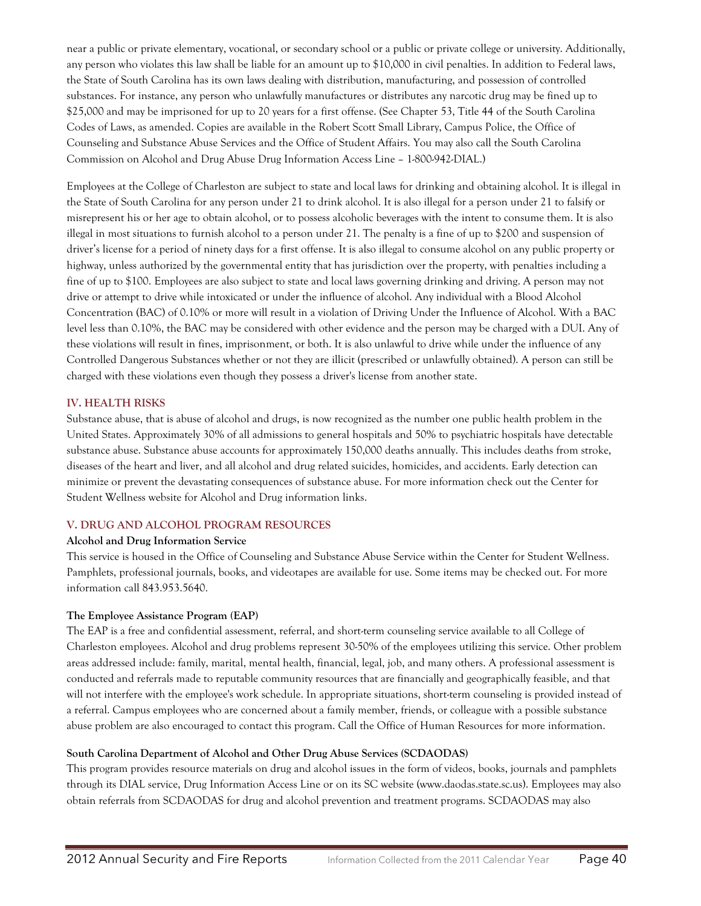near a public or private elementary, vocational, or secondary school or a public or private college or university. Additionally, any person who violates this law shall be liable for an amount up to $10,000 in civil penalties. In addition to Federal laws, the State of South Carolina has its own laws dealing with distribution, manufacturing, and possession of controlled substances. For instance, any person who unlawfully manufactures or distributes any narcotic drug may be fined up to $25,000 and may be imprisoned for up to 20 years for a first offense. (See Chapter 53, Title 44 of the South Carolina Codes of Laws, as amended. Copies are available in the Robert Scott Small Library, Campus Police, the Office of Counseling and Substance Abuse Services and the Office of Student Affairs. You may also call the South Carolina Commission on Alcohol and Drug Abuse Drug Information Access Line – 1-800-942-DIAL.)

Employees at the College of Charleston are subject to state and local laws for drinking and obtaining alcohol. It is illegal in the State of South Carolina for any person under 21 to drink alcohol. It is also illegal for a person under 21 to falsify or misrepresent his or her age to obtain alcohol, or to possess alcoholic beverages with the intent to consume them. It is also illegal in most situations to furnish alcohol to a person under 21. The penalty is a fine of up to $200 and suspension of driver's license for a period of ninety days for a first offense. It is also illegal to consume alcohol on any public property or highway, unless authorized by the governmental entity that has jurisdiction over the property, with penalties including a fine of up to $100. Employees are also subject to state and local laws governing drinking and driving. A person may not drive or attempt to drive while intoxicated or under the influence of alcohol. Any individual with a Blood Alcohol Concentration (BAC) of 0.10% or more will result in a violation of Driving Under the Influence of Alcohol. With a BAC level less than 0.10%, the BAC may be considered with other evidence and the person may be charged with a DUI. Any of these violations will result in fines, imprisonment, or both. It is also unlawful to drive while under the influence of any Controlled Dangerous Substances whether or not they are illicit (prescribed or unlawfully obtained). A person can still be charged with these violations even though they possess a driver's license from another state.

## IV. HEALTH RISKS

Substance abuse, that is abuse of alcohol and drugs, is now recognized as the number one public health problem in the United States. Approximately 30% of all admissions to general hospitals and 50% to psychiatric hospitals have detectable substance abuse. Substance abuse accounts for approximately 150,000 deaths annually. This includes deaths from stroke, diseases of the heart and liver, and all alcohol and drug related suicides, homicides, and accidents. Early detection can minimize or prevent the devastating consequences of substance abuse. For more information check out the Center for Student Wellness website for Alcohol and Drug information links.

## V. DRUG AND ALCOHOL PROGRAM RESOURCES

**Alcohol and Drug Information Service**

This service is housed in the Office of Counseling and Substance Abuse Service within the Center for Student Wellness. Pamphlets, professional journals, books, and videotapes are available for use. Some items may be checked out. For more information call 843.953.5640.

**The Employee Assistance Program (EAP)**

The EAP is a free and confidential assessment, referral, and short-term counseling service available to all College of Charleston employees. Alcohol and drug problems represent 30-50% of the employees utilizing this service. Other problem areas addressed include: family, marital, mental health, financial, legal, job, and many others. A professional assessment is conducted and referrals made to reputable community resources that are financially and geographically feasible, and that will not interfere with the employee's work schedule. In appropriate situations, short-term counseling is provided instead of a referral. Campus employees who are concerned about a family member, friends, or colleague with a possible substance abuse problem are also encouraged to contact this program. Call the Office of Human Resources for more information.

**South Carolina Department of Alcohol and Other Drug Abuse Services (SCDAODAS)**

This program provides resource materials on drug and alcohol issues in the form of videos, books, journals and pamphlets through its DIAL service, Drug Information Access Line or on its SC website (www.daodas.state.sc.us). Employees may also obtain referrals from SCDAODAS for drug and alcohol prevention and treatment programs. SCDAODAS may also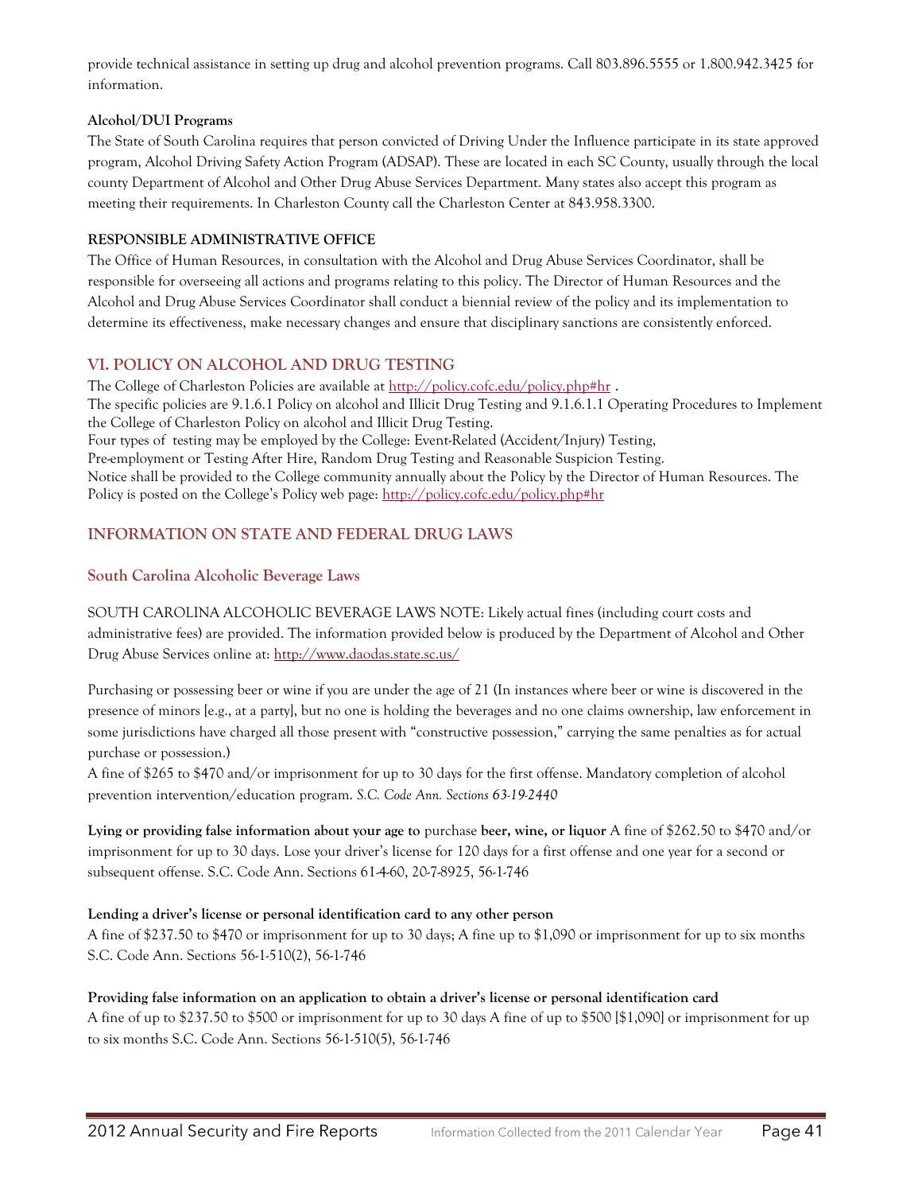provide technical assistance in setting up drug and alcohol prevention programs. Call 803.896.5555 or 1.800.942.3425 for information.

**Alcohol/DUI Programs**

The State of South Carolina requires that person convicted of Driving Under the Influence participate in its state approved program, Alcohol Driving Safety Action Program (ADSAP). These are located in each SC County, usually through the local county Department of Alcohol and Other Drug Abuse Services Department. Many states also accept this program as meeting their requirements. In Charleston County call the Charleston Center at 843.958.3300.

**RESPONSIBLE ADMINISTRATIVE OFFICE**

The Office of Human Resources, in consultation with the Alcohol and Drug Abuse Services Coordinator, shall be responsible for overseeing all actions and programs relating to this policy. The Director of Human Resources and the Alcohol and Drug Abuse Services Coordinator shall conduct a biennial review of the policy and its implementation to determine its effectiveness, make necessary changes and ensure that disciplinary sanctions are consistently enforced.

## VI. POLICY ON ALCOHOL AND DRUG TESTING

The College of Charleston Policies are available at http://policy.cofc.edu/policy.php#hr .
The specific policies are 9.1.6.1 Policy on alcohol and Illicit Drug Testing and 9.1.6.1.1 Operating Procedures to Implement the College of Charleston Policy on alcohol and Illicit Drug Testing.
Four types of testing may be employed by the College: Event-Related (Accident/Injury) Testing, Pre-employment or Testing After Hire, Random Drug Testing and Reasonable Suspicion Testing.
Notice shall be provided to the College community annually about the Policy by the Director of Human Resources. The Policy is posted on the College's Policy web page: http://policy.cofc.edu/policy.php#hr

## INFORMATION ON STATE AND FEDERAL DRUG LAWS

### South Carolina Alcoholic Beverage Laws

SOUTH CAROLINA ALCOHOLIC BEVERAGE LAWS NOTE: Likely actual fines (including court costs and administrative fees) are provided. The information provided below is produced by the Department of Alcohol and Other Drug Abuse Services online at: http://www.daodas.state.sc.us/

Purchasing or possessing beer or wine if you are under the age of 21 (In instances where beer or wine is discovered in the presence of minors [e.g., at a party], but no one is holding the beverages and no one claims ownership, law enforcement in some jurisdictions have charged all those present with "constructive possession," carrying the same penalties as for actual purchase or possession.)
A fine of $265 to $470 and/or imprisonment for up to 30 days for the first offense. Mandatory completion of alcohol prevention intervention/education program. *S.C. Code Ann. Sections 63-19-2440*

**Lying or providing false information about your age to** purchase **beer, wine, or liquor** A fine of $262.50 to $470 and/or imprisonment for up to 30 days. Lose your driver's license for 120 days for a first offense and one year for a second or subsequent offense. S.C. Code Ann. Sections 61-4-60, 20-7-8925, 56-1-746

**Lending a driver's license or personal identification card to any other person**
A fine of $237.50 to $470 or imprisonment for up to 30 days; A fine up to $1,090 or imprisonment for up to six months S.C. Code Ann. Sections 56-1-510(2), 56-1-746

**Providing false information on an application to obtain a driver's license or personal identification card**
A fine of up to $237.50 to $500 or imprisonment for up to 30 days A fine of up to $500 [$1,090] or imprisonment for up to six months S.C. Code Ann. Sections 56-1-510(5), 56-1-746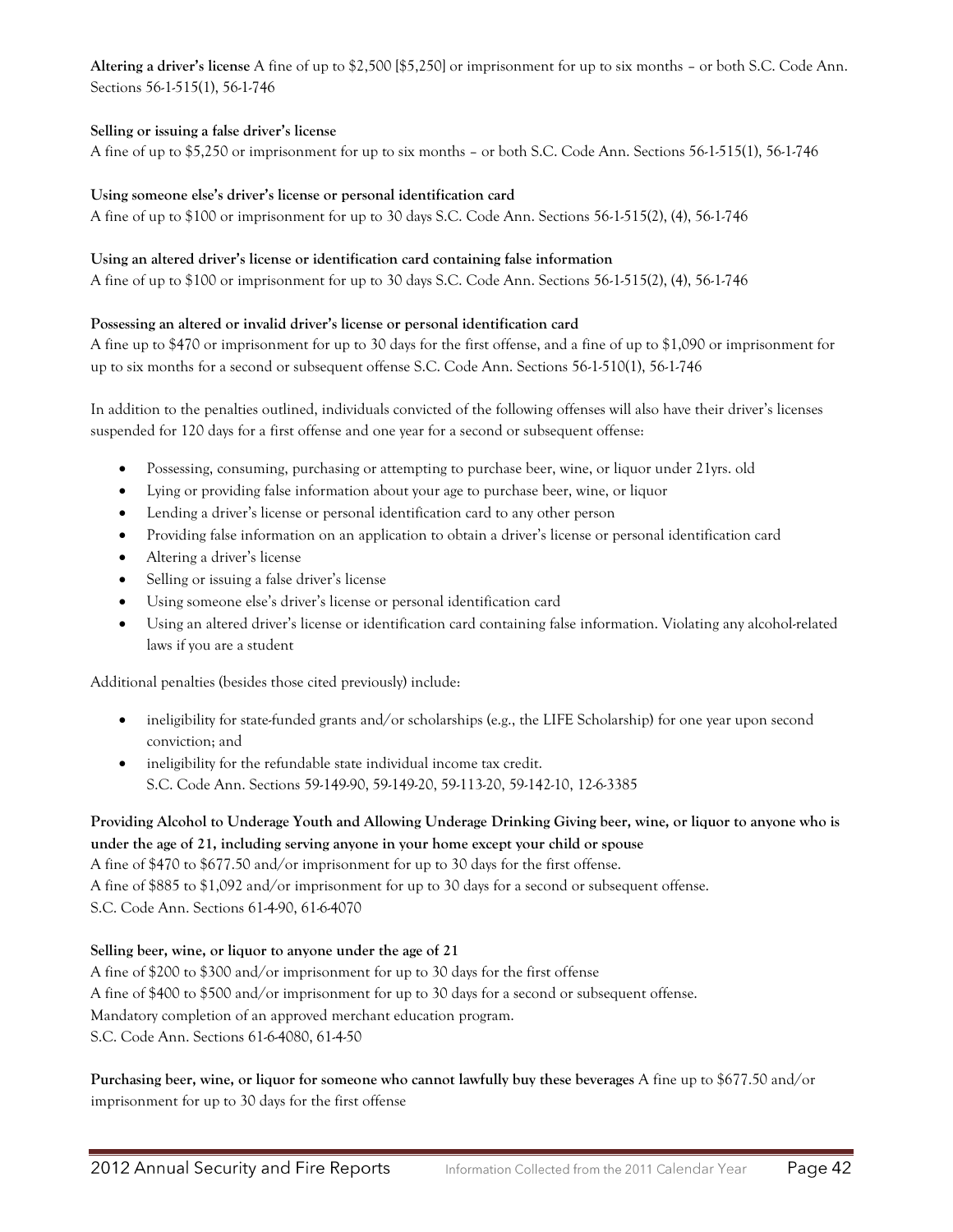**Altering a driver's license** A fine of up to $2,500 [$5,250] or imprisonment for up to six months – or both S.C. Code Ann. Sections 56-1-515(1), 56-1-746

**Selling or issuing a false driver's license**
A fine of up to $5,250 or imprisonment for up to six months – or both S.C. Code Ann. Sections 56-1-515(1), 56-1-746

**Using someone else's driver's license or personal identification card**
A fine of up to $100 or imprisonment for up to 30 days S.C. Code Ann. Sections 56-1-515(2), (4), 56-1-746

**Using an altered driver's license or identification card containing false information**
A fine of up to $100 or imprisonment for up to 30 days S.C. Code Ann. Sections 56-1-515(2), (4), 56-1-746

**Possessing an altered or invalid driver's license or personal identification card**
A fine up to $470 or imprisonment for up to 30 days for the first offense, and a fine of up to $1,090 or imprisonment for up to six months for a second or subsequent offense S.C. Code Ann. Sections 56-1-510(1), 56-1-746

In addition to the penalties outlined, individuals convicted of the following offenses will also have their driver's licenses suspended for 120 days for a first offense and one year for a second or subsequent offense:

- Possessing, consuming, purchasing or attempting to purchase beer, wine, or liquor under 21yrs. old
- Lying or providing false information about your age to purchase beer, wine, or liquor
- Lending a driver's license or personal identification card to any other person
- Providing false information on an application to obtain a driver's license or personal identification card
- Altering a driver's license
- Selling or issuing a false driver's license
- Using someone else's driver's license or personal identification card
- Using an altered driver's license or identification card containing false information. Violating any alcohol-related laws if you are a student

Additional penalties (besides those cited previously) include:

- ineligibility for state-funded grants and/or scholarships (e.g., the LIFE Scholarship) for one year upon second conviction; and
- ineligibility for the refundable state individual income tax credit.
  S.C. Code Ann. Sections 59-149-90, 59-149-20, 59-113-20, 59-142-10, 12-6-3385

**Providing Alcohol to Underage Youth and Allowing Underage Drinking Giving beer, wine, or liquor to anyone who is under the age of 21, including serving anyone in your home except your child or spouse**
A fine of $470 to $677.50 and/or imprisonment for up to 30 days for the first offense.
A fine of $885 to $1,092 and/or imprisonment for up to 30 days for a second or subsequent offense.
S.C. Code Ann. Sections 61-4-90, 61-6-4070

**Selling beer, wine, or liquor to anyone under the age of 21**
A fine of $200 to $300 and/or imprisonment for up to 30 days for the first offense
A fine of $400 to $500 and/or imprisonment for up to 30 days for a second or subsequent offense.
Mandatory completion of an approved merchant education program.
S.C. Code Ann. Sections 61-6-4080, 61-4-50

**Purchasing beer, wine, or liquor for someone who cannot lawfully buy these beverages** A fine up to $677.50 and/or imprisonment for up to 30 days for the first offense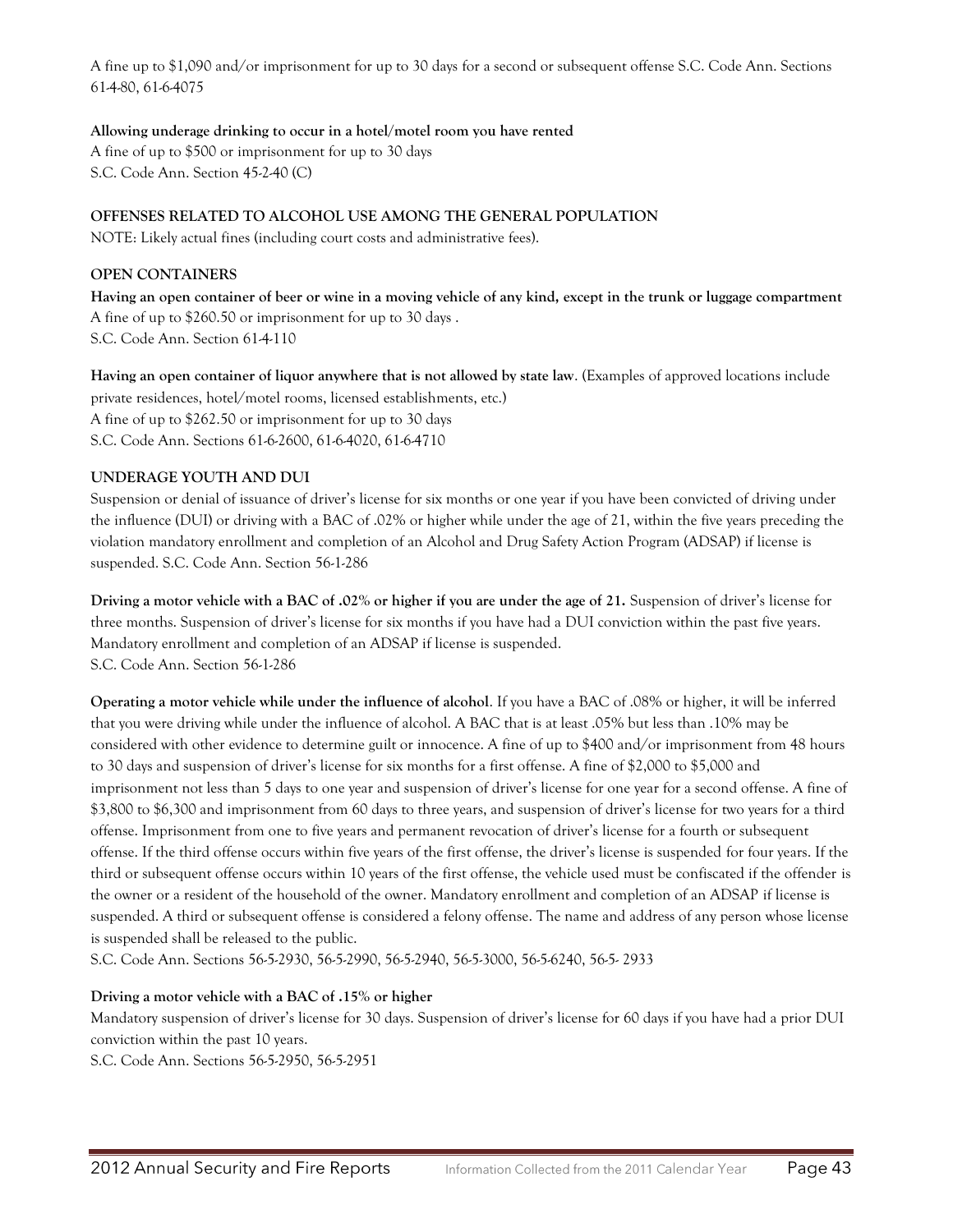A fine up to $1,090 and/or imprisonment for up to 30 days for a second or subsequent offense S.C. Code Ann. Sections 61-4-80, 61-6-4075

**Allowing underage drinking to occur in a hotel/motel room you have rented**
A fine of up to $500 or imprisonment for up to 30 days
S.C. Code Ann. Section 45-2-40 (C)

### OFFENSES RELATED TO ALCOHOL USE AMONG THE GENERAL POPULATION

NOTE: Likely actual fines (including court costs and administrative fees).

### OPEN CONTAINERS

**Having an open container of beer or wine in a moving vehicle of any kind, except in the trunk or luggage compartment**
A fine of up to $260.50 or imprisonment for up to 30 days .
S.C. Code Ann. Section 61-4-110

**Having an open container of liquor anywhere that is not allowed by state law**. (Examples of approved locations include private residences, hotel/motel rooms, licensed establishments, etc.)
A fine of up to $262.50 or imprisonment for up to 30 days
S.C. Code Ann. Sections 61-6-2600, 61-6-4020, 61-6-4710

### UNDERAGE YOUTH AND DUI

Suspension or denial of issuance of driver's license for six months or one year if you have been convicted of driving under the influence (DUI) or driving with a BAC of .02% or higher while under the age of 21, within the five years preceding the violation mandatory enrollment and completion of an Alcohol and Drug Safety Action Program (ADSAP) if license is suspended. S.C. Code Ann. Section 56-1-286

**Driving a motor vehicle with a BAC of .02% or higher if you are under the age of 21.** Suspension of driver's license for three months. Suspension of driver's license for six months if you have had a DUI conviction within the past five years. Mandatory enrollment and completion of an ADSAP if license is suspended.
S.C. Code Ann. Section 56-1-286

**Operating a motor vehicle while under the influence of alcohol**. If you have a BAC of .08% or higher, it will be inferred that you were driving while under the influence of alcohol. A BAC that is at least .05% but less than .10% may be considered with other evidence to determine guilt or innocence. A fine of up to $400 and/or imprisonment from 48 hours to 30 days and suspension of driver's license for six months for a first offense. A fine of $2,000 to $5,000 and imprisonment not less than 5 days to one year and suspension of driver's license for one year for a second offense. A fine of $3,800 to $6,300 and imprisonment from 60 days to three years, and suspension of driver's license for two years for a third offense. Imprisonment from one to five years and permanent revocation of driver's license for a fourth or subsequent offense. If the third offense occurs within five years of the first offense, the driver's license is suspended for four years. If the third or subsequent offense occurs within 10 years of the first offense, the vehicle used must be confiscated if the offender is the owner or a resident of the household of the owner. Mandatory enrollment and completion of an ADSAP if license is suspended. A third or subsequent offense is considered a felony offense. The name and address of any person whose license is suspended shall be released to the public.
S.C. Code Ann. Sections 56-5-2930, 56-5-2990, 56-5-2940, 56-5-3000, 56-5-6240, 56-5- 2933

**Driving a motor vehicle with a BAC of .15% or higher**
Mandatory suspension of driver's license for 30 days. Suspension of driver's license for 60 days if you have had a prior DUI conviction within the past 10 years.
S.C. Code Ann. Sections 56-5-2950, 56-5-2951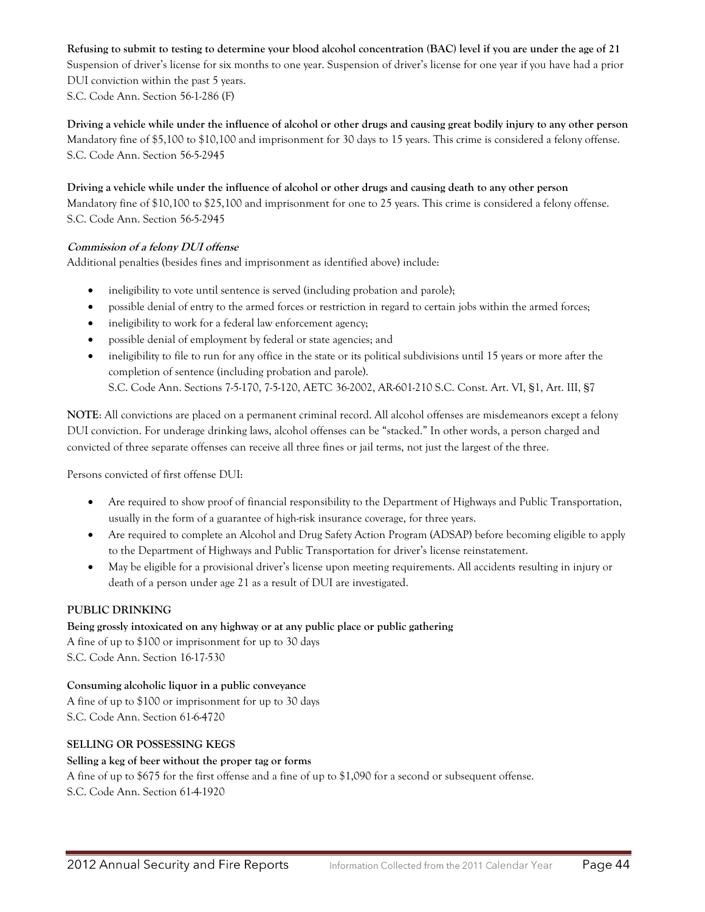**Refusing to submit to testing to determine your blood alcohol concentration (BAC) level if you are under the age of 21**
Suspension of driver's license for six months to one year. Suspension of driver's license for one year if you have had a prior DUI conviction within the past 5 years.
S.C. Code Ann. Section 56-1-286 (F)

**Driving a vehicle while under the influence of alcohol or other drugs and causing great bodily injury to any other person**
Mandatory fine of $5,100 to $10,100 and imprisonment for 30 days to 15 years. This crime is considered a felony offense.
S.C. Code Ann. Section 56-5-2945

**Driving a vehicle while under the influence of alcohol or other drugs and causing death to any other person**
Mandatory fine of $10,100 to $25,100 and imprisonment for one to 25 years. This crime is considered a felony offense.
S.C. Code Ann. Section 56-5-2945

***Commission of a felony DUI offense***
Additional penalties (besides fines and imprisonment as identified above) include:

- ineligibility to vote until sentence is served (including probation and parole);
- possible denial of entry to the armed forces or restriction in regard to certain jobs within the armed forces;
- ineligibility to work for a federal law enforcement agency;
- possible denial of employment by federal or state agencies; and
- ineligibility to file to run for any office in the state or its political subdivisions until 15 years or more after the completion of sentence (including probation and parole).
  S.C. Code Ann. Sections 7-5-170, 7-5-120, AETC 36-2002, AR-601-210 S.C. Const. Art. VI, §1, Art. III, §7

**NOTE**: All convictions are placed on a permanent criminal record. All alcohol offenses are misdemeanors except a felony DUI conviction. For underage drinking laws, alcohol offenses can be "stacked." In other words, a person charged and convicted of three separate offenses can receive all three fines or jail terms, not just the largest of the three.

Persons convicted of first offense DUI:

- Are required to show proof of financial responsibility to the Department of Highways and Public Transportation, usually in the form of a guarantee of high-risk insurance coverage, for three years.
- Are required to complete an Alcohol and Drug Safety Action Program (ADSAP) before becoming eligible to apply to the Department of Highways and Public Transportation for driver's license reinstatement.
- May be eligible for a provisional driver's license upon meeting requirements. All accidents resulting in injury or death of a person under age 21 as a result of DUI are investigated.

**PUBLIC DRINKING**

**Being grossly intoxicated on any highway or at any public place or public gathering**
A fine of up to $100 or imprisonment for up to 30 days
S.C. Code Ann. Section 16-17-530

**Consuming alcoholic liquor in a public conveyance**
A fine of up to $100 or imprisonment for up to 30 days
S.C. Code Ann. Section 61-6-4720

**SELLING OR POSSESSING KEGS**

**Selling a keg of beer without the proper tag or forms**
A fine of up to $675 for the first offense and a fine of up to $1,090 for a second or subsequent offense.
S.C. Code Ann. Section 61-4-1920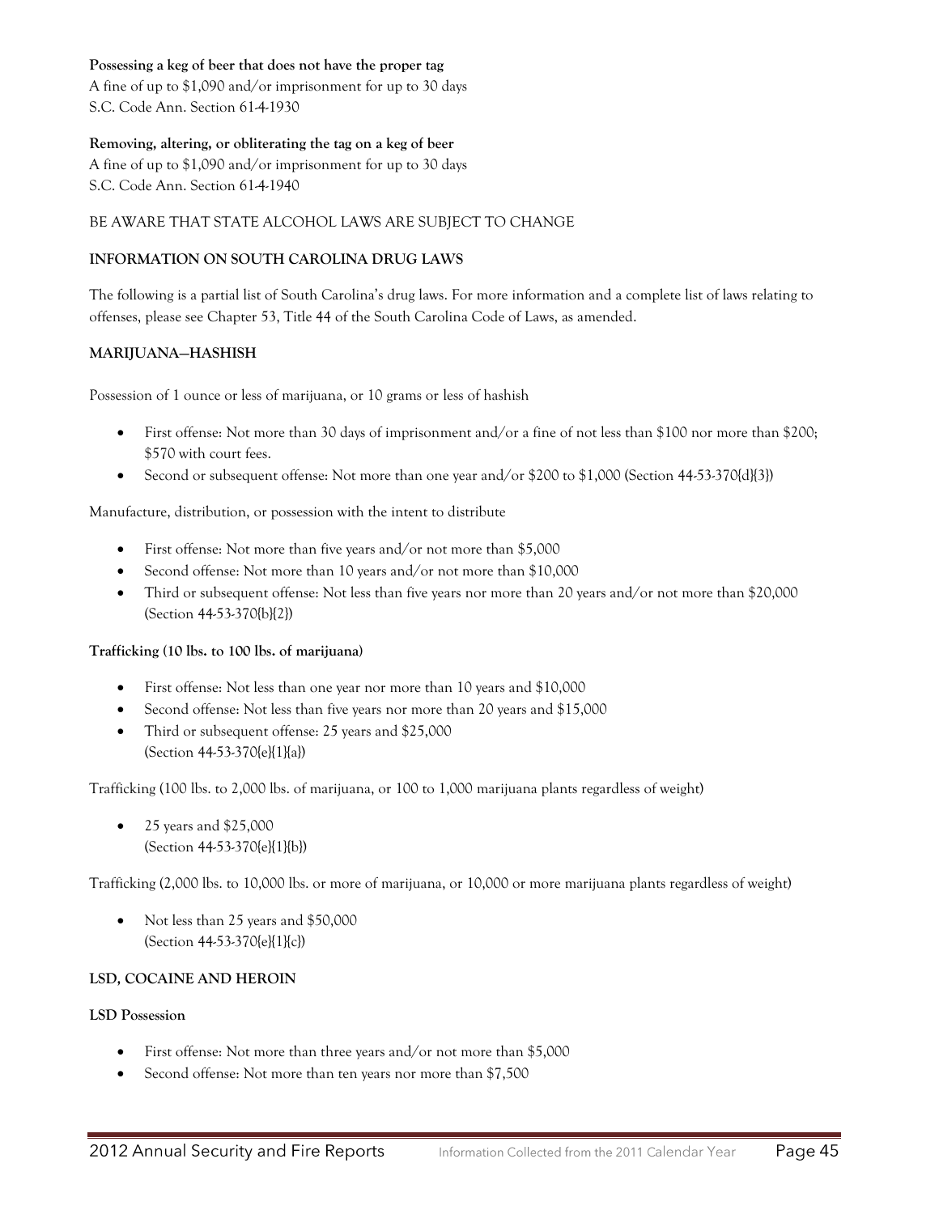**Possessing a keg of beer that does not have the proper tag**
A fine of up to $1,090 and/or imprisonment for up to 30 days
S.C. Code Ann. Section 61-4-1930

**Removing, altering, or obliterating the tag on a keg of beer**
A fine of up to $1,090 and/or imprisonment for up to 30 days
S.C. Code Ann. Section 61-4-1940

BE AWARE THAT STATE ALCOHOL LAWS ARE SUBJECT TO CHANGE

**INFORMATION ON SOUTH CAROLINA DRUG LAWS**

The following is a partial list of South Carolina's drug laws. For more information and a complete list of laws relating to offenses, please see Chapter 53, Title 44 of the South Carolina Code of Laws, as amended.

**MARIJUANA—HASHISH**

Possession of 1 ounce or less of marijuana, or 10 grams or less of hashish

- First offense: Not more than 30 days of imprisonment and/or a fine of not less than $100 nor more than $200; $570 with court fees.
- Second or subsequent offense: Not more than one year and/or $200 to $1,000 (Section 44-53-370{d}{3})

Manufacture, distribution, or possession with the intent to distribute

- First offense: Not more than five years and/or not more than $5,000
- Second offense: Not more than 10 years and/or not more than $10,000
- Third or subsequent offense: Not less than five years nor more than 20 years and/or not more than $20,000 (Section 44-53-370{b}{2})

**Trafficking (10 lbs. to 100 lbs. of marijuana)**

- First offense: Not less than one year nor more than 10 years and $10,000
- Second offense: Not less than five years nor more than 20 years and $15,000
- Third or subsequent offense: 25 years and $25,000
  (Section 44-53-370{e}{1}{a})

Trafficking (100 lbs. to 2,000 lbs. of marijuana, or 100 to 1,000 marijuana plants regardless of weight)

- 25 years and $25,000
  (Section 44-53-370{e}{1}{b})

Trafficking (2,000 lbs. to 10,000 lbs. or more of marijuana, or 10,000 or more marijuana plants regardless of weight)

- Not less than 25 years and $50,000
  (Section 44-53-370{e}{1}{c})

**LSD, COCAINE AND HEROIN**

**LSD Possession**

- First offense: Not more than three years and/or not more than $5,000
- Second offense: Not more than ten years nor more than $7,500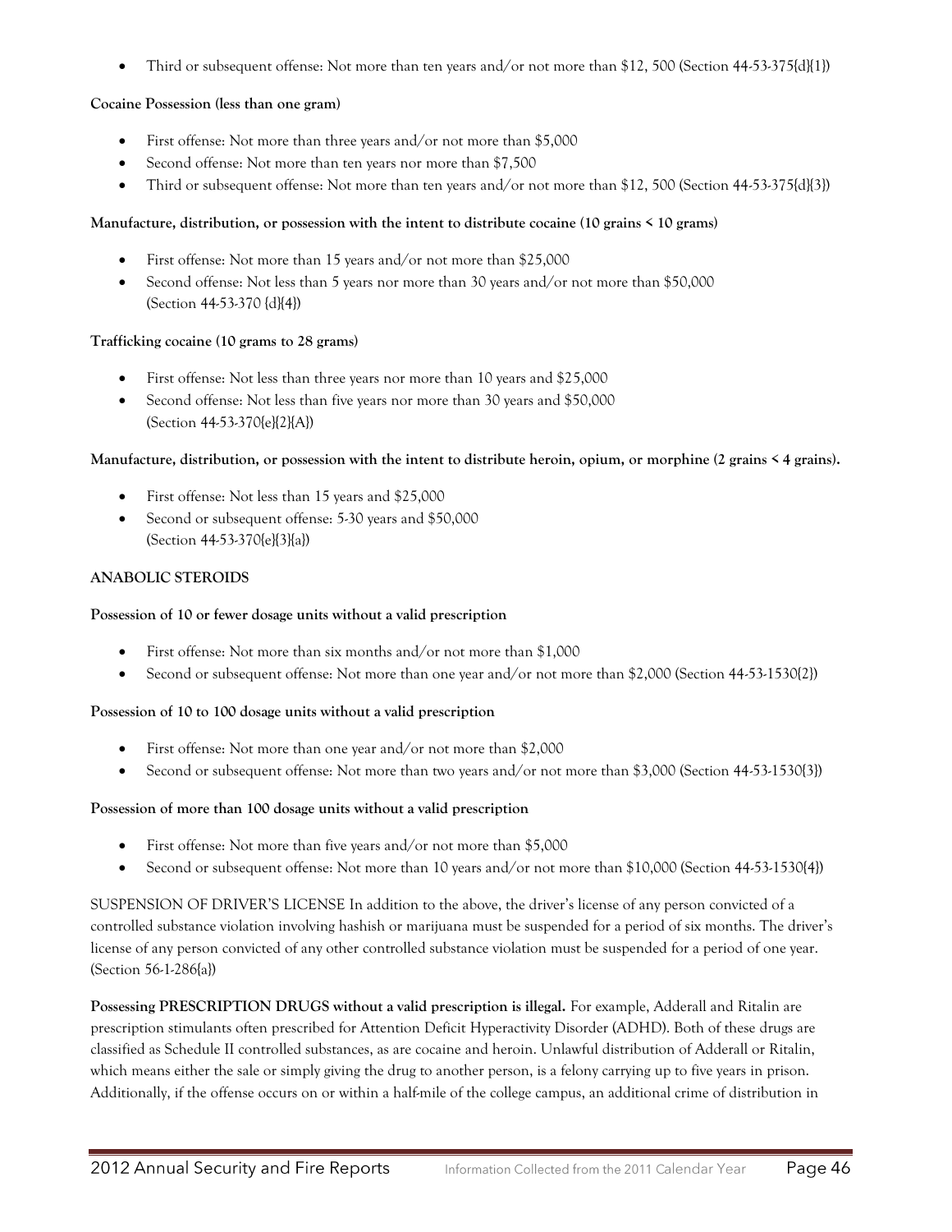- Third or subsequent offense: Not more than ten years and/or not more than $12, 500 (Section 44-53-375{d}{1})

**Cocaine Possession (less than one gram)**

- First offense: Not more than three years and/or not more than $5,000
- Second offense: Not more than ten years nor more than $7,500
- Third or subsequent offense: Not more than ten years and/or not more than $12, 500 (Section 44-53-375{d}{3})

**Manufacture, distribution, or possession with the intent to distribute cocaine (10 grains < 10 grams)**

- First offense: Not more than 15 years and/or not more than $25,000
- Second offense: Not less than 5 years nor more than 30 years and/or not more than $50,000 (Section 44-53-370 {d}{4})

**Trafficking cocaine (10 grams to 28 grams)**

- First offense: Not less than three years nor more than 10 years and $25,000
- Second offense: Not less than five years nor more than 30 years and $50,000 (Section 44-53-370{e}{2}{A})

**Manufacture, distribution, or possession with the intent to distribute heroin, opium, or morphine (2 grains < 4 grains).**

- First offense: Not less than 15 years and $25,000
- Second or subsequent offense: 5-30 years and $50,000 (Section 44-53-370{e}{3}{a})

**ANABOLIC STEROIDS**

**Possession of 10 or fewer dosage units without a valid prescription**

- First offense: Not more than six months and/or not more than $1,000
- Second or subsequent offense: Not more than one year and/or not more than $2,000 (Section 44-53-1530{2})

**Possession of 10 to 100 dosage units without a valid prescription**

- First offense: Not more than one year and/or not more than $2,000
- Second or subsequent offense: Not more than two years and/or not more than $3,000 (Section 44-53-1530{3})

**Possession of more than 100 dosage units without a valid prescription**

- First offense: Not more than five years and/or not more than $5,000
- Second or subsequent offense: Not more than 10 years and/or not more than $10,000 (Section 44-53-1530{4})

SUSPENSION OF DRIVER'S LICENSE In addition to the above, the driver's license of any person convicted of a controlled substance violation involving hashish or marijuana must be suspended for a period of six months. The driver's license of any person convicted of any other controlled substance violation must be suspended for a period of one year. (Section 56-1-286{a})

**Possessing PRESCRIPTION DRUGS without a valid prescription is illegal.** For example, Adderall and Ritalin are prescription stimulants often prescribed for Attention Deficit Hyperactivity Disorder (ADHD). Both of these drugs are classified as Schedule II controlled substances, as are cocaine and heroin. Unlawful distribution of Adderall or Ritalin, which means either the sale or simply giving the drug to another person, is a felony carrying up to five years in prison. Additionally, if the offense occurs on or within a half-mile of the college campus, an additional crime of distribution in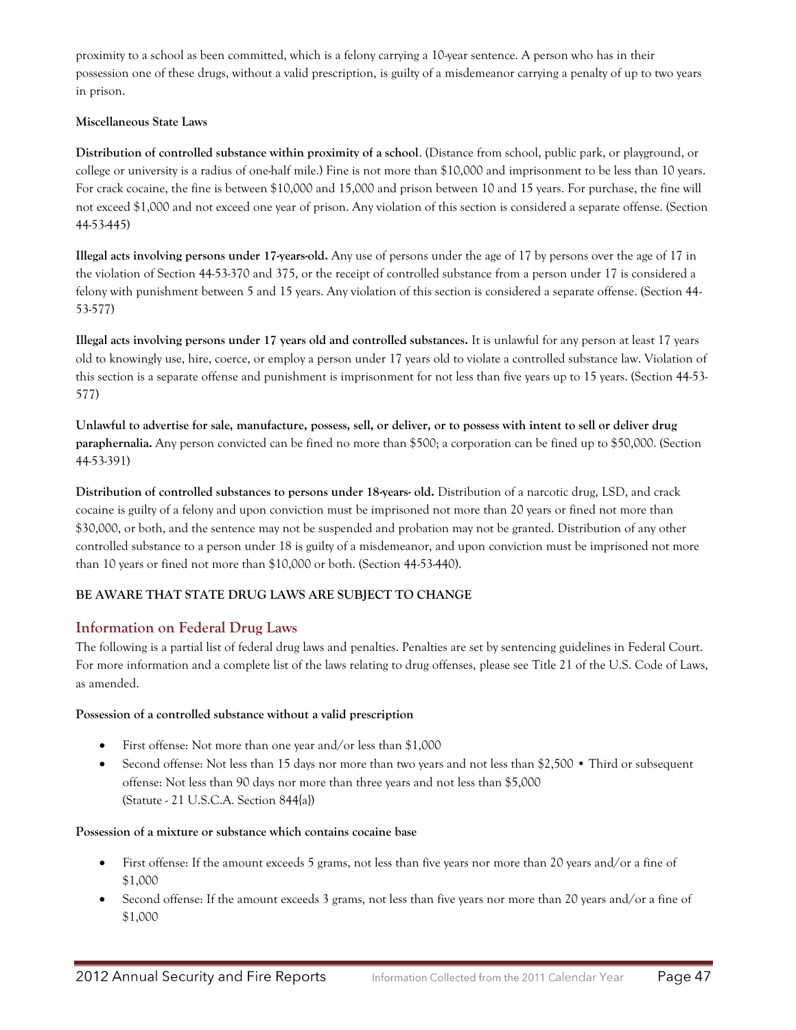proximity to a school as been committed, which is a felony carrying a 10-year sentence. A person who has in their possession one of these drugs, without a valid prescription, is guilty of a misdemeanor carrying a penalty of up to two years in prison.

**Miscellaneous State Laws**

**Distribution of controlled substance within proximity of a school**. (Distance from school, public park, or playground, or college or university is a radius of one-half mile.) Fine is not more than $10,000 and imprisonment to be less than 10 years. For crack cocaine, the fine is between $10,000 and 15,000 and prison between 10 and 15 years. For purchase, the fine will not exceed $1,000 and not exceed one year of prison. Any violation of this section is considered a separate offense. (Section 44-53-445)

**Illegal acts involving persons under 17-years-old.** Any use of persons under the age of 17 by persons over the age of 17 in the violation of Section 44-53-370 and 375, or the receipt of controlled substance from a person under 17 is considered a felony with punishment between 5 and 15 years. Any violation of this section is considered a separate offense. (Section 44-53-577)

**Illegal acts involving persons under 17 years old and controlled substances.** It is unlawful for any person at least 17 years old to knowingly use, hire, coerce, or employ a person under 17 years old to violate a controlled substance law. Violation of this section is a separate offense and punishment is imprisonment for not less than five years up to 15 years. (Section 44-53-577)

**Unlawful to advertise for sale, manufacture, possess, sell, or deliver, or to possess with intent to sell or deliver drug paraphernalia.** Any person convicted can be fined no more than $500; a corporation can be fined up to $50,000. (Section 44-53-391)

**Distribution of controlled substances to persons under 18-years- old.** Distribution of a narcotic drug, LSD, and crack cocaine is guilty of a felony and upon conviction must be imprisoned not more than 20 years or fined not more than $30,000, or both, and the sentence may not be suspended and probation may not be granted. Distribution of any other controlled substance to a person under 18 is guilty of a misdemeanor, and upon conviction must be imprisoned not more than 10 years or fined not more than $10,000 or both. (Section 44-53-440).

**BE AWARE THAT STATE DRUG LAWS ARE SUBJECT TO CHANGE**

## Information on Federal Drug Laws

The following is a partial list of federal drug laws and penalties. Penalties are set by sentencing guidelines in Federal Court. For more information and a complete list of the laws relating to drug offenses, please see Title 21 of the U.S. Code of Laws, as amended.

**Possession of a controlled substance without a valid prescription**

- First offense: Not more than one year and/or less than $1,000
- Second offense: Not less than 15 days nor more than two years and not less than $2,500 • Third or subsequent offense: Not less than 90 days nor more than three years and not less than $5,000 (Statute - 21 U.S.C.A. Section 844{a})

**Possession of a mixture or substance which contains cocaine base**

- First offense: If the amount exceeds 5 grams, not less than five years nor more than 20 years and/or a fine of $1,000
- Second offense: If the amount exceeds 3 grams, not less than five years nor more than 20 years and/or a fine of $1,000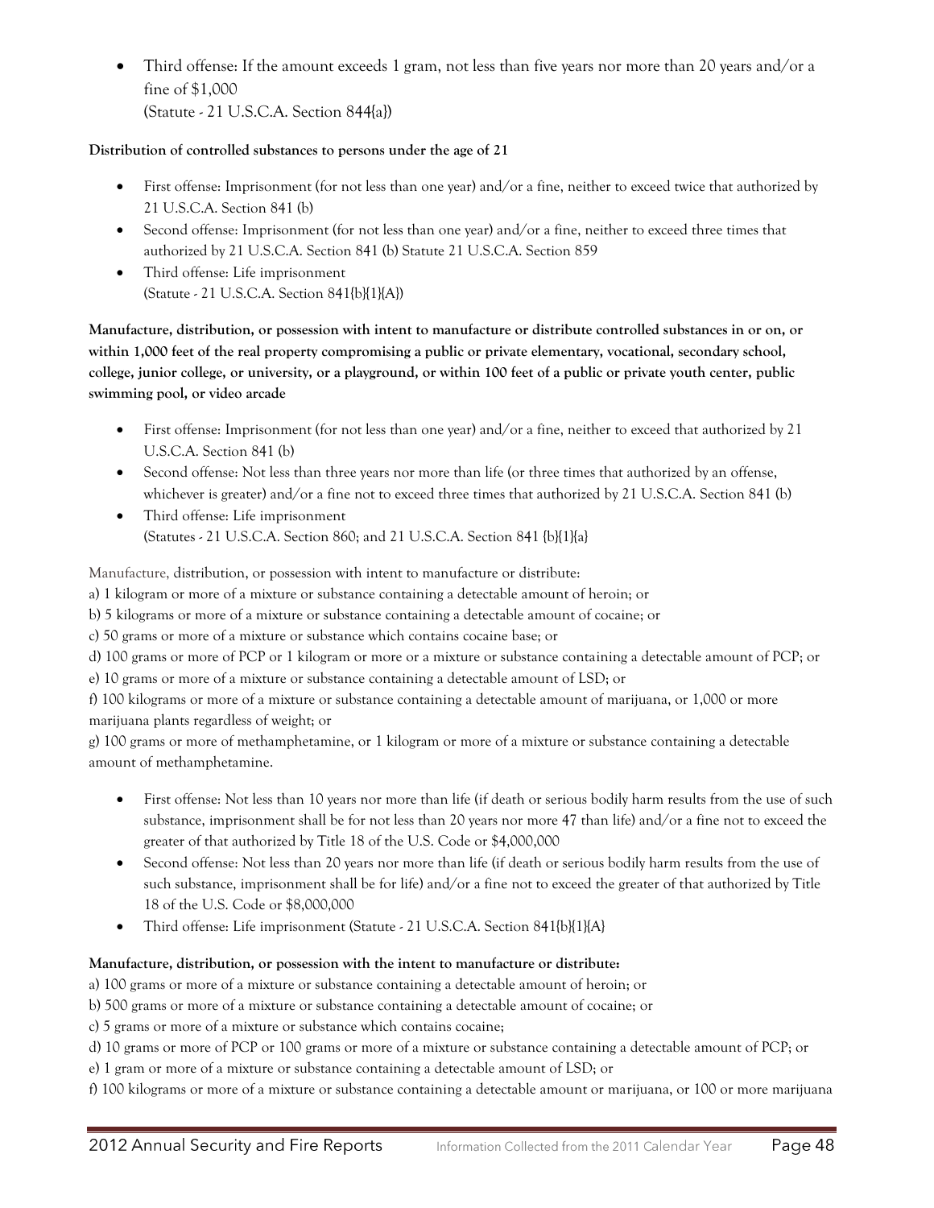- Third offense: If the amount exceeds 1 gram, not less than five years nor more than 20 years and/or a fine of $1,000
  (Statute - 21 U.S.C.A. Section 844{a})

**Distribution of controlled substances to persons under the age of 21**

- First offense: Imprisonment (for not less than one year) and/or a fine, neither to exceed twice that authorized by 21 U.S.C.A. Section 841 (b)
- Second offense: Imprisonment (for not less than one year) and/or a fine, neither to exceed three times that authorized by 21 U.S.C.A. Section 841 (b) Statute 21 U.S.C.A. Section 859
- Third offense: Life imprisonment
  (Statute - 21 U.S.C.A. Section 841{b}{1}{A})

**Manufacture, distribution, or possession with intent to manufacture or distribute controlled substances in or on, or within 1,000 feet of the real property compromising a public or private elementary, vocational, secondary school, college, junior college, or university, or a playground, or within 100 feet of a public or private youth center, public swimming pool, or video arcade**

- First offense: Imprisonment (for not less than one year) and/or a fine, neither to exceed that authorized by 21 U.S.C.A. Section 841 (b)
- Second offense: Not less than three years nor more than life (or three times that authorized by an offense, whichever is greater) and/or a fine not to exceed three times that authorized by 21 U.S.C.A. Section 841 (b)
- Third offense: Life imprisonment
  (Statutes - 21 U.S.C.A. Section 860; and 21 U.S.C.A. Section 841 {b}{1}{a}

Manufacture, distribution, or possession with intent to manufacture or distribute:
a) 1 kilogram or more of a mixture or substance containing a detectable amount of heroin; or
b) 5 kilograms or more of a mixture or substance containing a detectable amount of cocaine; or
c) 50 grams or more of a mixture or substance which contains cocaine base; or
d) 100 grams or more of PCP or 1 kilogram or more or a mixture or substance containing a detectable amount of PCP; or
e) 10 grams or more of a mixture or substance containing a detectable amount of LSD; or
f) 100 kilograms or more of a mixture or substance containing a detectable amount of marijuana, or 1,000 or more marijuana plants regardless of weight; or
g) 100 grams or more of methamphetamine, or 1 kilogram or more of a mixture or substance containing a detectable amount of methamphetamine.

- First offense: Not less than 10 years nor more than life (if death or serious bodily harm results from the use of such substance, imprisonment shall be for not less than 20 years nor more 47 than life) and/or a fine not to exceed the greater of that authorized by Title 18 of the U.S. Code or $4,000,000
- Second offense: Not less than 20 years nor more than life (if death or serious bodily harm results from the use of such substance, imprisonment shall be for life) and/or a fine not to exceed the greater of that authorized by Title 18 of the U.S. Code or $8,000,000
- Third offense: Life imprisonment (Statute - 21 U.S.C.A. Section 841{b}{1}{A}

**Manufacture, distribution, or possession with the intent to manufacture or distribute:**
a) 100 grams or more of a mixture or substance containing a detectable amount of heroin; or
b) 500 grams or more of a mixture or substance containing a detectable amount of cocaine; or
c) 5 grams or more of a mixture or substance which contains cocaine;
d) 10 grams or more of PCP or 100 grams or more of a mixture or substance containing a detectable amount of PCP; or
e) 1 gram or more of a mixture or substance containing a detectable amount of LSD; or
f) 100 kilograms or more of a mixture or substance containing a detectable amount or marijuana, or 100 or more marijuana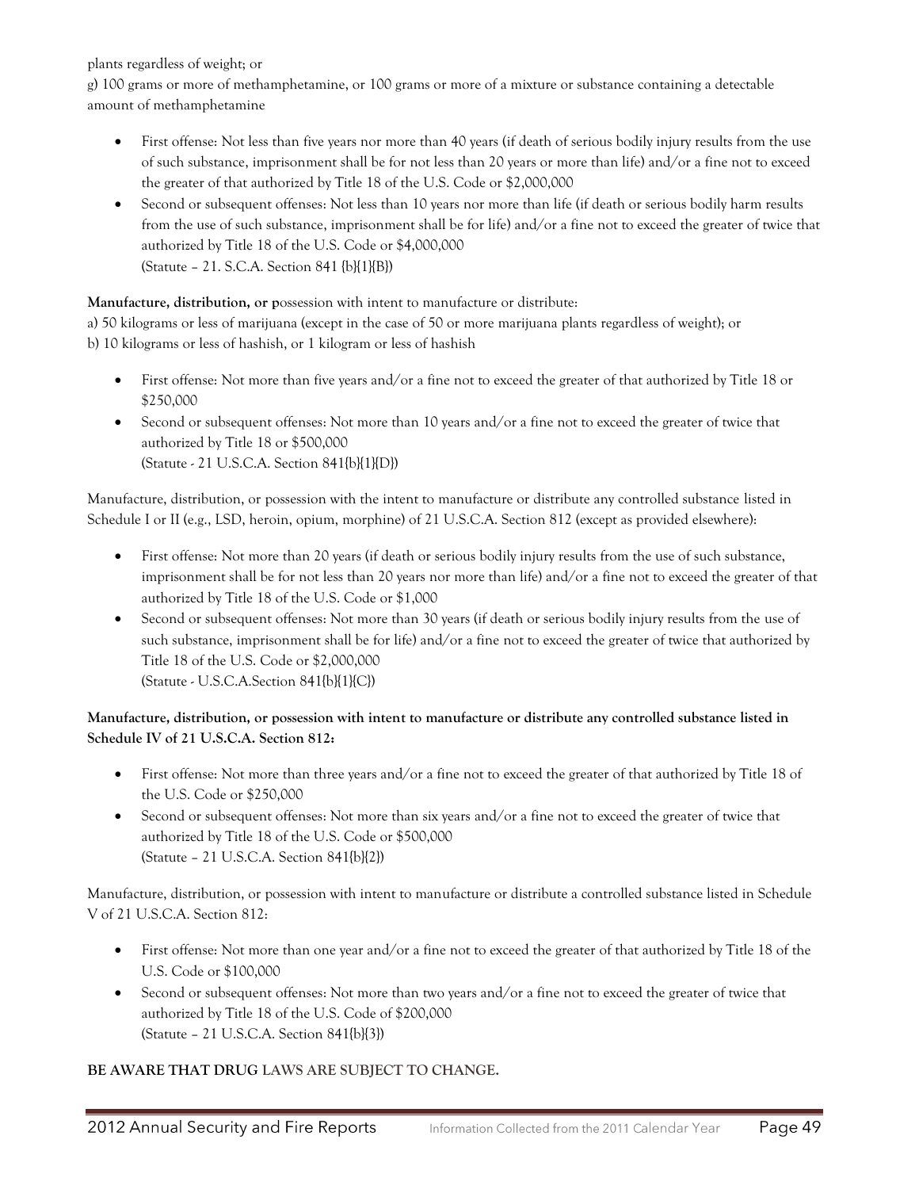plants regardless of weight; or

g) 100 grams or more of methamphetamine, or 100 grams or more of a mixture or substance containing a detectable amount of methamphetamine

- First offense: Not less than five years nor more than 40 years (if death of serious bodily injury results from the use of such substance, imprisonment shall be for not less than 20 years or more than life) and/or a fine not to exceed the greater of that authorized by Title 18 of the U.S. Code or $2,000,000
- Second or subsequent offenses: Not less than 10 years nor more than life (if death or serious bodily harm results from the use of such substance, imprisonment shall be for life) and/or a fine not to exceed the greater of twice that authorized by Title 18 of the U.S. Code or $4,000,000
  (Statute – 21. S.C.A. Section 841 {b}{1}{B})

**Manufacture, distribution, or p**ossession with intent to manufacture or distribute:

a) 50 kilograms or less of marijuana (except in the case of 50 or more marijuana plants regardless of weight); or

b) 10 kilograms or less of hashish, or 1 kilogram or less of hashish

- First offense: Not more than five years and/or a fine not to exceed the greater of that authorized by Title 18 or $250,000
- Second or subsequent offenses: Not more than 10 years and/or a fine not to exceed the greater of twice that authorized by Title 18 or $500,000
  (Statute - 21 U.S.C.A. Section 841{b}{1}{D})

Manufacture, distribution, or possession with the intent to manufacture or distribute any controlled substance listed in Schedule I or II (e.g., LSD, heroin, opium, morphine) of 21 U.S.C.A. Section 812 (except as provided elsewhere):

- First offense: Not more than 20 years (if death or serious bodily injury results from the use of such substance, imprisonment shall be for not less than 20 years nor more than life) and/or a fine not to exceed the greater of that authorized by Title 18 of the U.S. Code or $1,000
- Second or subsequent offenses: Not more than 30 years (if death or serious bodily injury results from the use of such substance, imprisonment shall be for life) and/or a fine not to exceed the greater of twice that authorized by Title 18 of the U.S. Code or $2,000,000
  (Statute - U.S.C.A.Section 841{b}{1}{C})

**Manufacture, distribution, or possession with intent to manufacture or distribute any controlled substance listed in Schedule IV of 21 U.S.C.A. Section 812:**

- First offense: Not more than three years and/or a fine not to exceed the greater of that authorized by Title 18 of the U.S. Code or $250,000
- Second or subsequent offenses: Not more than six years and/or a fine not to exceed the greater of twice that authorized by Title 18 of the U.S. Code or $500,000
  (Statute – 21 U.S.C.A. Section 841{b}{2})

Manufacture, distribution, or possession with intent to manufacture or distribute a controlled substance listed in Schedule V of 21 U.S.C.A. Section 812:

- First offense: Not more than one year and/or a fine not to exceed the greater of that authorized by Title 18 of the U.S. Code or $100,000
- Second or subsequent offenses: Not more than two years and/or a fine not to exceed the greater of twice that authorized by Title 18 of the U.S. Code of $200,000
  (Statute – 21 U.S.C.A. Section 841{b}{3})

**BE AWARE THAT DRUG LAWS ARE SUBJECT TO CHANGE.**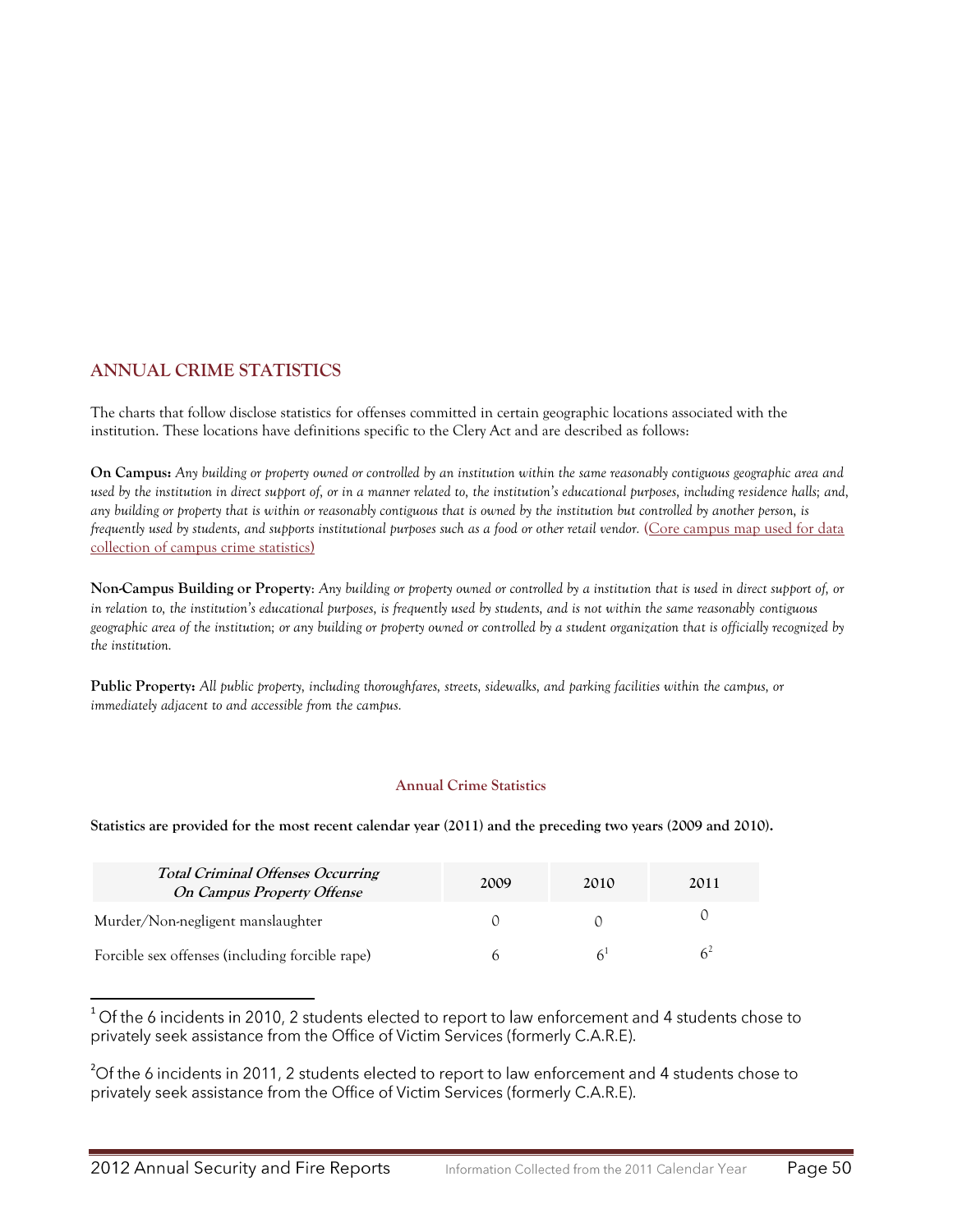## ANNUAL CRIME STATISTICS

The charts that follow disclose statistics for offenses committed in certain geographic locations associated with the institution. These locations have definitions specific to the Clery Act and are described as follows:

**On Campus:** *Any building or property owned or controlled by an institution within the same reasonably contiguous geographic area and used by the institution in direct support of, or in a manner related to, the institution's educational purposes, including residence halls; and, any building or property that is within or reasonably contiguous that is owned by the institution but controlled by another person, is frequently used by students, and supports institutional purposes such as a food or other retail vendor.* (Core campus map used for data collection of campus crime statistics)

**Non-Campus Building or Property**: *Any building or property owned or controlled by a institution that is used in direct support of, or in relation to, the institution's educational purposes, is frequently used by students, and is not within the same reasonably contiguous geographic area of the institution; or any building or property owned or controlled by a student organization that is officially recognized by the institution.*

**Public Property:** *All public property, including thoroughfares, streets, sidewalks, and parking facilities within the campus, or immediately adjacent to and accessible from the campus.*

### Annual Crime Statistics

**Statistics are provided for the most recent calendar year (2011) and the preceding two years (2009 and 2010).**

| *Total Criminal Offenses Occurring On Campus Property Offense* | 2009 | 2010 | 2011 |
|---|---|---|---|
| Murder/Non-negligent manslaughter | 0 | 0 | 0 |
| Forcible sex offenses (including forcible rape) | 6 | 6[1] | 6[2] |

[1] Of the 6 incidents in 2010, 2 students elected to report to law enforcement and 4 students chose to privately seek assistance from the Office of Victim Services (formerly C.A.R.E).

[2] Of the 6 incidents in 2011, 2 students elected to report to law enforcement and 4 students chose to privately seek assistance from the Office of Victim Services (formerly C.A.R.E).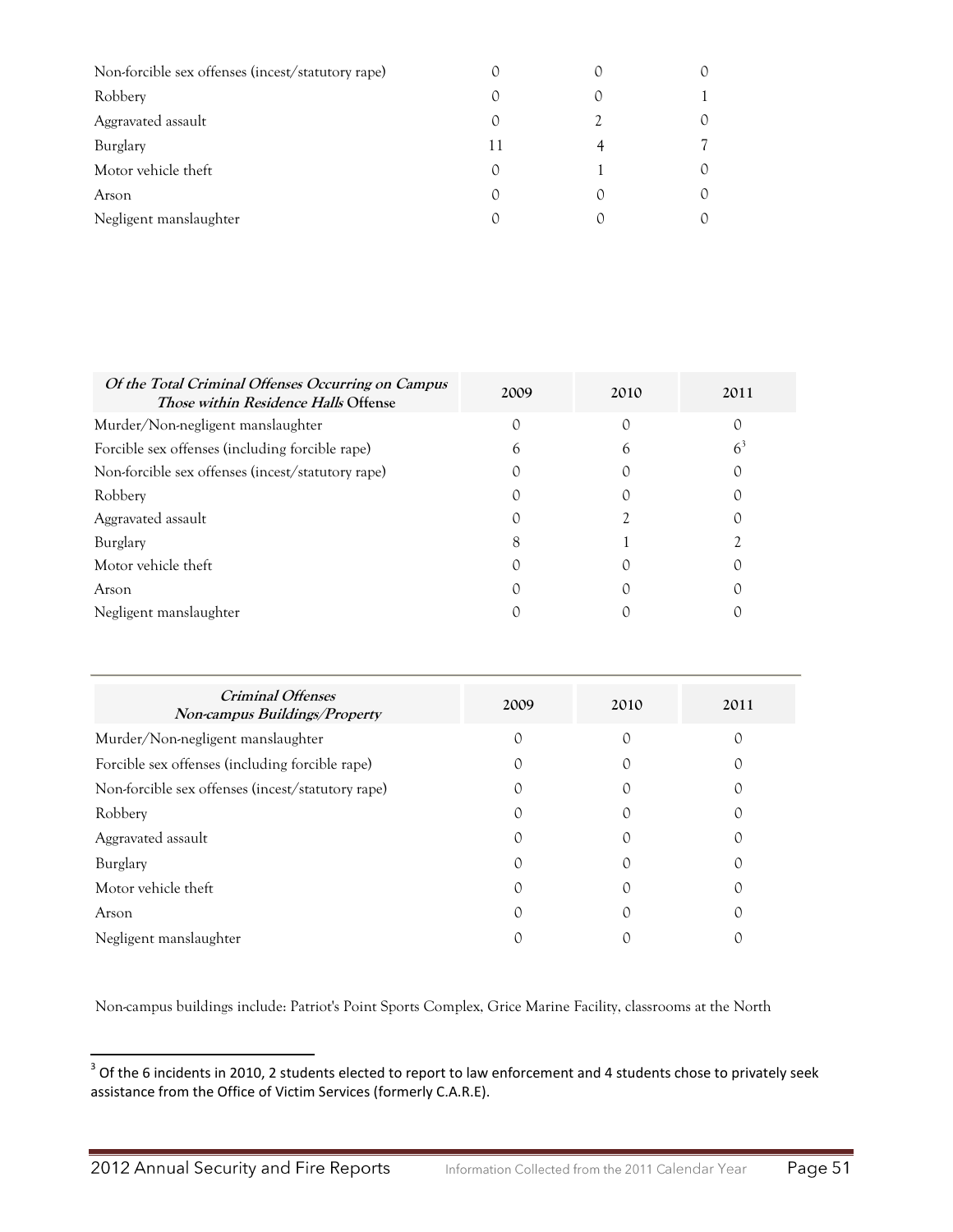| | | | |
|---|---|---|---|
| Non-forcible sex offenses (incest/statutory rape) | 0 | 0 | 0 |
| Robbery | 0 | 0 | 1 |
| Aggravated assault | 0 | 2 | 0 |
| Burglary | 11 | 4 | 7 |
| Motor vehicle theft | 0 | 1 | 0 |
| Arson | 0 | 0 | 0 |
| Negligent manslaughter | 0 | 0 | 0 |

| ***Of the Total Criminal Offenses Occurring on Campus Those within Residence Halls* Offense** | 2009 | 2010 | 2011 |
|---|---|---|---|
| Murder/Non-negligent manslaughter | 0 | 0 | 0 |
| Forcible sex offenses (including forcible rape) | 6 | 6 | 6[3] |
| Non-forcible sex offenses (incest/statutory rape) | 0 | 0 | 0 |
| Robbery | 0 | 0 | 0 |
| Aggravated assault | 0 | 2 | 0 |
| Burglary | 8 | 1 | 2 |
| Motor vehicle theft | 0 | 0 | 0 |
| Arson | 0 | 0 | 0 |
| Negligent manslaughter | 0 | 0 | 0 |

| ***Criminal Offenses Non-campus Buildings/Property*** | 2009 | 2010 | 2011 |
|---|---|---|---|
| Murder/Non-negligent manslaughter | 0 | 0 | 0 |
| Forcible sex offenses (including forcible rape) | 0 | 0 | 0 |
| Non-forcible sex offenses (incest/statutory rape) | 0 | 0 | 0 |
| Robbery | 0 | 0 | 0 |
| Aggravated assault | 0 | 0 | 0 |
| Burglary | 0 | 0 | 0 |
| Motor vehicle theft | 0 | 0 | 0 |
| Arson | 0 | 0 | 0 |
| Negligent manslaughter | 0 | 0 | 0 |

Non-campus buildings include: Patriot's Point Sports Complex, Grice Marine Facility, classrooms at the North

[3] Of the 6 incidents in 2010, 2 students elected to report to law enforcement and 4 students chose to privately seek assistance from the Office of Victim Services (formerly C.A.R.E).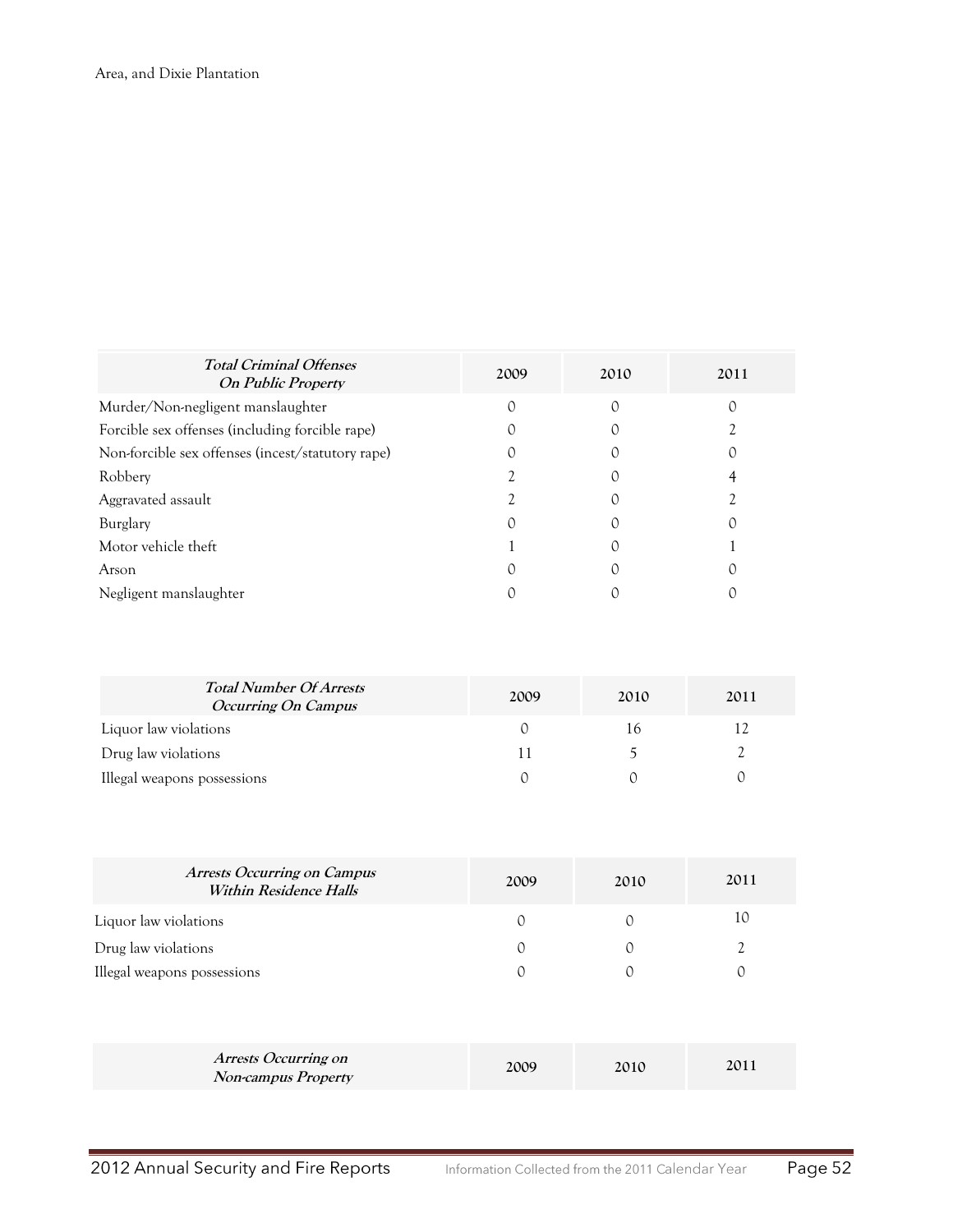Area, and Dixie Plantation

| *Total Criminal Offenses On Public Property* | 2009 | 2010 | 2011 |
| --- | --- | --- | --- |
| Murder/Non-negligent manslaughter | 0 | 0 | 0 |
| Forcible sex offenses (including forcible rape) | 0 | 0 | 2 |
| Non-forcible sex offenses (incest/statutory rape) | 0 | 0 | 0 |
| Robbery | 2 | 0 | 4 |
| Aggravated assault | 2 | 0 | 2 |
| Burglary | 0 | 0 | 0 |
| Motor vehicle theft | 1 | 0 | 1 |
| Arson | 0 | 0 | 0 |
| Negligent manslaughter | 0 | 0 | 0 |

| *Total Number Of Arrests Occurring On Campus* | 2009 | 2010 | 2011 |
| --- | --- | --- | --- |
| Liquor law violations | 0 | 16 | 12 |
| Drug law violations | 11 | 5 | 2 |
| Illegal weapons possessions | 0 | 0 | 0 |

| *Arrests Occurring on Campus Within Residence Halls* | 2009 | 2010 | 2011 |
| --- | --- | --- | --- |
| Liquor law violations | 0 | 0 | 10 |
| Drug law violations | 0 | 0 | 2 |
| Illegal weapons possessions | 0 | 0 | 0 |

| *Arrests Occurring on Non-campus Property* | 2009 | 2010 | 2011 |
| --- | --- | --- | --- |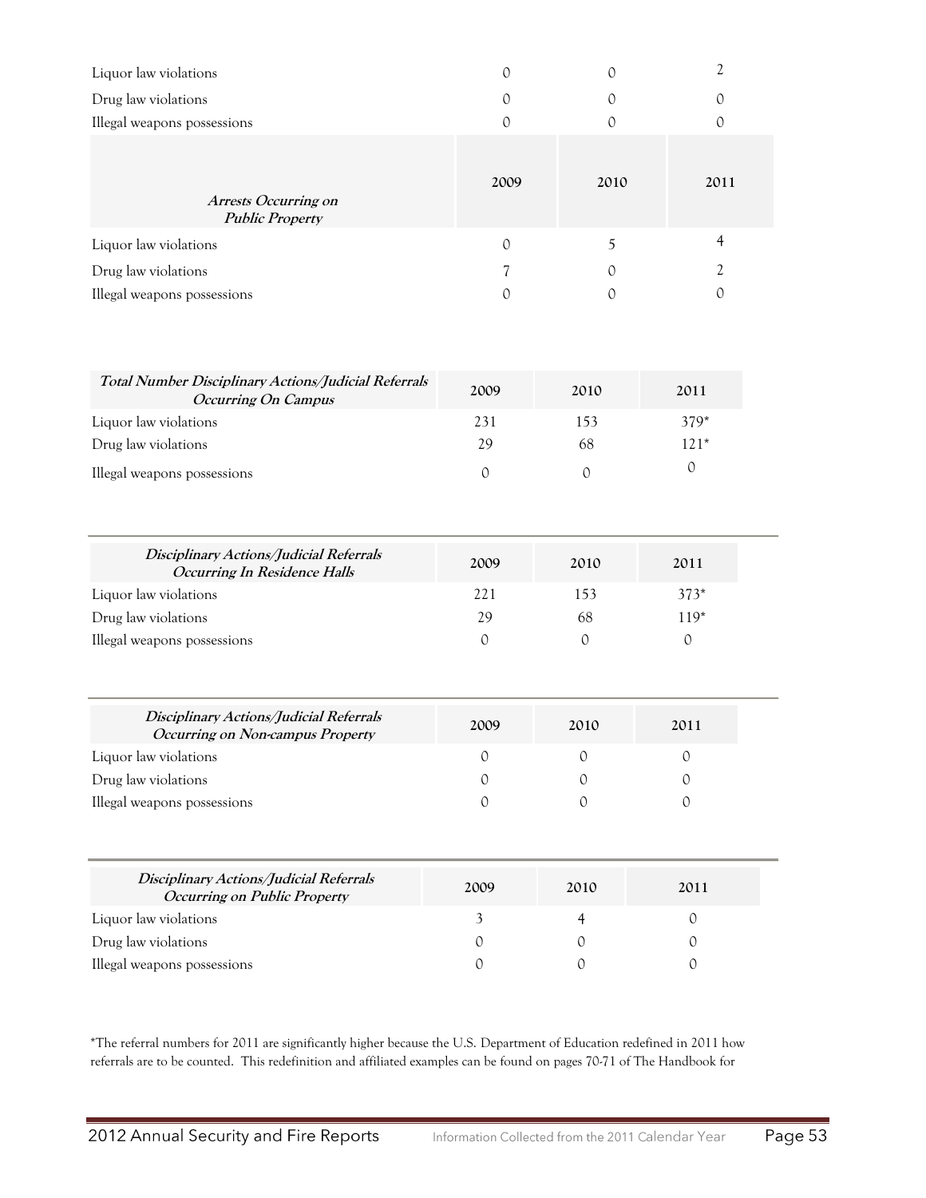| | | | |
|---|---|---|---|
| Liquor law violations | 0 | 0 | 2 |
| Drug law violations | 0 | 0 | 0 |
| Illegal weapons possessions | 0 | 0 | 0 |

| *Arrests Occurring on Public Property* | 2009 | 2010 | 2011 |
|---|---|---|---|
| Liquor law violations | 0 | 5 | 4 |
| Drug law violations | 7 | 0 | 2 |
| Illegal weapons possessions | 0 | 0 | 0 |

| *Total Number Disciplinary Actions/Judicial Referrals Occurring On Campus* | 2009 | 2010 | 2011 |
|---|---|---|---|
| Liquor law violations | 231 | 153 | 379* |
| Drug law violations | 29 | 68 | 121* |
| Illegal weapons possessions | 0 | 0 | 0 |

| *Disciplinary Actions/Judicial Referrals Occurring In Residence Halls* | 2009 | 2010 | 2011 |
|---|---|---|---|
| Liquor law violations | 221 | 153 | 373* |
| Drug law violations | 29 | 68 | 119* |
| Illegal weapons possessions | 0 | 0 | 0 |

| *Disciplinary Actions/Judicial Referrals Occurring on Non-campus Property* | 2009 | 2010 | 2011 |
|---|---|---|---|
| Liquor law violations | 0 | 0 | 0 |
| Drug law violations | 0 | 0 | 0 |
| Illegal weapons possessions | 0 | 0 | 0 |

| *Disciplinary Actions/Judicial Referrals Occurring on Public Property* | 2009 | 2010 | 2011 |
|---|---|---|---|
| Liquor law violations | 3 | 4 | 0 |
| Drug law violations | 0 | 0 | 0 |
| Illegal weapons possessions | 0 | 0 | 0 |

*The referral numbers for 2011 are significantly higher because the U.S. Department of Education redefined in 2011 how referrals are to be counted. This redefinition and affiliated examples can be found on pages 70-71 of The Handbook for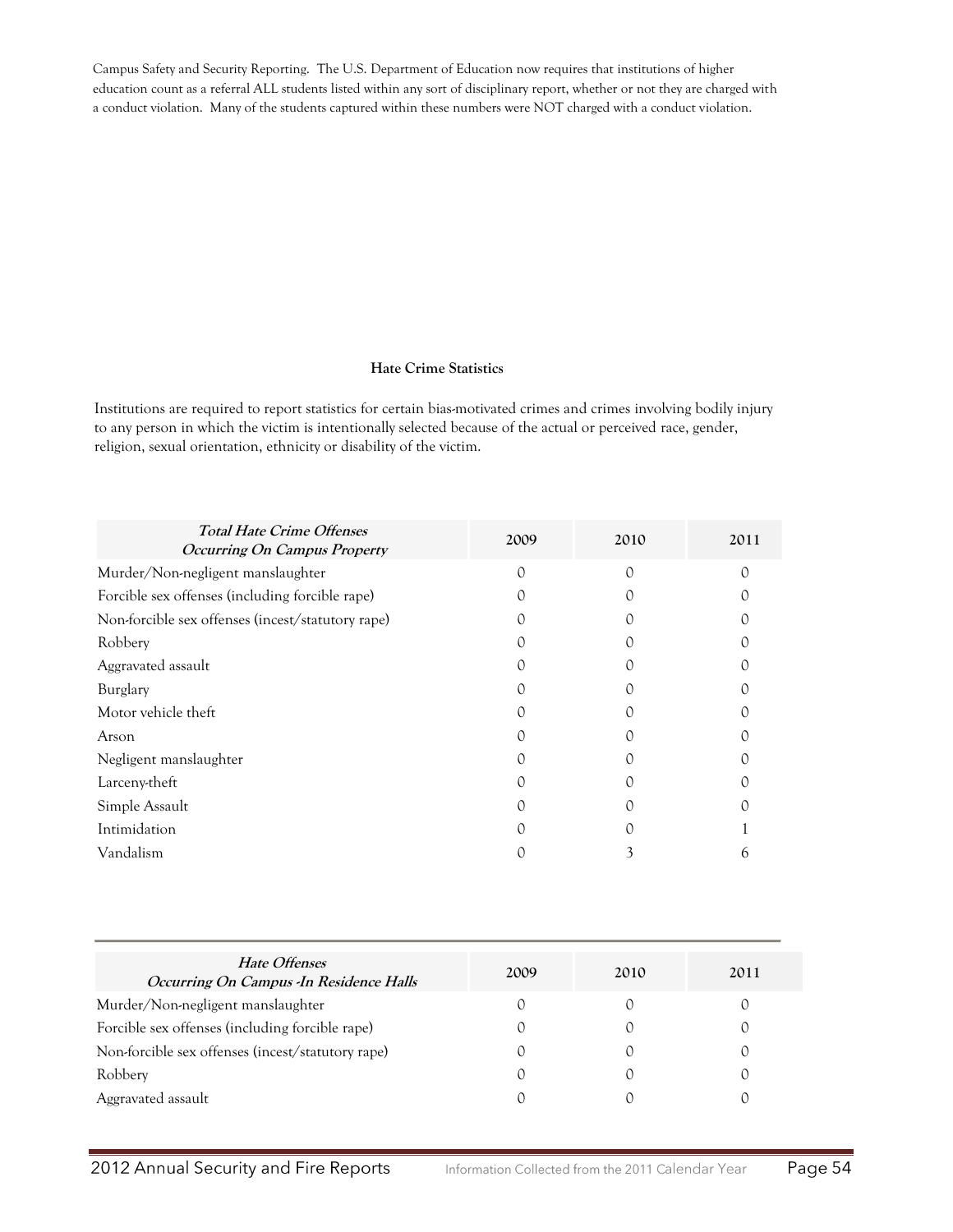Campus Safety and Security Reporting. The U.S. Department of Education now requires that institutions of higher education count as a referral ALL students listed within any sort of disciplinary report, whether or not they are charged with a conduct violation. Many of the students captured within these numbers were NOT charged with a conduct violation.

**Hate Crime Statistics**

Institutions are required to report statistics for certain bias-motivated crimes and crimes involving bodily injury to any person in which the victim is intentionally selected because of the actual or perceived race, gender, religion, sexual orientation, ethnicity or disability of the victim.

| ***Total Hate Crime Offenses Occurring On Campus Property*** | 2009 | 2010 | 2011 |
|---|---|---|---|
| Murder/Non-negligent manslaughter | 0 | 0 | 0 |
| Forcible sex offenses (including forcible rape) | 0 | 0 | 0 |
| Non-forcible sex offenses (incest/statutory rape) | 0 | 0 | 0 |
| Robbery | 0 | 0 | 0 |
| Aggravated assault | 0 | 0 | 0 |
| Burglary | 0 | 0 | 0 |
| Motor vehicle theft | 0 | 0 | 0 |
| Arson | 0 | 0 | 0 |
| Negligent manslaughter | 0 | 0 | 0 |
| Larceny-theft | 0 | 0 | 0 |
| Simple Assault | 0 | 0 | 0 |
| Intimidation | 0 | 0 | 1 |
| Vandalism | 0 | 3 | 6 |

| ***Hate Offenses Occurring On Campus -In Residence Halls*** | 2009 | 2010 | 2011 |
|---|---|---|---|
| Murder/Non-negligent manslaughter | 0 | 0 | 0 |
| Forcible sex offenses (including forcible rape) | 0 | 0 | 0 |
| Non-forcible sex offenses (incest/statutory rape) | 0 | 0 | 0 |
| Robbery | 0 | 0 | 0 |
| Aggravated assault | 0 | 0 | 0 |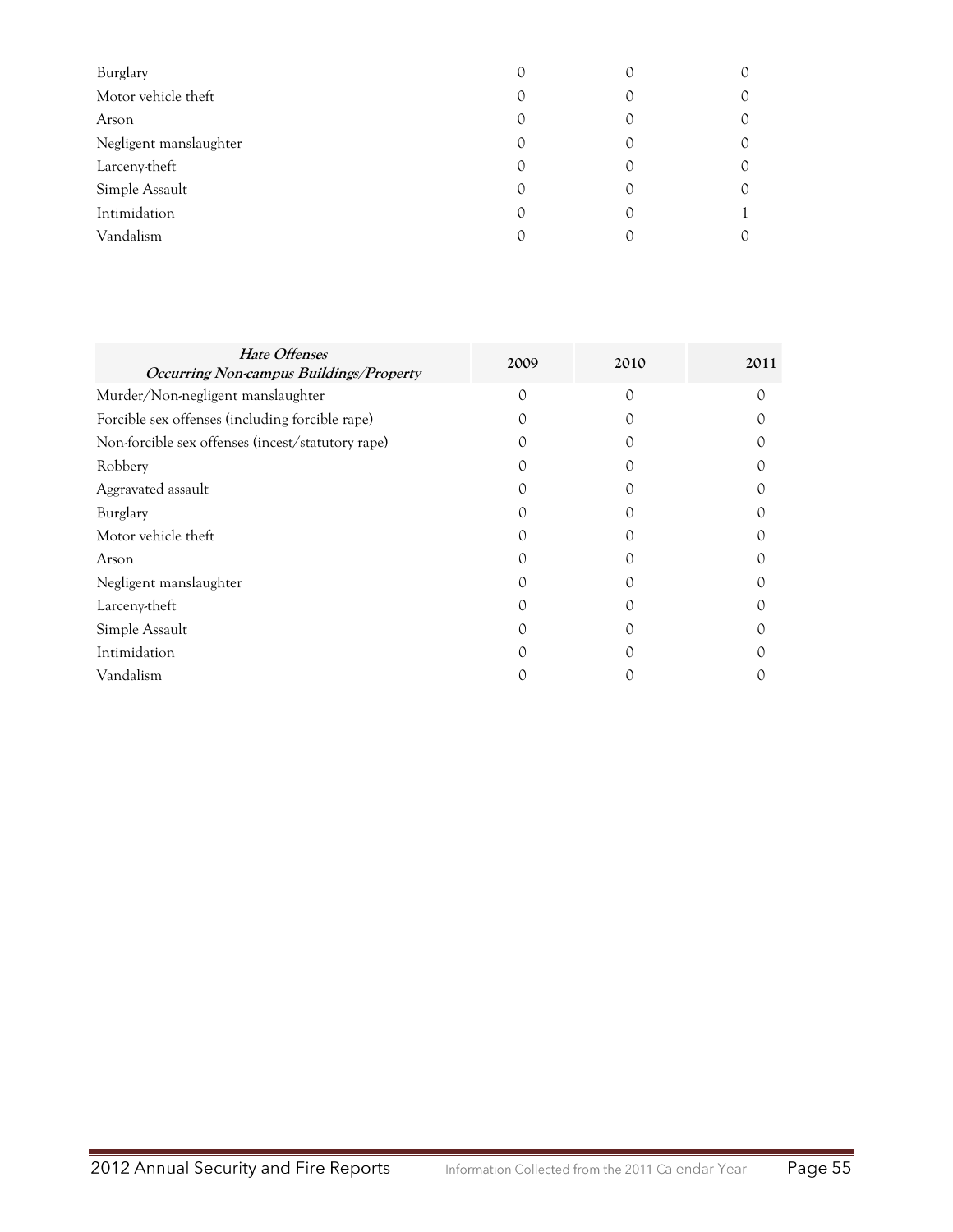| | | | |
|---|---|---|---|
| Burglary | 0 | 0 | 0 |
| Motor vehicle theft | 0 | 0 | 0 |
| Arson | 0 | 0 | 0 |
| Negligent manslaughter | 0 | 0 | 0 |
| Larceny-theft | 0 | 0 | 0 |
| Simple Assault | 0 | 0 | 0 |
| Intimidation | 0 | 0 | 1 |
| Vandalism | 0 | 0 | 0 |

| ***Hate Offenses Occurring Non-campus Buildings/Property*** | **2009** | **2010** | **2011** |
|---|---|---|---|
| Murder/Non-negligent manslaughter | 0 | 0 | 0 |
| Forcible sex offenses (including forcible rape) | 0 | 0 | 0 |
| Non-forcible sex offenses (incest/statutory rape) | 0 | 0 | 0 |
| Robbery | 0 | 0 | 0 |
| Aggravated assault | 0 | 0 | 0 |
| Burglary | 0 | 0 | 0 |
| Motor vehicle theft | 0 | 0 | 0 |
| Arson | 0 | 0 | 0 |
| Negligent manslaughter | 0 | 0 | 0 |
| Larceny-theft | 0 | 0 | 0 |
| Simple Assault | 0 | 0 | 0 |
| Intimidation | 0 | 0 | 0 |
| Vandalism | 0 | 0 | 0 |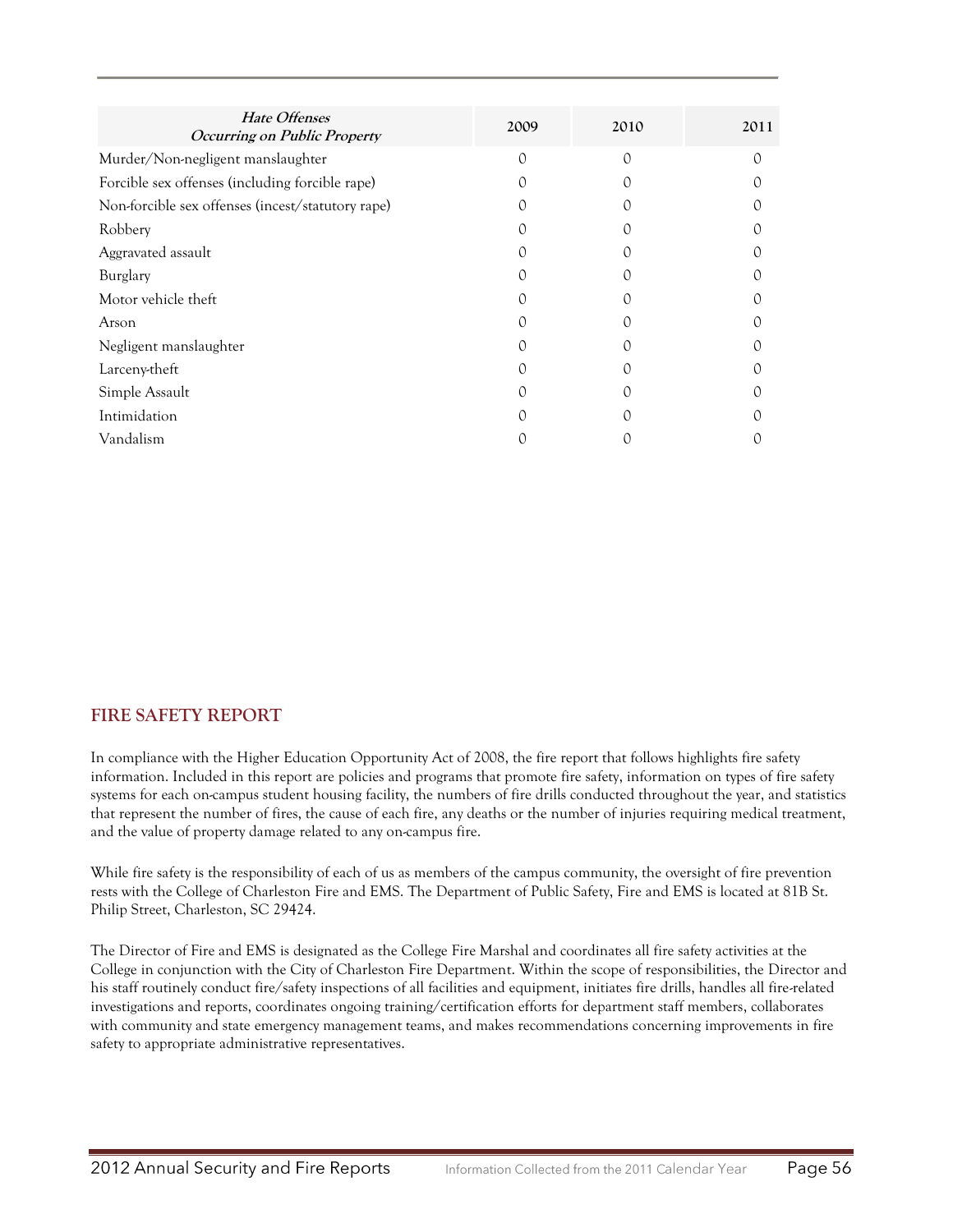| *Hate Offenses Occurring on Public Property* | 2009 | 2010 | 2011 |
|---|---|---|---|
| Murder/Non-negligent manslaughter | 0 | 0 | 0 |
| Forcible sex offenses (including forcible rape) | 0 | 0 | 0 |
| Non-forcible sex offenses (incest/statutory rape) | 0 | 0 | 0 |
| Robbery | 0 | 0 | 0 |
| Aggravated assault | 0 | 0 | 0 |
| Burglary | 0 | 0 | 0 |
| Motor vehicle theft | 0 | 0 | 0 |
| Arson | 0 | 0 | 0 |
| Negligent manslaughter | 0 | 0 | 0 |
| Larceny-theft | 0 | 0 | 0 |
| Simple Assault | 0 | 0 | 0 |
| Intimidation | 0 | 0 | 0 |
| Vandalism | 0 | 0 | 0 |

## FIRE SAFETY REPORT

In compliance with the Higher Education Opportunity Act of 2008, the fire report that follows highlights fire safety information. Included in this report are policies and programs that promote fire safety, information on types of fire safety systems for each on-campus student housing facility, the numbers of fire drills conducted throughout the year, and statistics that represent the number of fires, the cause of each fire, any deaths or the number of injuries requiring medical treatment, and the value of property damage related to any on-campus fire.

While fire safety is the responsibility of each of us as members of the campus community, the oversight of fire prevention rests with the College of Charleston Fire and EMS. The Department of Public Safety, Fire and EMS is located at 81B St. Philip Street, Charleston, SC 29424.

The Director of Fire and EMS is designated as the College Fire Marshal and coordinates all fire safety activities at the College in conjunction with the City of Charleston Fire Department. Within the scope of responsibilities, the Director and his staff routinely conduct fire/safety inspections of all facilities and equipment, initiates fire drills, handles all fire-related investigations and reports, coordinates ongoing training/certification efforts for department staff members, collaborates with community and state emergency management teams, and makes recommendations concerning improvements in fire safety to appropriate administrative representatives.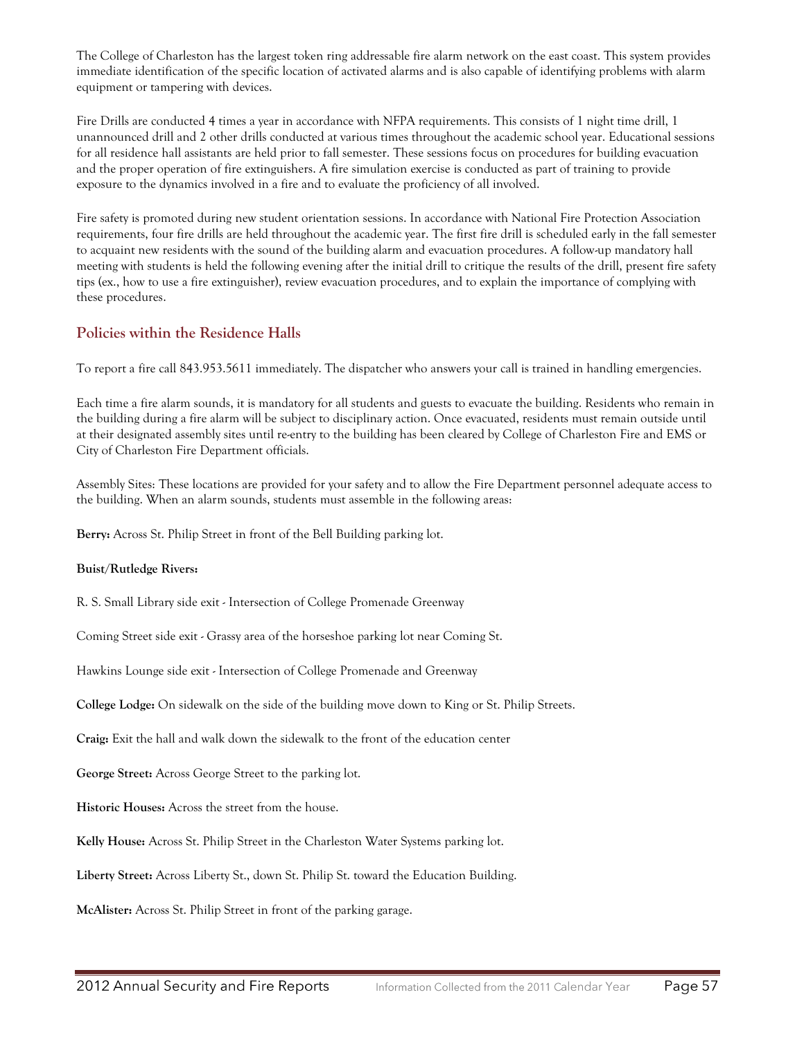The College of Charleston has the largest token ring addressable fire alarm network on the east coast. This system provides immediate identification of the specific location of activated alarms and is also capable of identifying problems with alarm equipment or tampering with devices.

Fire Drills are conducted 4 times a year in accordance with NFPA requirements. This consists of 1 night time drill, 1 unannounced drill and 2 other drills conducted at various times throughout the academic school year. Educational sessions for all residence hall assistants are held prior to fall semester. These sessions focus on procedures for building evacuation and the proper operation of fire extinguishers. A fire simulation exercise is conducted as part of training to provide exposure to the dynamics involved in a fire and to evaluate the proficiency of all involved.

Fire safety is promoted during new student orientation sessions. In accordance with National Fire Protection Association requirements, four fire drills are held throughout the academic year. The first fire drill is scheduled early in the fall semester to acquaint new residents with the sound of the building alarm and evacuation procedures. A follow-up mandatory hall meeting with students is held the following evening after the initial drill to critique the results of the drill, present fire safety tips (ex., how to use a fire extinguisher), review evacuation procedures, and to explain the importance of complying with these procedures.

## Policies within the Residence Halls

To report a fire call 843.953.5611 immediately. The dispatcher who answers your call is trained in handling emergencies.

Each time a fire alarm sounds, it is mandatory for all students and guests to evacuate the building. Residents who remain in the building during a fire alarm will be subject to disciplinary action. Once evacuated, residents must remain outside until at their designated assembly sites until re-entry to the building has been cleared by College of Charleston Fire and EMS or City of Charleston Fire Department officials.

Assembly Sites: These locations are provided for your safety and to allow the Fire Department personnel adequate access to the building. When an alarm sounds, students must assemble in the following areas:

**Berry:** Across St. Philip Street in front of the Bell Building parking lot.

**Buist/Rutledge Rivers:**

R. S. Small Library side exit - Intersection of College Promenade Greenway

Coming Street side exit - Grassy area of the horseshoe parking lot near Coming St.

Hawkins Lounge side exit - Intersection of College Promenade and Greenway

**College Lodge:** On sidewalk on the side of the building move down to King or St. Philip Streets.

**Craig:** Exit the hall and walk down the sidewalk to the front of the education center

**George Street:** Across George Street to the parking lot.

**Historic Houses:** Across the street from the house.

**Kelly House:** Across St. Philip Street in the Charleston Water Systems parking lot.

**Liberty Street:** Across Liberty St., down St. Philip St. toward the Education Building.

**McAlister:** Across St. Philip Street in front of the parking garage.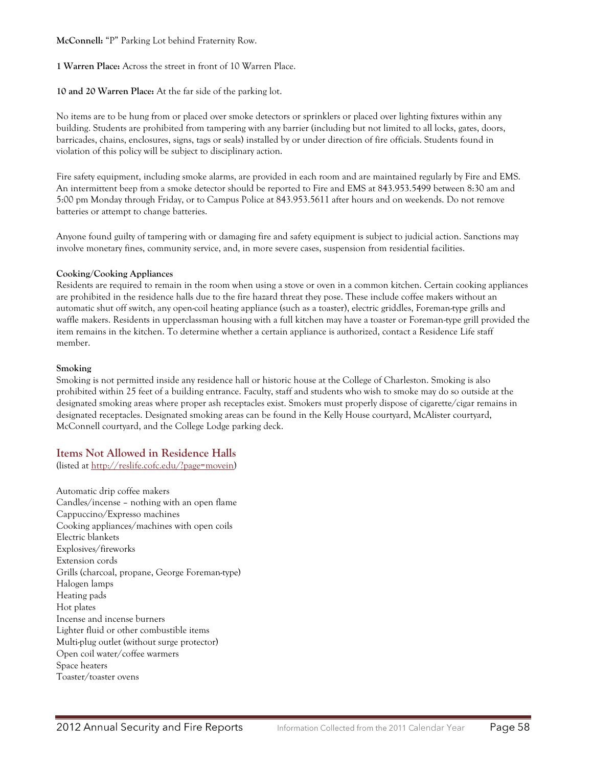**McConnell:** "P" Parking Lot behind Fraternity Row.

**1 Warren Place:** Across the street in front of 10 Warren Place.

**10 and 20 Warren Place:** At the far side of the parking lot.

No items are to be hung from or placed over smoke detectors or sprinklers or placed over lighting fixtures within any building. Students are prohibited from tampering with any barrier (including but not limited to all locks, gates, doors, barricades, chains, enclosures, signs, tags or seals) installed by or under direction of fire officials. Students found in violation of this policy will be subject to disciplinary action.

Fire safety equipment, including smoke alarms, are provided in each room and are maintained regularly by Fire and EMS. An intermittent beep from a smoke detector should be reported to Fire and EMS at 843.953.5499 between 8:30 am and 5:00 pm Monday through Friday, or to Campus Police at 843.953.5611 after hours and on weekends. Do not remove batteries or attempt to change batteries.

Anyone found guilty of tampering with or damaging fire and safety equipment is subject to judicial action. Sanctions may involve monetary fines, community service, and, in more severe cases, suspension from residential facilities.

#### Cooking/Cooking Appliances

Residents are required to remain in the room when using a stove or oven in a common kitchen. Certain cooking appliances are prohibited in the residence halls due to the fire hazard threat they pose. These include coffee makers without an automatic shut off switch, any open-coil heating appliance (such as a toaster), electric griddles, Foreman-type grills and waffle makers. Residents in upperclassman housing with a full kitchen may have a toaster or Foreman-type grill provided the item remains in the kitchen. To determine whether a certain appliance is authorized, contact a Residence Life staff member.

#### Smoking

Smoking is not permitted inside any residence hall or historic house at the College of Charleston. Smoking is also prohibited within 25 feet of a building entrance. Faculty, staff and students who wish to smoke may do so outside at the designated smoking areas where proper ash receptacles exist. Smokers must properly dispose of cigarette/cigar remains in designated receptacles. Designated smoking areas can be found in the Kelly House courtyard, McAlister courtyard, McConnell courtyard, and the College Lodge parking deck.

## Items Not Allowed in Residence Halls

(listed at http://reslife.cofc.edu/?page=movein)

Automatic drip coffee makers
Candles/incense – nothing with an open flame
Cappuccino/Expresso machines
Cooking appliances/machines with open coils
Electric blankets
Explosives/fireworks
Extension cords
Grills (charcoal, propane, George Foreman-type)
Halogen lamps
Heating pads
Hot plates
Incense and incense burners
Lighter fluid or other combustible items
Multi-plug outlet (without surge protector)
Open coil water/coffee warmers
Space heaters
Toaster/toaster ovens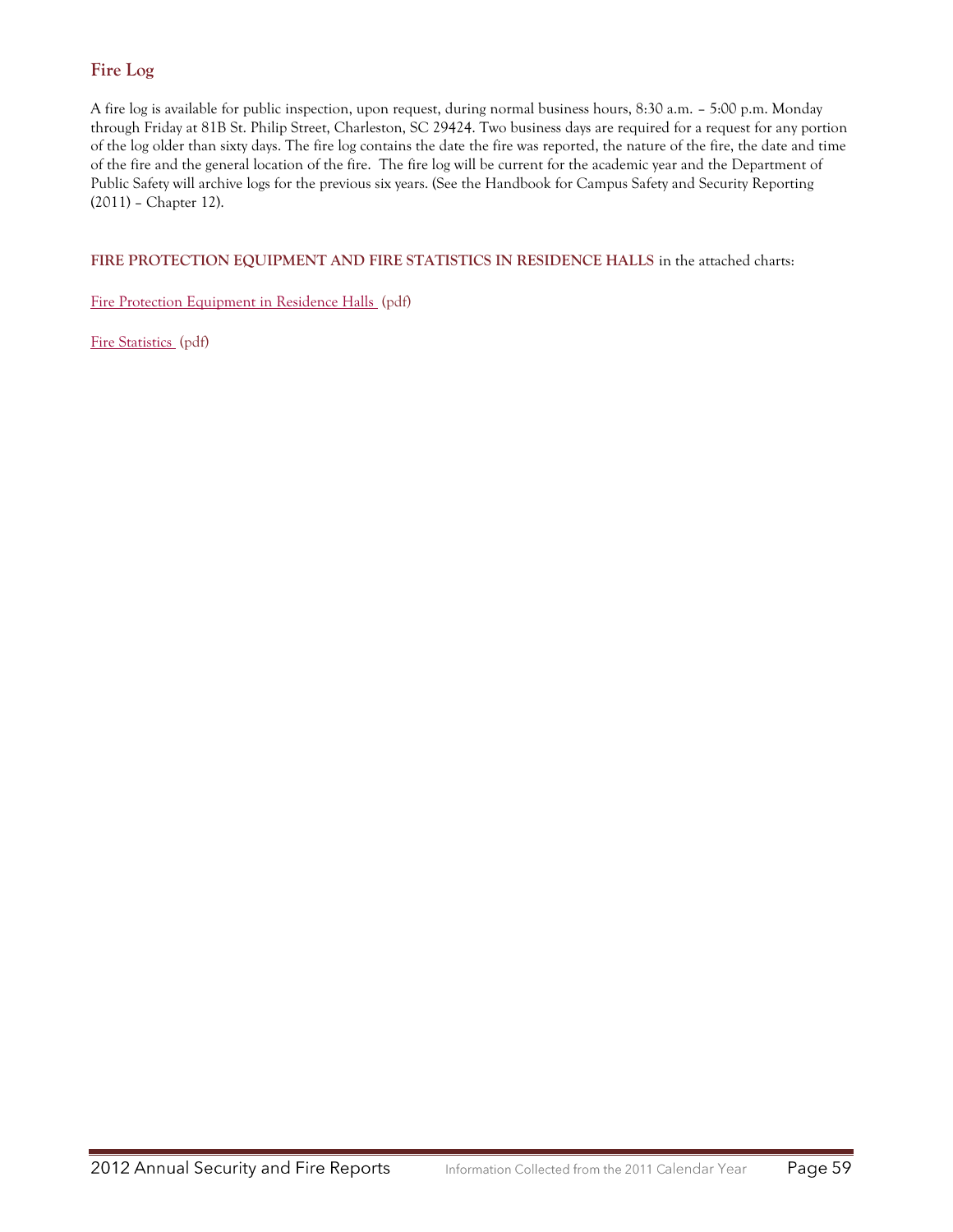## Fire Log

A fire log is available for public inspection, upon request, during normal business hours, 8:30 a.m. – 5:00 p.m. Monday through Friday at 81B St. Philip Street, Charleston, SC 29424. Two business days are required for a request for any portion of the log older than sixty days. The fire log contains the date the fire was reported, the nature of the fire, the date and time of the fire and the general location of the fire. The fire log will be current for the academic year and the Department of Public Safety will archive logs for the previous six years. (See the Handbook for Campus Safety and Security Reporting (2011) – Chapter 12).

**FIRE PROTECTION EQUIPMENT AND FIRE STATISTICS IN RESIDENCE HALLS** in the attached charts:

Fire Protection Equipment in Residence Halls (pdf)

Fire Statistics (pdf)